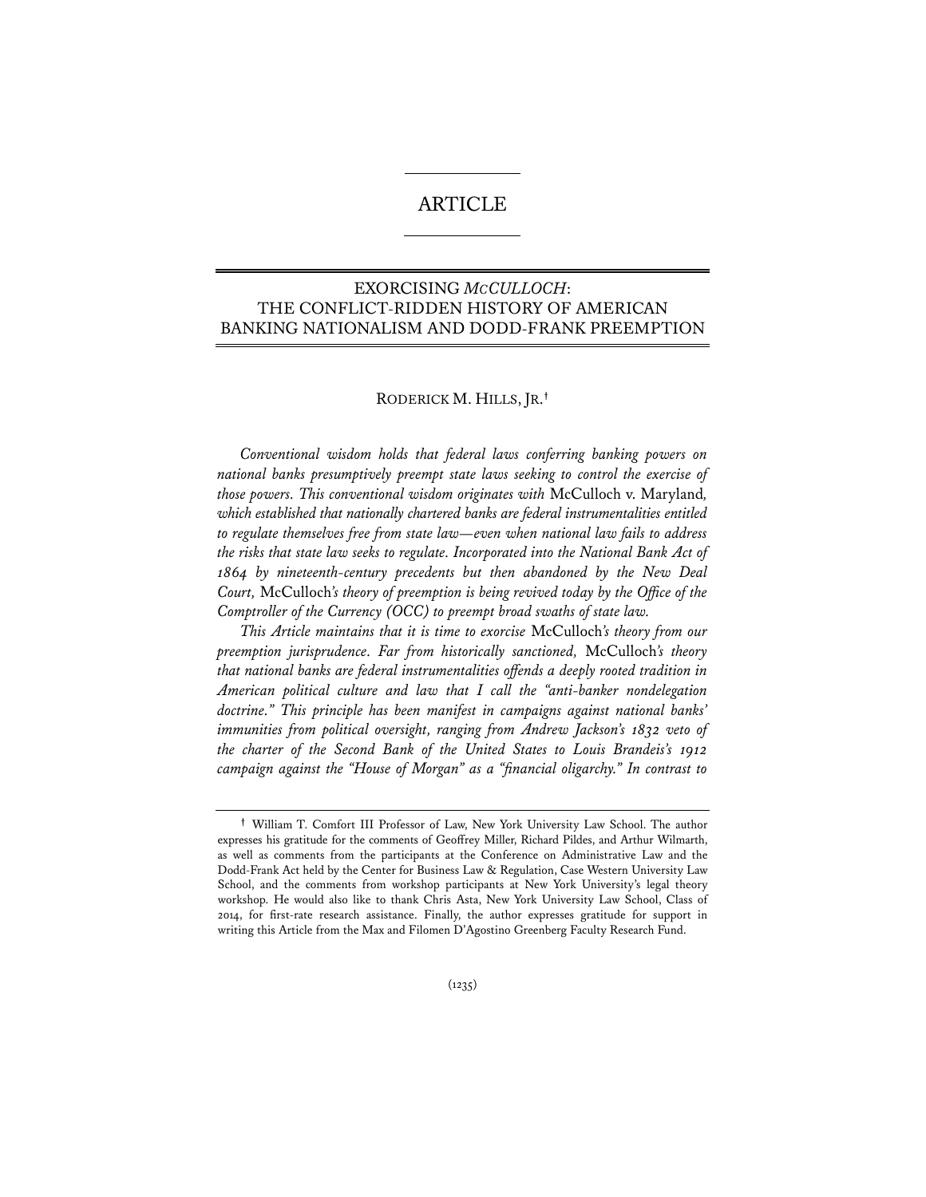# ARTICLE

## EXORCISING *MCCULLOCH*: THE CONFLICT-RIDDEN HISTORY OF AMERICAN BANKING NATIONALISM AND DODD-FRANK PREEMPTION

RODERICK M. HILLS, JR.[†]

*Conventional wisdom holds that federal laws conferring banking powers on national banks presumptively preempt state laws seeking to control the exercise of those powers. This conventional wisdom originates with* McCulloch v. Maryland*, which established that nationally chartered banks are federal instrumentalities entitled to regulate themselves free from state law—even when national law fails to address the risks that state law seeks to regulate. Incorporated into the National Bank Act of 1864 by nineteenth-century precedents but then abandoned by the New Deal Court,* McCulloch*'s theory of preemption is being revived today by the Office of the Comptroller of the Currency (OCC) to preempt broad swaths of state law.*

*This Article maintains that it is time to exorcise* McCulloch*'s theory from our preemption jurisprudence. Far from historically sanctioned,* McCulloch*'s theory that national banks are federal instrumentalities offends a deeply rooted tradition in American political culture and law that I call the "anti-banker nondelegation doctrine." This principle has been manifest in campaigns against national banks' immunities from political oversight, ranging from Andrew Jackson's 1832 veto of the charter of the Second Bank of the United States to Louis Brandeis's 1912 campaign against the "House of Morgan" as a "financial oligarchy." In contrast to*

[†] William T. Comfort III Professor of Law, New York University Law School. The author expresses his gratitude for the comments of Geoffrey Miller, Richard Pildes, and Arthur Wilmarth, as well as comments from the participants at the Conference on Administrative Law and the Dodd-Frank Act held by the Center for Business Law & Regulation, Case Western University Law School, and the comments from workshop participants at New York University's legal theory workshop. He would also like to thank Chris Asta, New York University Law School, Class of 2014, for first-rate research assistance. Finally, the author expresses gratitude for support in writing this Article from the Max and Filomen D'Agostino Greenberg Faculty Research Fund.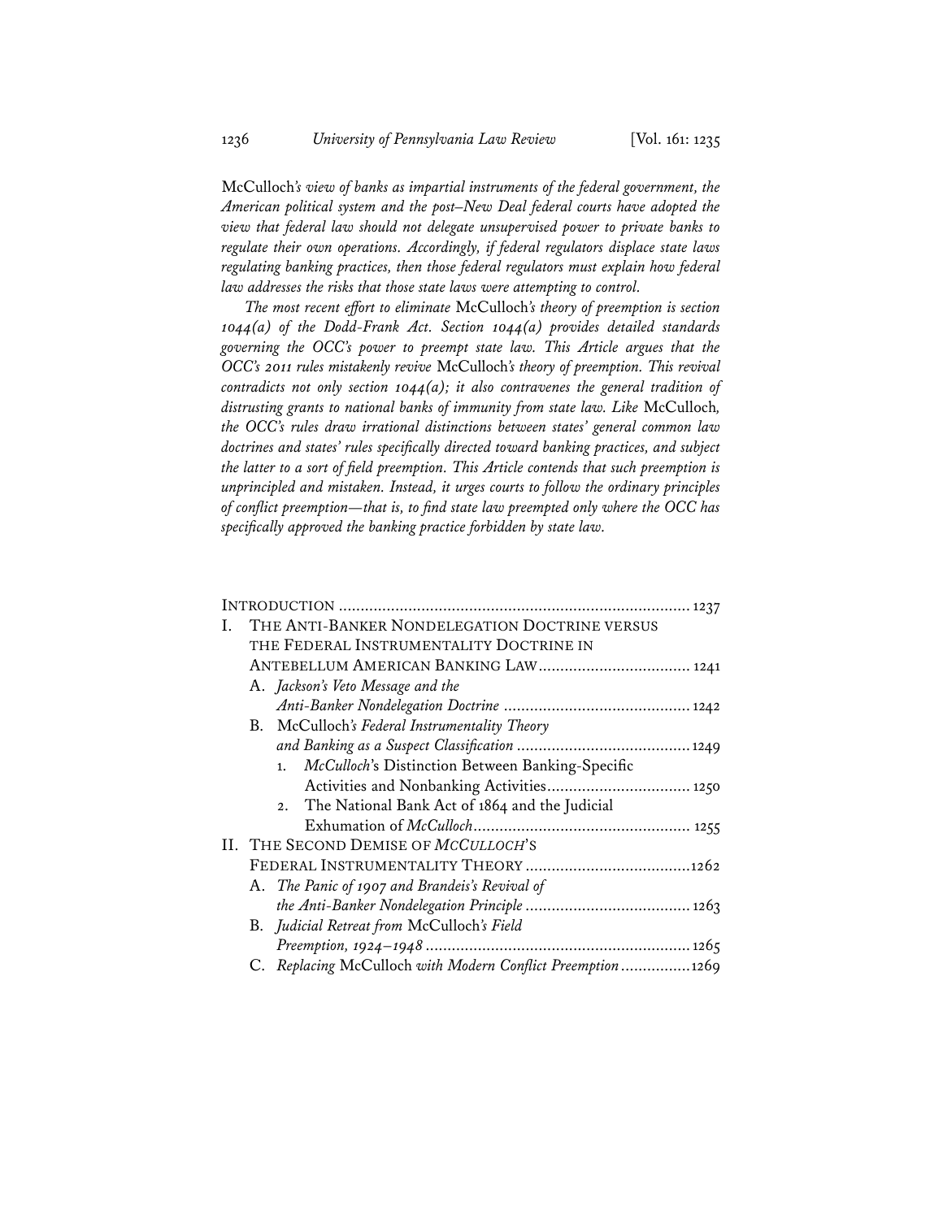*McCulloch's view of banks as impartial instruments of the federal government, the American political system and the post–New Deal federal courts have adopted the view that federal law should not delegate unsupervised power to private banks to regulate their own operations. Accordingly, if federal regulators displace state laws regulating banking practices, then those federal regulators must explain how federal law addresses the risks that those state laws were attempting to control.*

*The most recent effort to eliminate* McCulloch*'s theory of preemption is section 1044(a) of the Dodd-Frank Act. Section 1044(a) provides detailed standards governing the OCC's power to preempt state law. This Article argues that the OCC's 2011 rules mistakenly revive* McCulloch*'s theory of preemption. This revival contradicts not only section 1044(a); it also contravenes the general tradition of distrusting grants to national banks of immunity from state law. Like* McCulloch*, the OCC's rules draw irrational distinctions between states' general common law doctrines and states' rules specifically directed toward banking practices, and subject the latter to a sort of field preemption. This Article contends that such preemption is unprincipled and mistaken. Instead, it urges courts to follow the ordinary principles of conflict preemption—that is, to find state law preempted only where the OCC has specifically approved the banking practice forbidden by state law.*

INTRODUCTION .................................................................................. 1237

I. THE ANTI-BANKER NONDELEGATION DOCTRINE VERSUS THE FEDERAL INSTRUMENTALITY DOCTRINE IN ANTEBELLUM AMERICAN BANKING LAW .................................. 1241
   - A. *Jackson's Veto Message and the Anti-Banker Nondelegation Doctrine* .......................................... 1242
   - B. McCulloch*'s Federal Instrumentality Theory and Banking as a Suspect Classification* ........................................ 1249
      1. *McCulloch*'s Distinction Between Banking-Specific Activities and Nonbanking Activities ................................. 1250
      2. The National Bank Act of 1864 and the Judicial Exhumation of *McCulloch* .................................................. 1255

II. THE SECOND DEMISE OF *MCCULLOCH*'S FEDERAL INSTRUMENTALITY THEORY ...................................... 1262
   - A. *The Panic of 1907 and Brandeis's Revival of the Anti-Banker Nondelegation Principle* ...................................... 1263
   - B. *Judicial Retreat from* McCulloch*'s Field Preemption, 1924–1948* ............................................................ 1265
   - C. *Replacing* McCulloch *with Modern Conflict Preemption* ................ 1269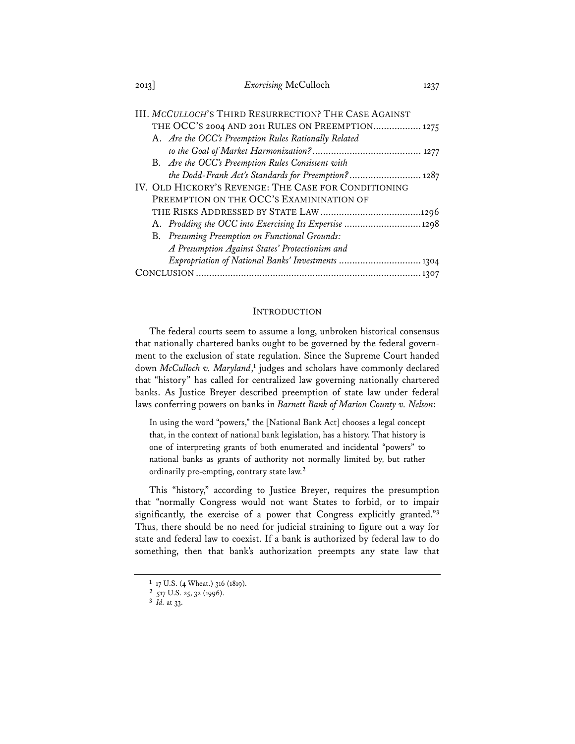III. *McCulloch*'s Third Resurrection? The Case Against the OCC's 2004 and 2011 Rules on Preemption .................. 1275
   A. *Are the OCC's Preemption Rules Rationally Related to the Goal of Market Harmonization?* ......................................... 1277
   B. *Are the OCC's Preemption Rules Consistent with the Dodd-Frank Act's Standards for Preemption?* ........................... 1287
IV. Old Hickory's Revenge: The Case for Conditioning Preemption on the OCC's Examinination of the Risks Addressed by State Law ......................................1296
   A. *Prodding the OCC into Exercising Its Expertise* ............................1298
   B. *Presuming Preemption on Functional Grounds: A Presumption Against States' Protectionism and Expropriation of National Banks' Investments* ............................... 1304
Conclusion ..................................................................................... 1307

## Introduction

The federal courts seem to assume a long, unbroken historical consensus that nationally chartered banks ought to be governed by the federal government to the exclusion of state regulation. Since the Supreme Court handed down *McCulloch v. Maryland*,[1] judges and scholars have commonly declared that "history" has called for centralized law governing nationally chartered banks. As Justice Breyer described preemption of state law under federal laws conferring powers on banks in *Barnett Bank of Marion County v. Nelson*:

> In using the word "powers," the [National Bank Act] chooses a legal concept that, in the context of national bank legislation, has a history. That history is one of interpreting grants of both enumerated and incidental "powers" to national banks as grants of authority not normally limited by, but rather ordinarily pre-empting, contrary state law.[2]

This "history," according to Justice Breyer, requires the presumption that "normally Congress would not want States to forbid, or to impair significantly, the exercise of a power that Congress explicitly granted."[3] Thus, there should be no need for judicial straining to figure out a way for state and federal law to coexist. If a bank is authorized by federal law to do something, then that bank's authorization preempts any state law that

---

[1] 17 U.S. (4 Wheat.) 316 (1819).

[2] 517 U.S. 25, 32 (1996).

[3] *Id.* at 33.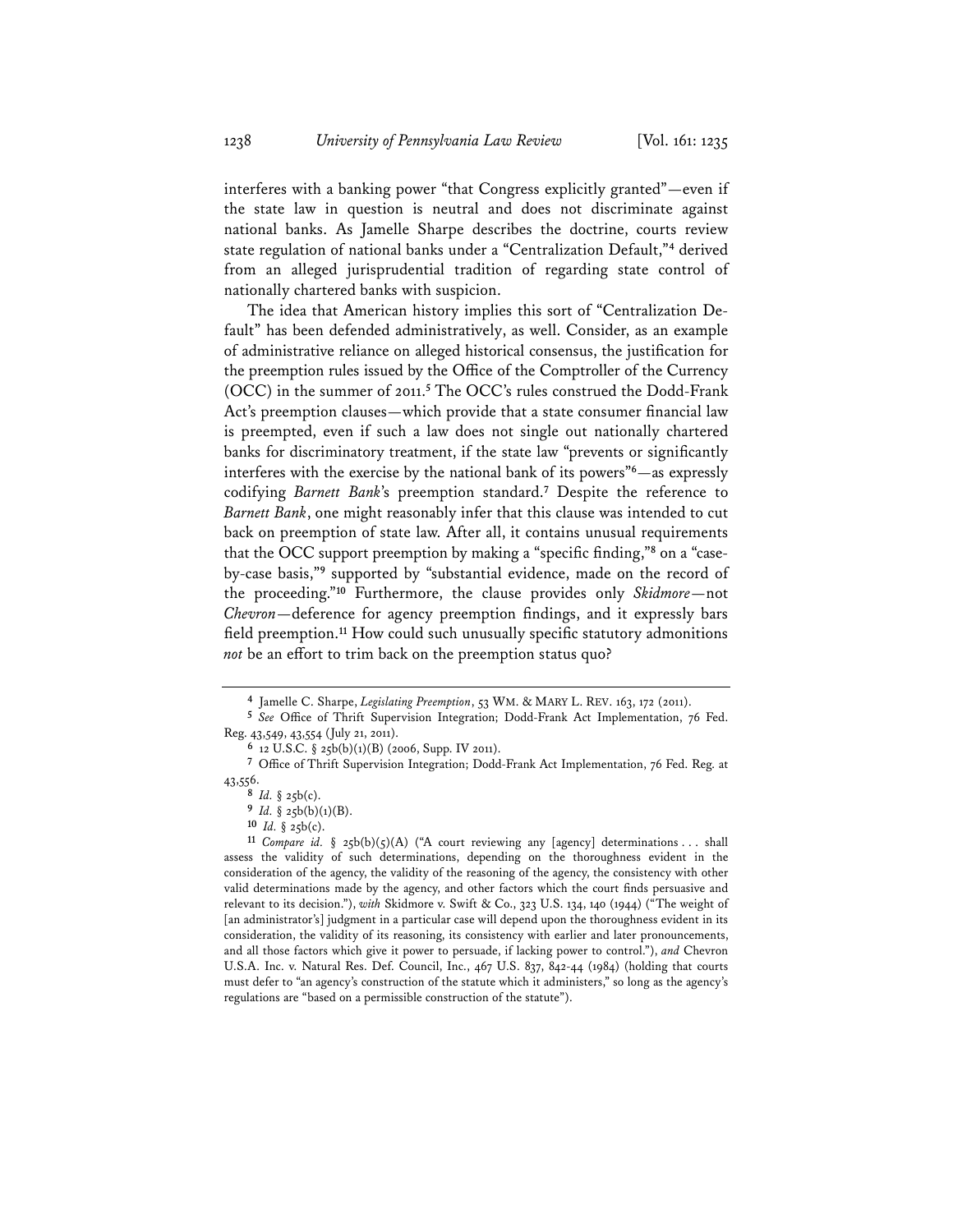interferes with a banking power "that Congress explicitly granted"—even if the state law in question is neutral and does not discriminate against national banks. As Jamelle Sharpe describes the doctrine, courts review state regulation of national banks under a "Centralization Default,"[4] derived from an alleged jurisprudential tradition of regarding state control of nationally chartered banks with suspicion.

The idea that American history implies this sort of "Centralization Default" has been defended administratively, as well. Consider, as an example of administrative reliance on alleged historical consensus, the justification for the preemption rules issued by the Office of the Comptroller of the Currency (OCC) in the summer of 2011.[5] The OCC's rules construed the Dodd-Frank Act's preemption clauses—which provide that a state consumer financial law is preempted, even if such a law does not single out nationally chartered banks for discriminatory treatment, if the state law "prevents or significantly interferes with the exercise by the national bank of its powers"[6]—as expressly codifying *Barnett Bank*'s preemption standard.[7] Despite the reference to *Barnett Bank*, one might reasonably infer that this clause was intended to cut back on preemption of state law. After all, it contains unusual requirements that the OCC support preemption by making a "specific finding,"[8] on a "case-by-case basis,"[9] supported by "substantial evidence, made on the record of the proceeding."[10] Furthermore, the clause provides only *Skidmore*—not *Chevron*—deference for agency preemption findings, and it expressly bars field preemption.[11] How could such unusually specific statutory admonitions *not* be an effort to trim back on the preemption status quo?

---

[4] Jamelle C. Sharpe, *Legislating Preemption*, 53 WM. & MARY L. REV. 163, 172 (2011).

[5] *See* Office of Thrift Supervision Integration; Dodd-Frank Act Implementation, 76 Fed. Reg. 43,549, 43,554 (July 21, 2011).

[6] 12 U.S.C. § 25b(b)(1)(B) (2006, Supp. IV 2011).

[7] Office of Thrift Supervision Integration; Dodd-Frank Act Implementation, 76 Fed. Reg. at 43,556.

[8] *Id.* § 25b(c).

[9] *Id.* § 25b(b)(1)(B).

[10] *Id.* § 25b(c).

[11] *Compare id.* § 25b(b)(5)(A) ("A court reviewing any [agency] determinations . . . shall assess the validity of such determinations, depending on the thoroughness evident in the consideration of the agency, the validity of the reasoning of the agency, the consistency with other valid determinations made by the agency, and other factors which the court finds persuasive and relevant to its decision."), *with* Skidmore v. Swift & Co., 323 U.S. 134, 140 (1944) ("The weight of [an administrator's] judgment in a particular case will depend upon the thoroughness evident in its consideration, the validity of its reasoning, its consistency with earlier and later pronouncements, and all those factors which give it power to persuade, if lacking power to control."), *and* Chevron U.S.A. Inc. v. Natural Res. Def. Council, Inc., 467 U.S. 837, 842-44 (1984) (holding that courts must defer to "an agency's construction of the statute which it administers," so long as the agency's regulations are "based on a permissible construction of the statute").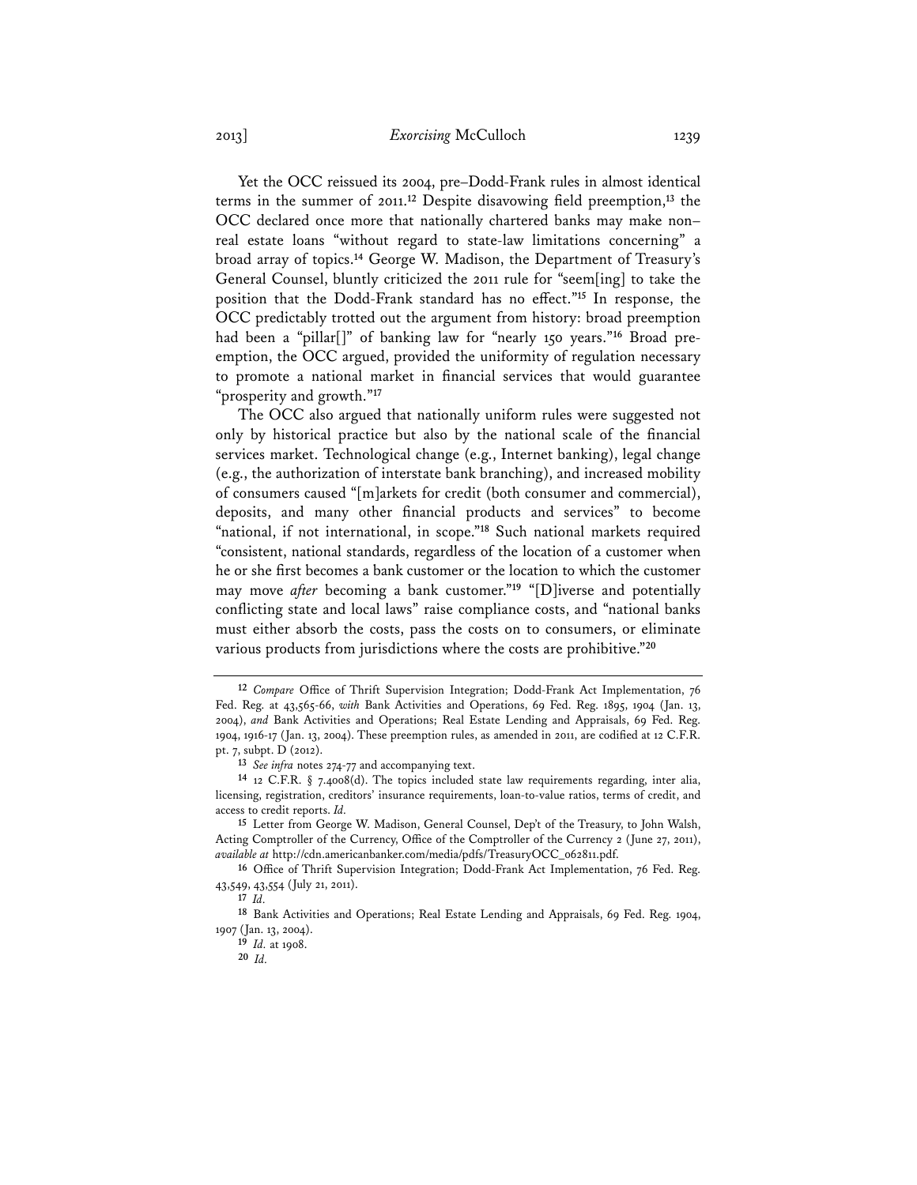Yet the OCC reissued its 2004, pre–Dodd-Frank rules in almost identical terms in the summer of 2011.[12] Despite disavowing field preemption,[13] the OCC declared once more that nationally chartered banks may make non–real estate loans "without regard to state-law limitations concerning" a broad array of topics.[14] George W. Madison, the Department of Treasury's General Counsel, bluntly criticized the 2011 rule for "seem[ing] to take the position that the Dodd-Frank standard has no effect."[15] In response, the OCC predictably trotted out the argument from history: broad preemption had been a "pillar[]" of banking law for "nearly 150 years."[16] Broad preemption, the OCC argued, provided the uniformity of regulation necessary to promote a national market in financial services that would guarantee "prosperity and growth."[17]

The OCC also argued that nationally uniform rules were suggested not only by historical practice but also by the national scale of the financial services market. Technological change (e.g., Internet banking), legal change (e.g., the authorization of interstate bank branching), and increased mobility of consumers caused "[m]arkets for credit (both consumer and commercial), deposits, and many other financial products and services" to become "national, if not international, in scope."[18] Such national markets required "consistent, national standards, regardless of the location of a customer when he or she first becomes a bank customer or the location to which the customer may move *after* becoming a bank customer."[19] "[D]iverse and potentially conflicting state and local laws" raise compliance costs, and "national banks must either absorb the costs, pass the costs on to consumers, or eliminate various products from jurisdictions where the costs are prohibitive."[20]

---

[12] *Compare* Office of Thrift Supervision Integration; Dodd-Frank Act Implementation, 76 Fed. Reg. at 43,565-66, *with* Bank Activities and Operations, 69 Fed. Reg. 1895, 1904 (Jan. 13, 2004), *and* Bank Activities and Operations; Real Estate Lending and Appraisals, 69 Fed. Reg. 1904, 1916-17 (Jan. 13, 2004). These preemption rules, as amended in 2011, are codified at 12 C.F.R. pt. 7, subpt. D (2012).

[13] *See infra* notes 274-77 and accompanying text.

[14] 12 C.F.R. § 7.4008(d). The topics included state law requirements regarding, inter alia, licensing, registration, creditors' insurance requirements, loan-to-value ratios, terms of credit, and access to credit reports. *Id.*

[15] Letter from George W. Madison, General Counsel, Dep't of the Treasury, to John Walsh, Acting Comptroller of the Currency, Office of the Comptroller of the Currency 2 (June 27, 2011), *available at* http://cdn.americanbanker.com/media/pdfs/TreasuryOCC_062811.pdf.

[16] Office of Thrift Supervision Integration; Dodd-Frank Act Implementation, 76 Fed. Reg. 43,549, 43,554 (July 21, 2011).

[17] *Id.*

[18] Bank Activities and Operations; Real Estate Lending and Appraisals, 69 Fed. Reg. 1904, 1907 (Jan. 13, 2004).

[19] *Id.* at 1908.

[20] *Id.*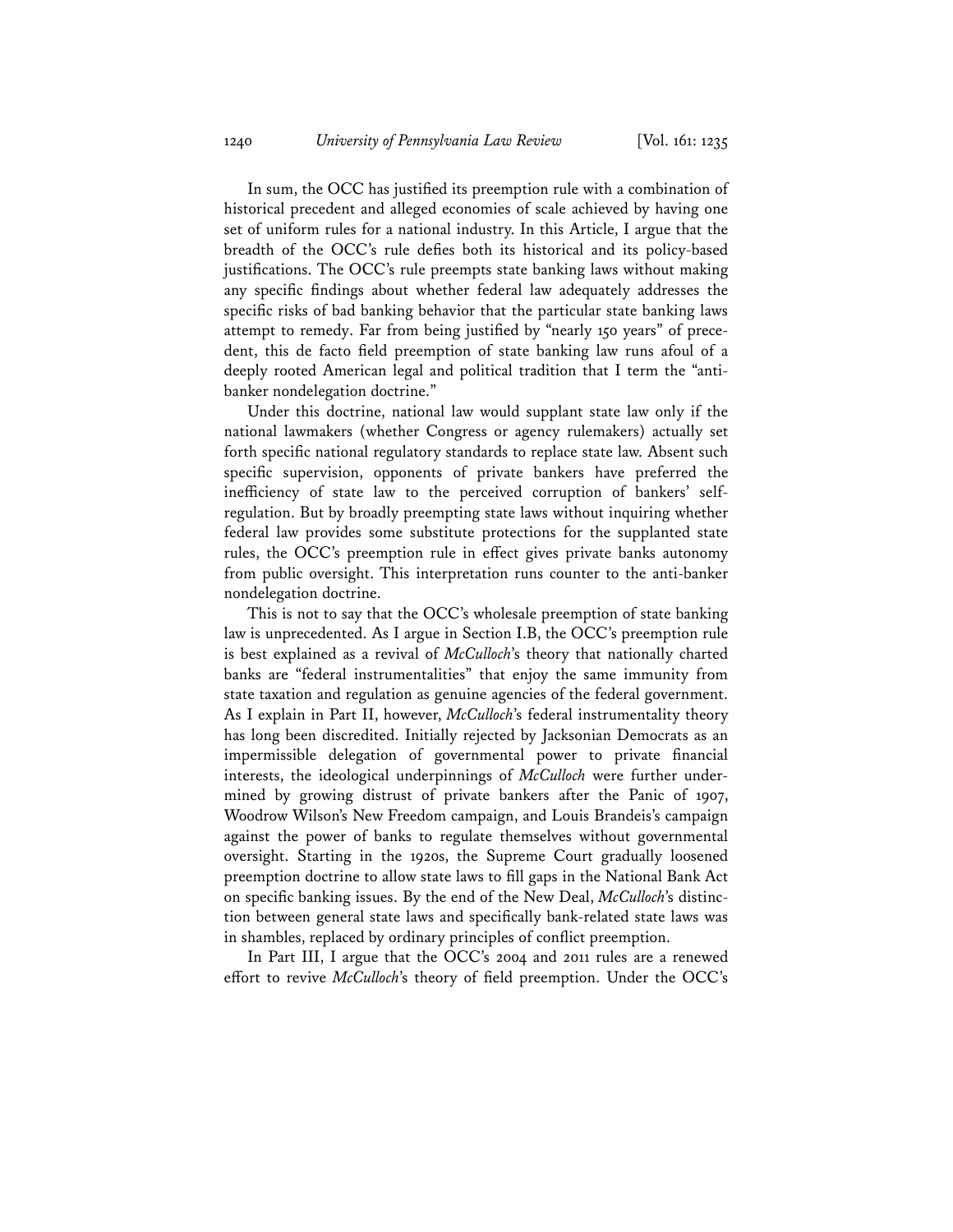In sum, the OCC has justified its preemption rule with a combination of historical precedent and alleged economies of scale achieved by having one set of uniform rules for a national industry. In this Article, I argue that the breadth of the OCC's rule defies both its historical and its policy-based justifications. The OCC's rule preempts state banking laws without making any specific findings about whether federal law adequately addresses the specific risks of bad banking behavior that the particular state banking laws attempt to remedy. Far from being justified by "nearly 150 years" of precedent, this de facto field preemption of state banking law runs afoul of a deeply rooted American legal and political tradition that I term the "anti-banker nondelegation doctrine."

Under this doctrine, national law would supplant state law only if the national lawmakers (whether Congress or agency rulemakers) actually set forth specific national regulatory standards to replace state law. Absent such specific supervision, opponents of private bankers have preferred the inefficiency of state law to the perceived corruption of bankers' self-regulation. But by broadly preempting state laws without inquiring whether federal law provides some substitute protections for the supplanted state rules, the OCC's preemption rule in effect gives private banks autonomy from public oversight. This interpretation runs counter to the anti-banker nondelegation doctrine.

This is not to say that the OCC's wholesale preemption of state banking law is unprecedented. As I argue in Section I.B, the OCC's preemption rule is best explained as a revival of *McCulloch*'s theory that nationally charted banks are "federal instrumentalities" that enjoy the same immunity from state taxation and regulation as genuine agencies of the federal government. As I explain in Part II, however, *McCulloch*'s federal instrumentality theory has long been discredited. Initially rejected by Jacksonian Democrats as an impermissible delegation of governmental power to private financial interests, the ideological underpinnings of *McCulloch* were further undermined by growing distrust of private bankers after the Panic of 1907, Woodrow Wilson's New Freedom campaign, and Louis Brandeis's campaign against the power of banks to regulate themselves without governmental oversight. Starting in the 1920s, the Supreme Court gradually loosened preemption doctrine to allow state laws to fill gaps in the National Bank Act on specific banking issues. By the end of the New Deal, *McCulloch*'s distinction between general state laws and specifically bank-related state laws was in shambles, replaced by ordinary principles of conflict preemption.

In Part III, I argue that the OCC's 2004 and 2011 rules are a renewed effort to revive *McCulloch*'s theory of field preemption. Under the OCC's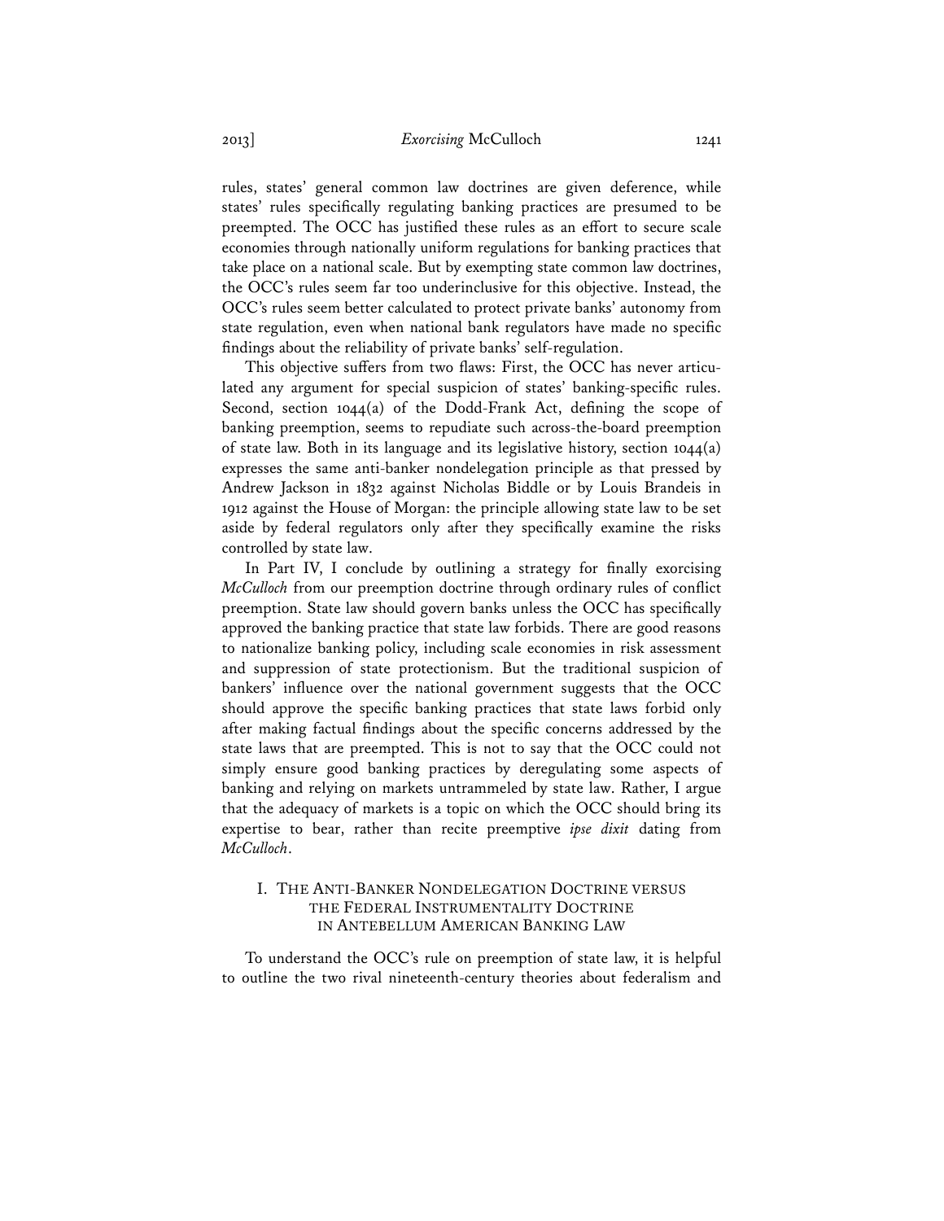rules, states' general common law doctrines are given deference, while states' rules specifically regulating banking practices are presumed to be preempted. The OCC has justified these rules as an effort to secure scale economies through nationally uniform regulations for banking practices that take place on a national scale. But by exempting state common law doctrines, the OCC's rules seem far too underinclusive for this objective. Instead, the OCC's rules seem better calculated to protect private banks' autonomy from state regulation, even when national bank regulators have made no specific findings about the reliability of private banks' self-regulation.

This objective suffers from two flaws: First, the OCC has never articulated any argument for special suspicion of states' banking-specific rules. Second, section 1044(a) of the Dodd-Frank Act, defining the scope of banking preemption, seems to repudiate such across-the-board preemption of state law. Both in its language and its legislative history, section 1044(a) expresses the same anti-banker nondelegation principle as that pressed by Andrew Jackson in 1832 against Nicholas Biddle or by Louis Brandeis in 1912 against the House of Morgan: the principle allowing state law to be set aside by federal regulators only after they specifically examine the risks controlled by state law.

In Part IV, I conclude by outlining a strategy for finally exorcising *McCulloch* from our preemption doctrine through ordinary rules of conflict preemption. State law should govern banks unless the OCC has specifically approved the banking practice that state law forbids. There are good reasons to nationalize banking policy, including scale economies in risk assessment and suppression of state protectionism. But the traditional suspicion of bankers' influence over the national government suggests that the OCC should approve the specific banking practices that state laws forbid only after making factual findings about the specific concerns addressed by the state laws that are preempted. This is not to say that the OCC could not simply ensure good banking practices by deregulating some aspects of banking and relying on markets untrammeled by state law. Rather, I argue that the adequacy of markets is a topic on which the OCC should bring its expertise to bear, rather than recite preemptive *ipse dixit* dating from *McCulloch*.

## I. The Anti-Banker Nondelegation Doctrine versus the Federal Instrumentality Doctrine in Antebellum American Banking Law

To understand the OCC's rule on preemption of state law, it is helpful to outline the two rival nineteenth-century theories about federalism and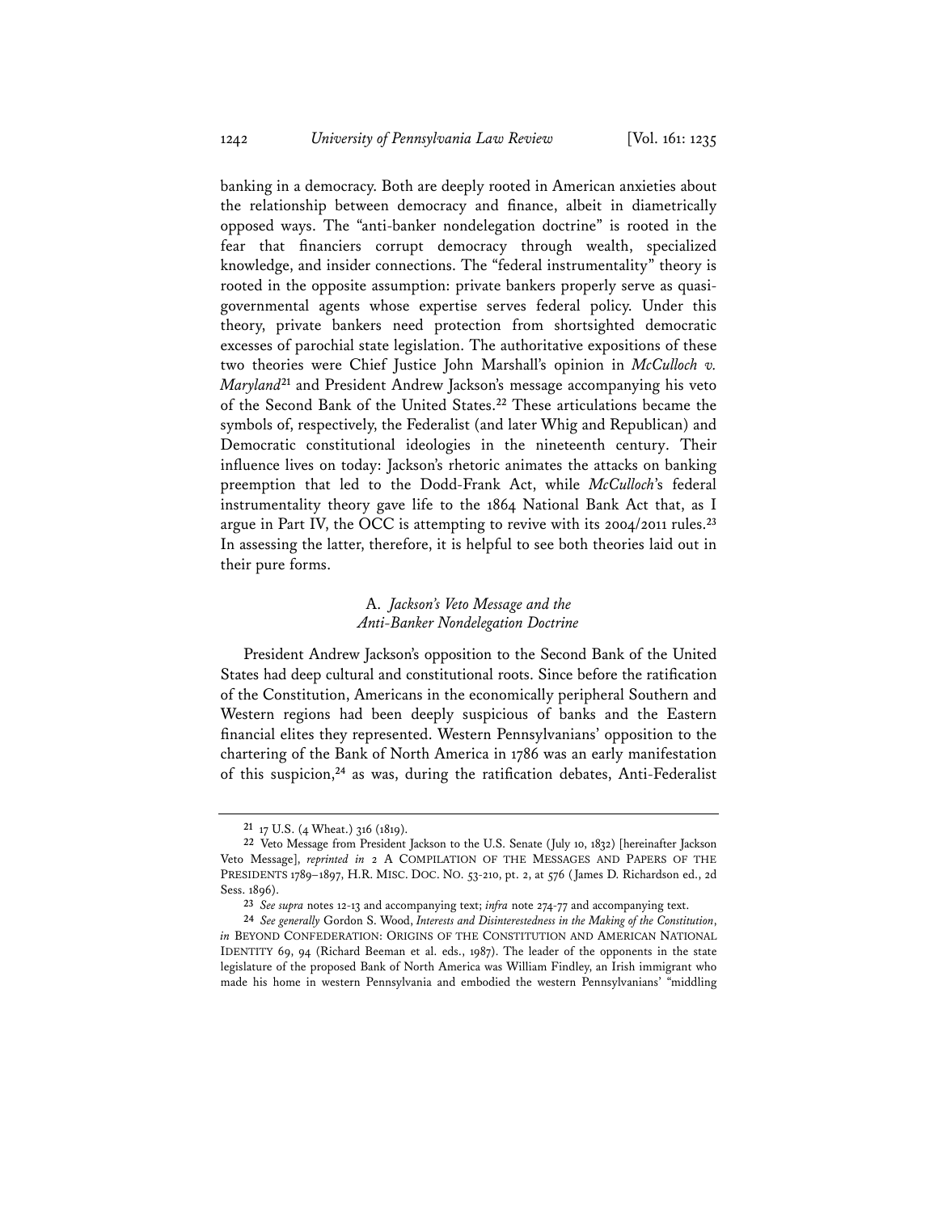banking in a democracy. Both are deeply rooted in American anxieties about the relationship between democracy and finance, albeit in diametrically opposed ways. The "anti-banker nondelegation doctrine" is rooted in the fear that financiers corrupt democracy through wealth, specialized knowledge, and insider connections. The "federal instrumentality" theory is rooted in the opposite assumption: private bankers properly serve as quasi-governmental agents whose expertise serves federal policy. Under this theory, private bankers need protection from shortsighted democratic excesses of parochial state legislation. The authoritative expositions of these two theories were Chief Justice John Marshall's opinion in *McCulloch v. Maryland*[21] and President Andrew Jackson's message accompanying his veto of the Second Bank of the United States.[22] These articulations became the symbols of, respectively, the Federalist (and later Whig and Republican) and Democratic constitutional ideologies in the nineteenth century. Their influence lives on today: Jackson's rhetoric animates the attacks on banking preemption that led to the Dodd-Frank Act, while *McCulloch*'s federal instrumentality theory gave life to the 1864 National Bank Act that, as I argue in Part IV, the OCC is attempting to revive with its 2004/2011 rules.[23] In assessing the latter, therefore, it is helpful to see both theories laid out in their pure forms.

### A. *Jackson's Veto Message and the Anti-Banker Nondelegation Doctrine*

President Andrew Jackson's opposition to the Second Bank of the United States had deep cultural and constitutional roots. Since before the ratification of the Constitution, Americans in the economically peripheral Southern and Western regions had been deeply suspicious of banks and the Eastern financial elites they represented. Western Pennsylvanians' opposition to the chartering of the Bank of North America in 1786 was an early manifestation of this suspicion,[24] as was, during the ratification debates, Anti-Federalist

---

[21] 17 U.S. (4 Wheat.) 316 (1819).

[22] Veto Message from President Jackson to the U.S. Senate (July 10, 1832) [hereinafter Jackson Veto Message], *reprinted in* 2 A COMPILATION OF THE MESSAGES AND PAPERS OF THE PRESIDENTS 1789–1897, H.R. MISC. DOC. NO. 53-210, pt. 2, at 576 (James D. Richardson ed., 2d Sess. 1896).

[23] *See supra* notes 12-13 and accompanying text; *infra* note 274-77 and accompanying text.

[24] *See generally* Gordon S. Wood, *Interests and Disinterestedness in the Making of the Constitution*, *in* BEYOND CONFEDERATION: ORIGINS OF THE CONSTITUTION AND AMERICAN NATIONAL IDENTITY 69, 94 (Richard Beeman et al. eds., 1987). The leader of the opponents in the state legislature of the proposed Bank of North America was William Findley, an Irish immigrant who made his home in western Pennsylvania and embodied the western Pennsylvanians' "middling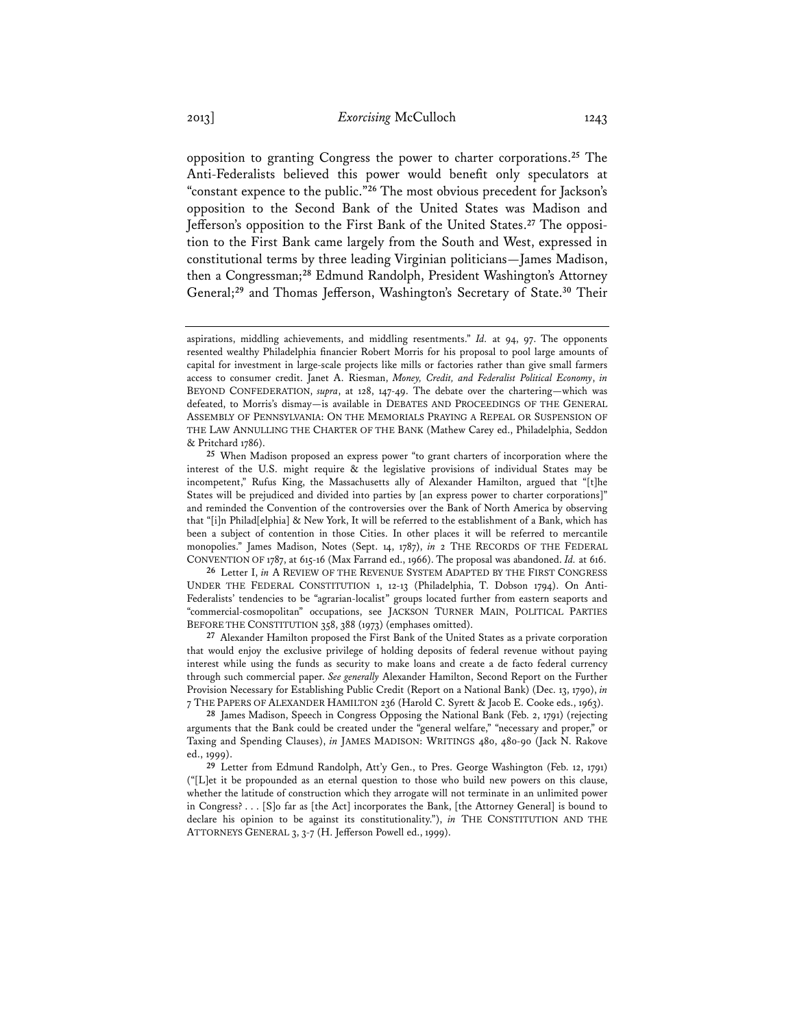opposition to granting Congress the power to charter corporations.[25] The Anti-Federalists believed this power would benefit only speculators at "constant expence to the public."[26] The most obvious precedent for Jackson's opposition to the Second Bank of the United States was Madison and Jefferson's opposition to the First Bank of the United States.[27] The opposition to the First Bank came largely from the South and West, expressed in constitutional terms by three leading Virginian politicians—James Madison, then a Congressman;[28] Edmund Randolph, President Washington's Attorney General;[29] and Thomas Jefferson, Washington's Secretary of State.[30] Their

---

aspirations, middling achievements, and middling resentments." *Id.* at 94, 97. The opponents resented wealthy Philadelphia financier Robert Morris for his proposal to pool large amounts of capital for investment in large-scale projects like mills or factories rather than give small farmers access to consumer credit. Janet A. Riesman, *Money, Credit, and Federalist Political Economy*, *in* BEYOND CONFEDERATION, *supra*, at 128, 147-49. The debate over the chartering—which was defeated, to Morris's dismay—is available in DEBATES AND PROCEEDINGS OF THE GENERAL ASSEMBLY OF PENNSYLVANIA: ON THE MEMORIALS PRAYING A REPEAL OR SUSPENSION OF THE LAW ANNULLING THE CHARTER OF THE BANK (Mathew Carey ed., Philadelphia, Seddon & Pritchard 1786).

25 When Madison proposed an express power "to grant charters of incorporation where the interest of the U.S. might require & the legislative provisions of individual States may be incompetent," Rufus King, the Massachusetts ally of Alexander Hamilton, argued that "[t]he States will be prejudiced and divided into parties by [an express power to charter corporations]" and reminded the Convention of the controversies over the Bank of North America by observing that "[i]n Philad[elphia] & New York, It will be referred to the establishment of a Bank, which has been a subject of contention in those Cities. In other places it will be referred to mercantile monopolies." James Madison, Notes (Sept. 14, 1787), *in* 2 THE RECORDS OF THE FEDERAL CONVENTION OF 1787, at 615-16 (Max Farrand ed., 1966). The proposal was abandoned. *Id.* at 616.

26 Letter I, *in* A REVIEW OF THE REVENUE SYSTEM ADAPTED BY THE FIRST CONGRESS UNDER THE FEDERAL CONSTITUTION 1, 12-13 (Philadelphia, T. Dobson 1794). On Anti-Federalists' tendencies to be "agrarian-localist" groups located further from eastern seaports and "commercial-cosmopolitan" occupations, see JACKSON TURNER MAIN, POLITICAL PARTIES BEFORE THE CONSTITUTION 358, 388 (1973) (emphases omitted).

27 Alexander Hamilton proposed the First Bank of the United States as a private corporation that would enjoy the exclusive privilege of holding deposits of federal revenue without paying interest while using the funds as security to make loans and create a de facto federal currency through such commercial paper. *See generally* Alexander Hamilton, Second Report on the Further Provision Necessary for Establishing Public Credit (Report on a National Bank) (Dec. 13, 1790), *in* 7 THE PAPERS OF ALEXANDER HAMILTON 236 (Harold C. Syrett & Jacob E. Cooke eds., 1963).

28 James Madison, Speech in Congress Opposing the National Bank (Feb. 2, 1791) (rejecting arguments that the Bank could be created under the "general welfare," "necessary and proper," or Taxing and Spending Clauses), *in* JAMES MADISON: WRITINGS 480, 480-90 (Jack N. Rakove ed., 1999).

29 Letter from Edmund Randolph, Att'y Gen., to Pres. George Washington (Feb. 12, 1791) ("[L]et it be propounded as an eternal question to those who build new powers on this clause, whether the latitude of construction which they arrogate will not terminate in an unlimited power in Congress? . . . [S]o far as [the Act] incorporates the Bank, [the Attorney General] is bound to declare his opinion to be against its constitutionality."), *in* THE CONSTITUTION AND THE ATTORNEYS GENERAL 3, 3-7 (H. Jefferson Powell ed., 1999).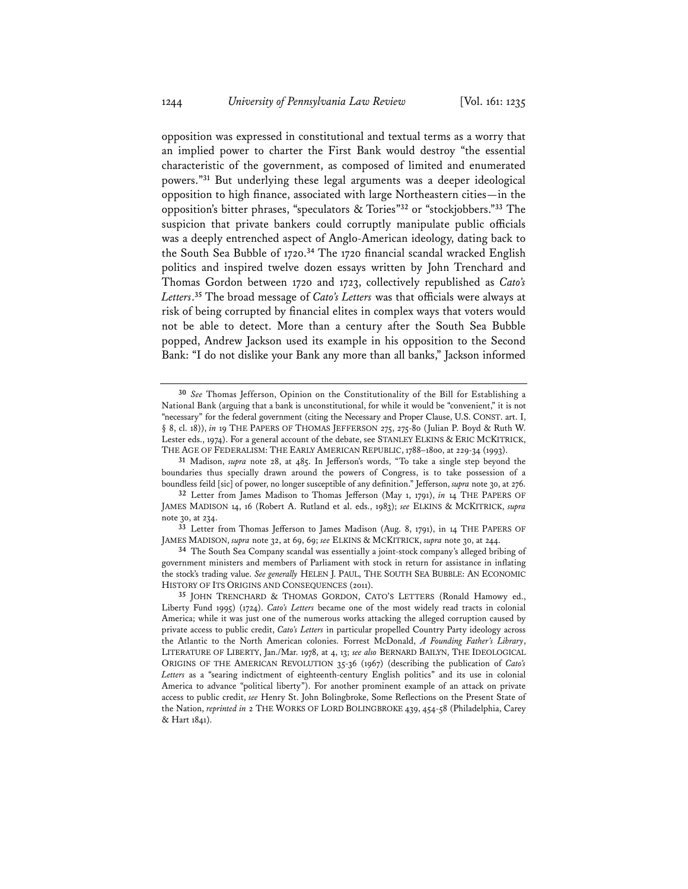opposition was expressed in constitutional and textual terms as a worry that an implied power to charter the First Bank would destroy "the essential characteristic of the government, as composed of limited and enumerated powers."[31] But underlying these legal arguments was a deeper ideological opposition to high finance, associated with large Northeastern cities—in the opposition's bitter phrases, "speculators & Tories"[32] or "stockjobbers."[33] The suspicion that private bankers could corruptly manipulate public officials was a deeply entrenched aspect of Anglo-American ideology, dating back to the South Sea Bubble of 1720.[34] The 1720 financial scandal wracked English politics and inspired twelve dozen essays written by John Trenchard and Thomas Gordon between 1720 and 1723, collectively republished as *Cato's Letters*.[35] The broad message of *Cato's Letters* was that officials were always at risk of being corrupted by financial elites in complex ways that voters would not be able to detect. More than a century after the South Sea Bubble popped, Andrew Jackson used its example in his opposition to the Second Bank: "I do not dislike your Bank any more than all banks," Jackson informed

---

[30] *See* Thomas Jefferson, Opinion on the Constitutionality of the Bill for Establishing a National Bank (arguing that a bank is unconstitutional, for while it would be "convenient," it is not "necessary" for the federal government (citing the Necessary and Proper Clause, U.S. CONST. art. I, § 8, cl. 18)), *in* 19 THE PAPERS OF THOMAS JEFFERSON 275, 275-80 (Julian P. Boyd & Ruth W. Lester eds., 1974). For a general account of the debate, see STANLEY ELKINS & ERIC MCKITRICK, THE AGE OF FEDERALISM: THE EARLY AMERICAN REPUBLIC, 1788–1800, at 229-34 (1993).

[31] Madison, *supra* note 28, at 485. In Jefferson's words, "To take a single step beyond the boundaries thus specially drawn around the powers of Congress, is to take possession of a boundless feild [sic] of power, no longer susceptible of any definition." Jefferson, *supra* note 30, at 276.

[32] Letter from James Madison to Thomas Jefferson (May 1, 1791), *in* 14 THE PAPERS OF JAMES MADISON 14, 16 (Robert A. Rutland et al. eds., 1983); *see* ELKINS & MCKITRICK, *supra* note 30, at 234.

[33] Letter from Thomas Jefferson to James Madison (Aug. 8, 1791), in 14 THE PAPERS OF JAMES MADISON, *supra* note 32, at 69, 69; *see* ELKINS & MCKITRICK, *supra* note 30, at 244.

[34] The South Sea Company scandal was essentially a joint-stock company's alleged bribing of government ministers and members of Parliament with stock in return for assistance in inflating the stock's trading value. *See generally* HELEN J. PAUL, THE SOUTH SEA BUBBLE: AN ECONOMIC HISTORY OF ITS ORIGINS AND CONSEQUENCES (2011).

[35] JOHN TRENCHARD & THOMAS GORDON, CATO'S LETTERS (Ronald Hamowy ed., Liberty Fund 1995) (1724). *Cato's Letters* became one of the most widely read tracts in colonial America; while it was just one of the numerous works attacking the alleged corruption caused by private access to public credit, *Cato's Letters* in particular propelled Country Party ideology across the Atlantic to the North American colonies. Forrest McDonald, *A Founding Father's Library*, LITERATURE OF LIBERTY, Jan./Mar. 1978, at 4, 13; *see also* BERNARD BAILYN, THE IDEOLOGICAL ORIGINS OF THE AMERICAN REVOLUTION 35-36 (1967) (describing the publication of *Cato's Letters* as a "searing indictment of eighteenth-century English politics" and its use in colonial America to advance "political liberty"). For another prominent example of an attack on private access to public credit, *see* Henry St. John Bolingbroke, Some Reflections on the Present State of the Nation, *reprinted in* 2 THE WORKS OF LORD BOLINGBROKE 439, 454-58 (Philadelphia, Carey & Hart 1841).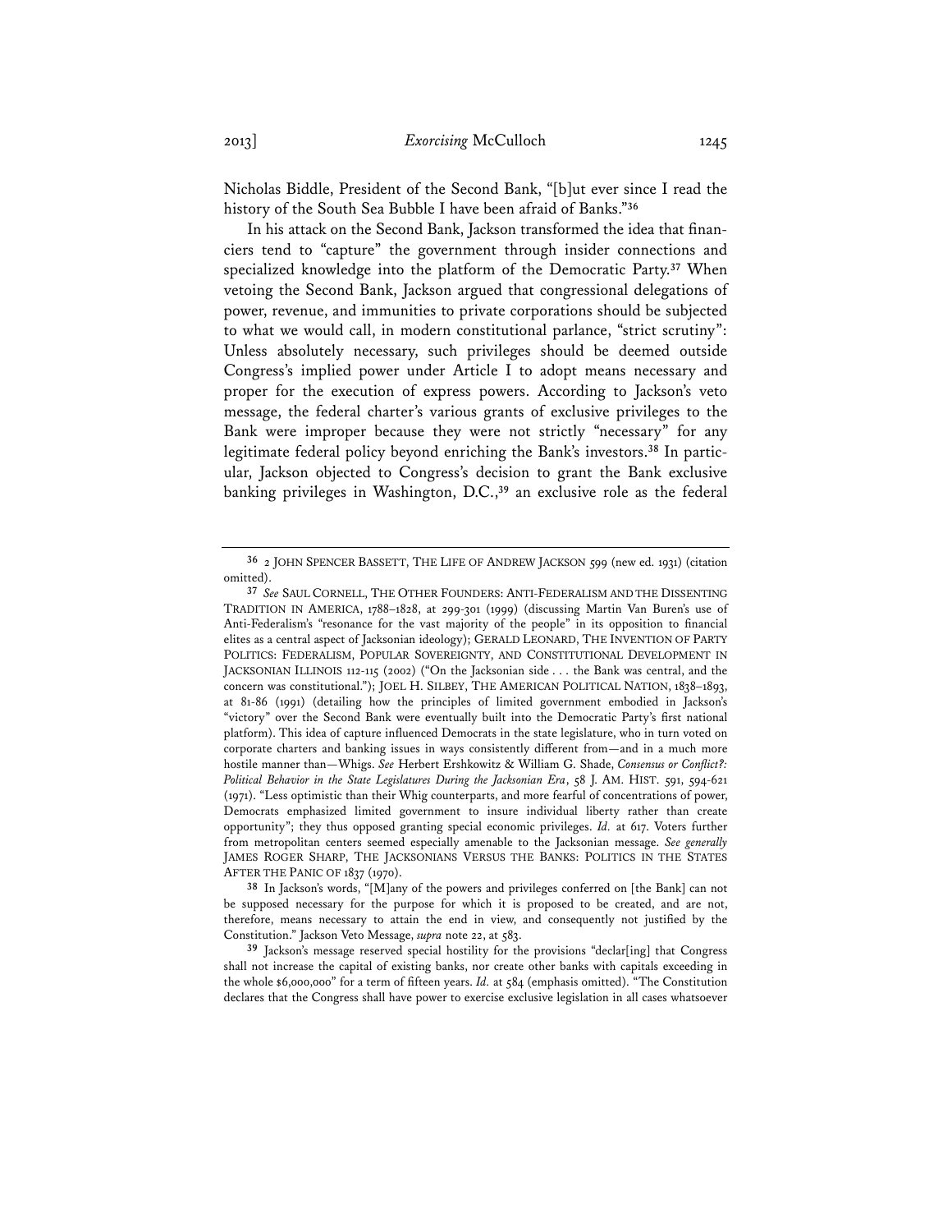Nicholas Biddle, President of the Second Bank, "[b]ut ever since I read the history of the South Sea Bubble I have been afraid of Banks."[36]

In his attack on the Second Bank, Jackson transformed the idea that financiers tend to "capture" the government through insider connections and specialized knowledge into the platform of the Democratic Party.[37] When vetoing the Second Bank, Jackson argued that congressional delegations of power, revenue, and immunities to private corporations should be subjected to what we would call, in modern constitutional parlance, "strict scrutiny": Unless absolutely necessary, such privileges should be deemed outside Congress's implied power under Article I to adopt means necessary and proper for the execution of express powers. According to Jackson's veto message, the federal charter's various grants of exclusive privileges to the Bank were improper because they were not strictly "necessary" for any legitimate federal policy beyond enriching the Bank's investors.[38] In particular, Jackson objected to Congress's decision to grant the Bank exclusive banking privileges in Washington, D.C.,[39] an exclusive role as the federal

---

[36] 2 JOHN SPENCER BASSETT, THE LIFE OF ANDREW JACKSON 599 (new ed. 1931) (citation omitted).

[37] *See* SAUL CORNELL, THE OTHER FOUNDERS: ANTI-FEDERALISM AND THE DISSENTING TRADITION IN AMERICA, 1788–1828, at 299-301 (1999) (discussing Martin Van Buren's use of Anti-Federalism's "resonance for the vast majority of the people" in its opposition to financial elites as a central aspect of Jacksonian ideology); GERALD LEONARD, THE INVENTION OF PARTY POLITICS: FEDERALISM, POPULAR SOVEREIGNTY, AND CONSTITUTIONAL DEVELOPMENT IN JACKSONIAN ILLINOIS 112-115 (2002) ("On the Jacksonian side . . . the Bank was central, and the concern was constitutional."); JOEL H. SILBEY, THE AMERICAN POLITICAL NATION, 1838–1893, at 81-86 (1991) (detailing how the principles of limited government embodied in Jackson's "victory" over the Second Bank were eventually built into the Democratic Party's first national platform). This idea of capture influenced Democrats in the state legislature, who in turn voted on corporate charters and banking issues in ways consistently different from—and in a much more hostile manner than—Whigs. *See* Herbert Ershkowitz & William G. Shade, *Consensus or Conflict?: Political Behavior in the State Legislatures During the Jacksonian Era*, 58 J. AM. HIST. 591, 594-621 (1971). "Less optimistic than their Whig counterparts, and more fearful of concentrations of power, Democrats emphasized limited government to insure individual liberty rather than create opportunity"; they thus opposed granting special economic privileges. *Id.* at 617. Voters further from metropolitan centers seemed especially amenable to the Jacksonian message. *See generally* JAMES ROGER SHARP, THE JACKSONIANS VERSUS THE BANKS: POLITICS IN THE STATES AFTER THE PANIC OF 1837 (1970).

[38] In Jackson's words, "[M]any of the powers and privileges conferred on [the Bank] can not be supposed necessary for the purpose for which it is proposed to be created, and are not, therefore, means necessary to attain the end in view, and consequently not justified by the Constitution." Jackson Veto Message, *supra* note 22, at 583.

[39] Jackson's message reserved special hostility for the provisions "declar[ing] that Congress shall not increase the capital of existing banks, nor create other banks with capitals exceeding in the whole $6,000,000" for a term of fifteen years. *Id.* at 584 (emphasis omitted). "The Constitution declares that the Congress shall have power to exercise exclusive legislation in all cases whatsoever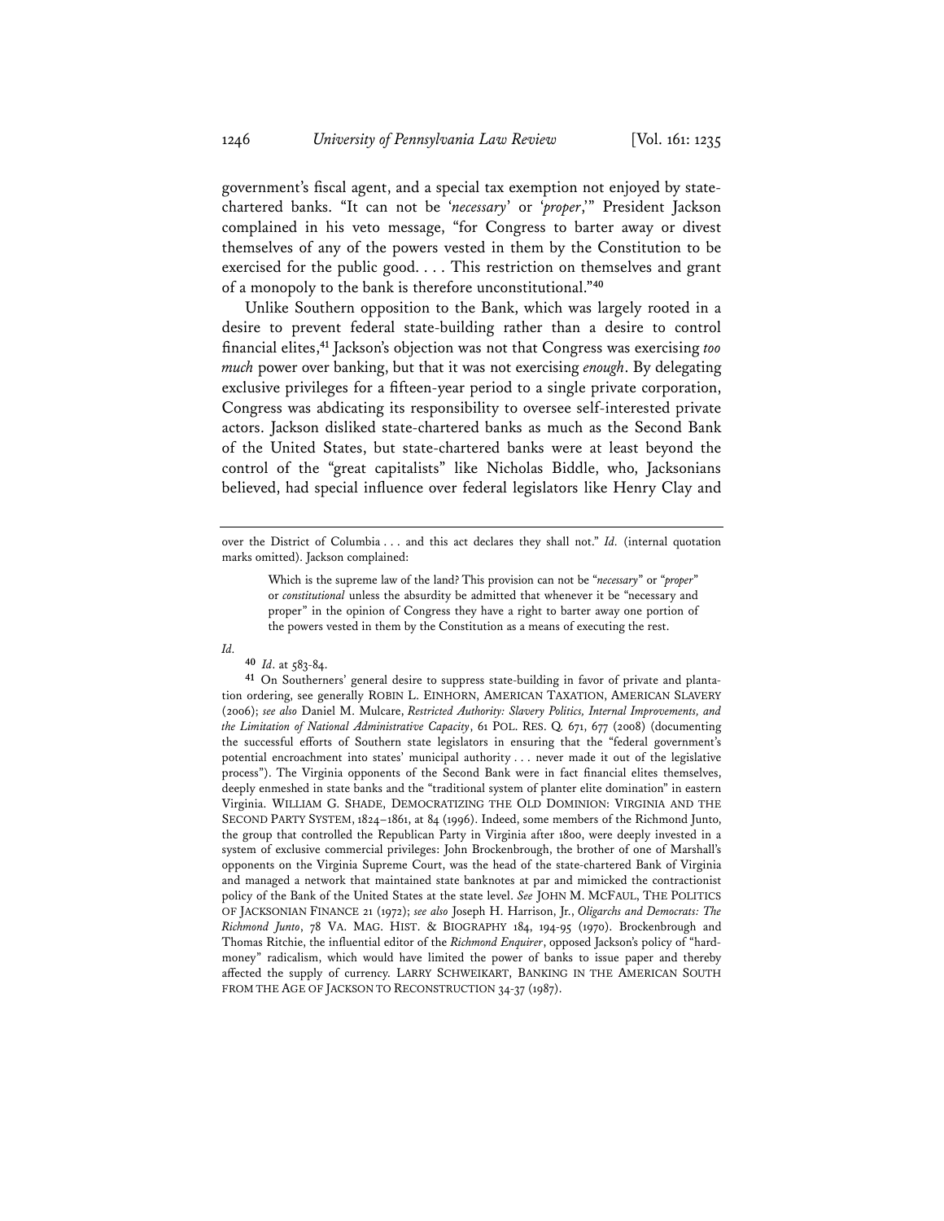government's fiscal agent, and a special tax exemption not enjoyed by state-chartered banks. "It can not be '*necessary*' or '*proper*,'" President Jackson complained in his veto message, "for Congress to barter away or divest themselves of any of the powers vested in them by the Constitution to be exercised for the public good. . . . This restriction on themselves and grant of a monopoly to the bank is therefore unconstitutional."[40]

Unlike Southern opposition to the Bank, which was largely rooted in a desire to prevent federal state-building rather than a desire to control financial elites,[41] Jackson's objection was not that Congress was exercising *too much* power over banking, but that it was not exercising *enough*. By delegating exclusive privileges for a fifteen-year period to a single private corporation, Congress was abdicating its responsibility to oversee self-interested private actors. Jackson disliked state-chartered banks as much as the Second Bank of the United States, but state-chartered banks were at least beyond the control of the "great capitalists" like Nicholas Biddle, who, Jacksonians believed, had special influence over federal legislators like Henry Clay and

---

over the District of Columbia . . . and this act declares they shall not." *Id.* (internal quotation marks omitted). Jackson complained:

> Which is the supreme law of the land? This provision can not be "*necessary*" or "*proper*" or *constitutional* unless the absurdity be admitted that whenever it be "necessary and proper" in the opinion of Congress they have a right to barter away one portion of the powers vested in them by the Constitution as a means of executing the rest.

*Id.*

[40] *Id.* at 583-84.

[41] On Southerners' general desire to suppress state-building in favor of private and plantation ordering, see generally ROBIN L. EINHORN, AMERICAN TAXATION, AMERICAN SLAVERY (2006); *see also* Daniel M. Mulcare, *Restricted Authority: Slavery Politics, Internal Improvements, and the Limitation of National Administrative Capacity*, 61 POL. RES. Q. 671, 677 (2008) (documenting the successful efforts of Southern state legislators in ensuring that the "federal government's potential encroachment into states' municipal authority . . . never made it out of the legislative process"). The Virginia opponents of the Second Bank were in fact financial elites themselves, deeply enmeshed in state banks and the "traditional system of planter elite domination" in eastern Virginia. WILLIAM G. SHADE, DEMOCRATIZING THE OLD DOMINION: VIRGINIA AND THE SECOND PARTY SYSTEM, 1824–1861, at 84 (1996). Indeed, some members of the Richmond Junto, the group that controlled the Republican Party in Virginia after 1800, were deeply invested in a system of exclusive commercial privileges: John Brockenbrough, the brother of one of Marshall's opponents on the Virginia Supreme Court, was the head of the state-chartered Bank of Virginia and managed a network that maintained state banknotes at par and mimicked the contractionist policy of the Bank of the United States at the state level. *See* JOHN M. MCFAUL, THE POLITICS OF JACKSONIAN FINANCE 21 (1972); *see also* Joseph H. Harrison, Jr., *Oligarchs and Democrats: The Richmond Junto*, 78 VA. MAG. HIST. & BIOGRAPHY 184, 194-95 (1970). Brockenbrough and Thomas Ritchie, the influential editor of the *Richmond Enquirer*, opposed Jackson's policy of "hard-money" radicalism, which would have limited the power of banks to issue paper and thereby affected the supply of currency. LARRY SCHWEIKART, BANKING IN THE AMERICAN SOUTH FROM THE AGE OF JACKSON TO RECONSTRUCTION 34-37 (1987).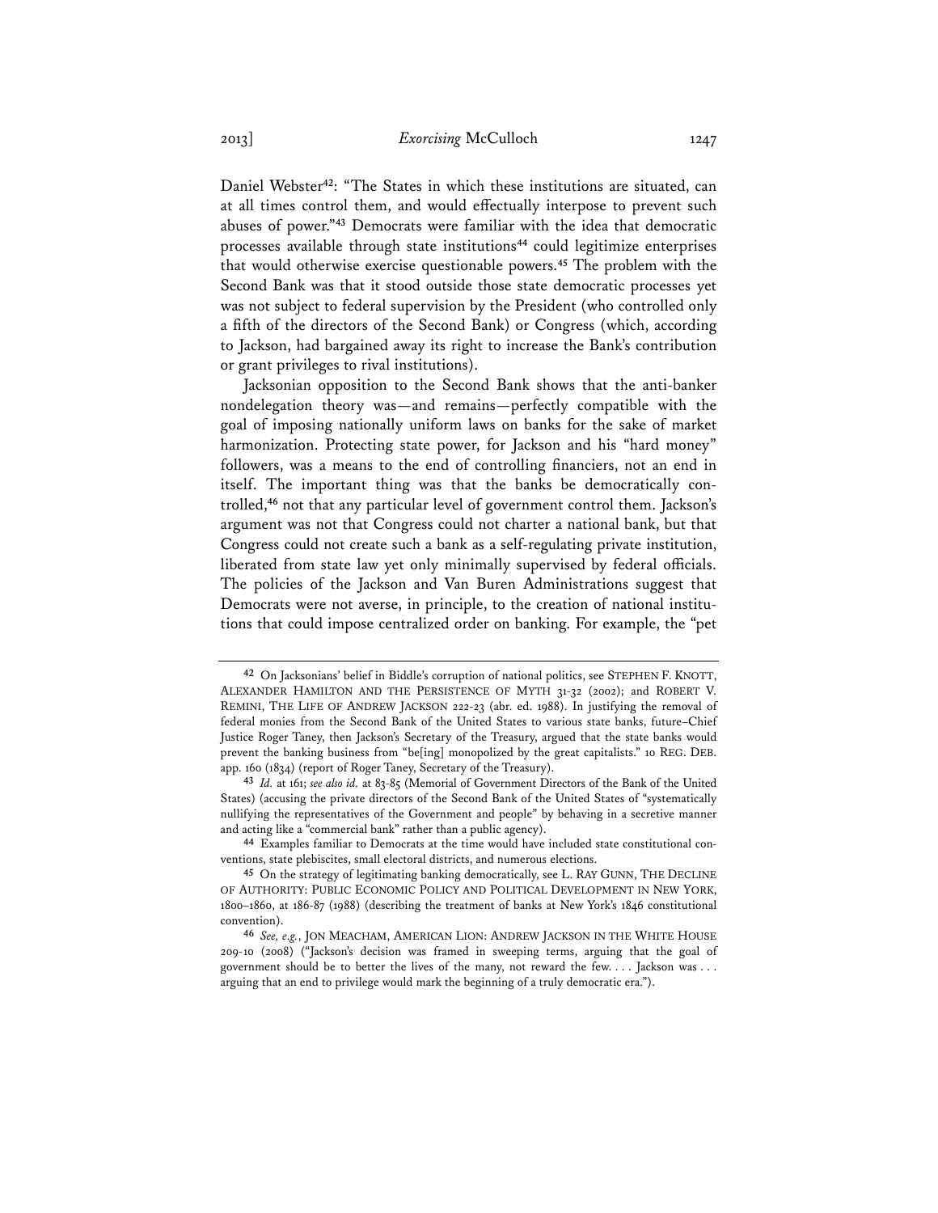Daniel Webster[42]: "The States in which these institutions are situated, can at all times control them, and would effectually interpose to prevent such abuses of power."[43] Democrats were familiar with the idea that democratic processes available through state institutions[44] could legitimize enterprises that would otherwise exercise questionable powers.[45] The problem with the Second Bank was that it stood outside those state democratic processes yet was not subject to federal supervision by the President (who controlled only a fifth of the directors of the Second Bank) or Congress (which, according to Jackson, had bargained away its right to increase the Bank's contribution or grant privileges to rival institutions).

Jacksonian opposition to the Second Bank shows that the anti-banker nondelegation theory was—and remains—perfectly compatible with the goal of imposing nationally uniform laws on banks for the sake of market harmonization. Protecting state power, for Jackson and his "hard money" followers, was a means to the end of controlling financiers, not an end in itself. The important thing was that the banks be democratically controlled,[46] not that any particular level of government control them. Jackson's argument was not that Congress could not charter a national bank, but that Congress could not create such a bank as a self-regulating private institution, liberated from state law yet only minimally supervised by federal officials. The policies of the Jackson and Van Buren Administrations suggest that Democrats were not averse, in principle, to the creation of national institutions that could impose centralized order on banking. For example, the "pet

---

[42] On Jacksonians' belief in Biddle's corruption of national politics, see STEPHEN F. KNOTT, ALEXANDER HAMILTON AND THE PERSISTENCE OF MYTH 31-32 (2002); and ROBERT V. REMINI, THE LIFE OF ANDREW JACKSON 222-23 (abr. ed. 1988). In justifying the removal of federal monies from the Second Bank of the United States to various state banks, future–Chief Justice Roger Taney, then Jackson's Secretary of the Treasury, argued that the state banks would prevent the banking business from "be[ing] monopolized by the great capitalists." 10 REG. DEB. app. 160 (1834) (report of Roger Taney, Secretary of the Treasury).

[43] *Id.* at 161; *see also id.* at 83-85 (Memorial of Government Directors of the Bank of the United States) (accusing the private directors of the Second Bank of the United States of "systematically nullifying the representatives of the Government and people" by behaving in a secretive manner and acting like a "commercial bank" rather than a public agency).

[44] Examples familiar to Democrats at the time would have included state constitutional conventions, state plebiscites, small electoral districts, and numerous elections.

[45] On the strategy of legitimating banking democratically, see L. RAY GUNN, THE DECLINE OF AUTHORITY: PUBLIC ECONOMIC POLICY AND POLITICAL DEVELOPMENT IN NEW YORK, 1800–1860, at 186-87 (1988) (describing the treatment of banks at New York's 1846 constitutional convention).

[46] *See, e.g.*, JON MEACHAM, AMERICAN LION: ANDREW JACKSON IN THE WHITE HOUSE 209-10 (2008) ("Jackson's decision was framed in sweeping terms, arguing that the goal of government should be to better the lives of the many, not reward the few. . . . Jackson was . . . arguing that an end to privilege would mark the beginning of a truly democratic era.").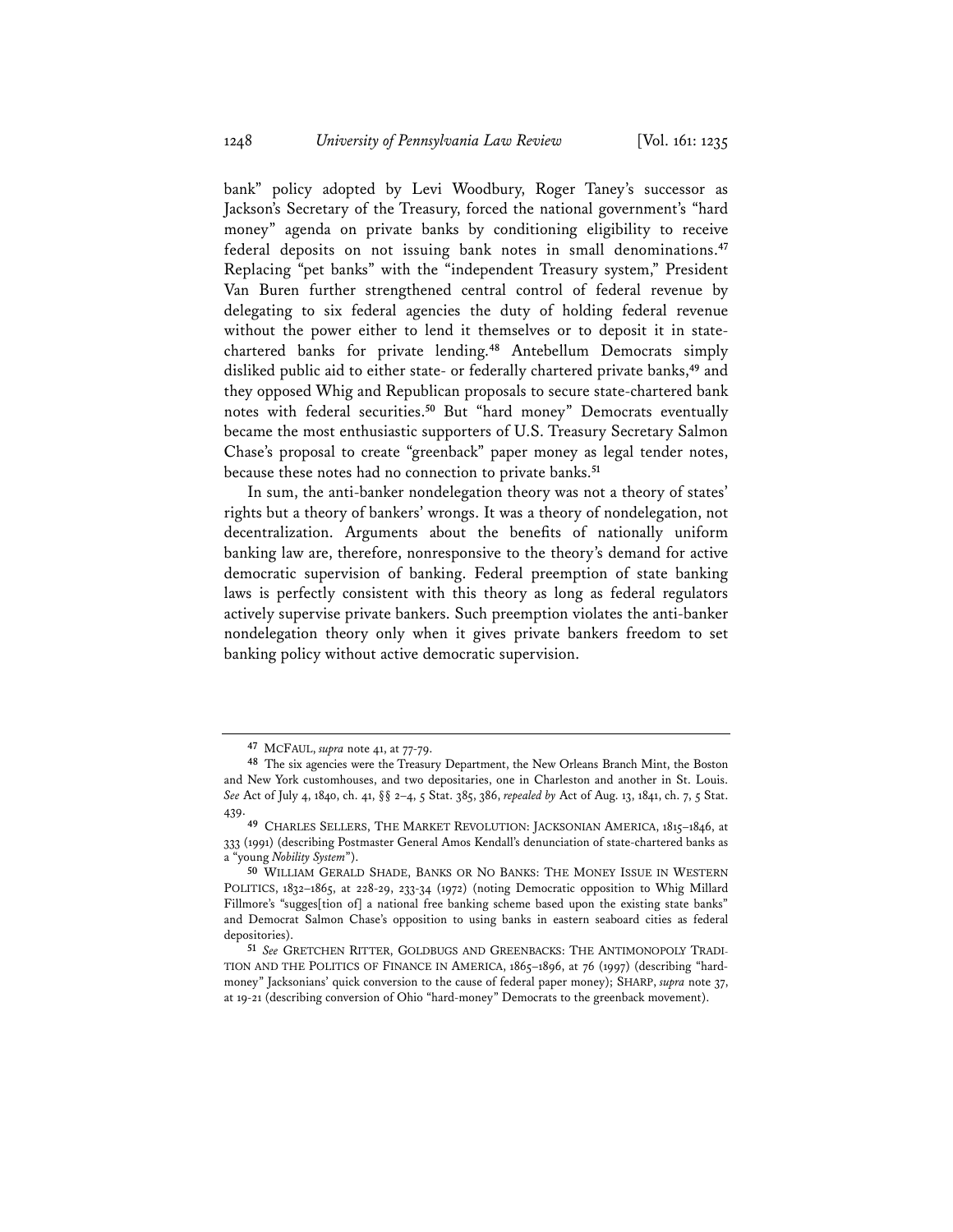bank" policy adopted by Levi Woodbury, Roger Taney's successor as Jackson's Secretary of the Treasury, forced the national government's "hard money" agenda on private banks by conditioning eligibility to receive federal deposits on not issuing bank notes in small denominations.[47] Replacing "pet banks" with the "independent Treasury system," President Van Buren further strengthened central control of federal revenue by delegating to six federal agencies the duty of holding federal revenue without the power either to lend it themselves or to deposit it in state-chartered banks for private lending.[48] Antebellum Democrats simply disliked public aid to either state- or federally chartered private banks,[49] and they opposed Whig and Republican proposals to secure state-chartered bank notes with federal securities.[50] But "hard money" Democrats eventually became the most enthusiastic supporters of U.S. Treasury Secretary Salmon Chase's proposal to create "greenback" paper money as legal tender notes, because these notes had no connection to private banks.[51]

In sum, the anti-banker nondelegation theory was not a theory of states' rights but a theory of bankers' wrongs. It was a theory of nondelegation, not decentralization. Arguments about the benefits of nationally uniform banking law are, therefore, nonresponsive to the theory's demand for active democratic supervision of banking. Federal preemption of state banking laws is perfectly consistent with this theory as long as federal regulators actively supervise private bankers. Such preemption violates the anti-banker nondelegation theory only when it gives private bankers freedom to set banking policy without active democratic supervision.

---

[47] MCFAUL, *supra* note 41, at 77-79.

[48] The six agencies were the Treasury Department, the New Orleans Branch Mint, the Boston and New York customhouses, and two depositaries, one in Charleston and another in St. Louis. *See* Act of July 4, 1840, ch. 41, §§ 2–4, 5 Stat. 385, 386, *repealed by* Act of Aug. 13, 1841, ch. 7, 5 Stat. 439.

[49] CHARLES SELLERS, THE MARKET REVOLUTION: JACKSONIAN AMERICA, 1815–1846, at 333 (1991) (describing Postmaster General Amos Kendall's denunciation of state-chartered banks as a "young *Nobility System*").

[50] WILLIAM GERALD SHADE, BANKS OR NO BANKS: THE MONEY ISSUE IN WESTERN POLITICS, 1832–1865, at 228-29, 233-34 (1972) (noting Democratic opposition to Whig Millard Fillmore's "sugges[tion of] a national free banking scheme based upon the existing state banks" and Democrat Salmon Chase's opposition to using banks in eastern seaboard cities as federal depositories).

[51] *See* GRETCHEN RITTER, GOLDBUGS AND GREENBACKS: THE ANTIMONOPOLY TRADITION AND THE POLITICS OF FINANCE IN AMERICA, 1865–1896, at 76 (1997) (describing "hard-money" Jacksonians' quick conversion to the cause of federal paper money); SHARP, *supra* note 37, at 19-21 (describing conversion of Ohio "hard-money" Democrats to the greenback movement).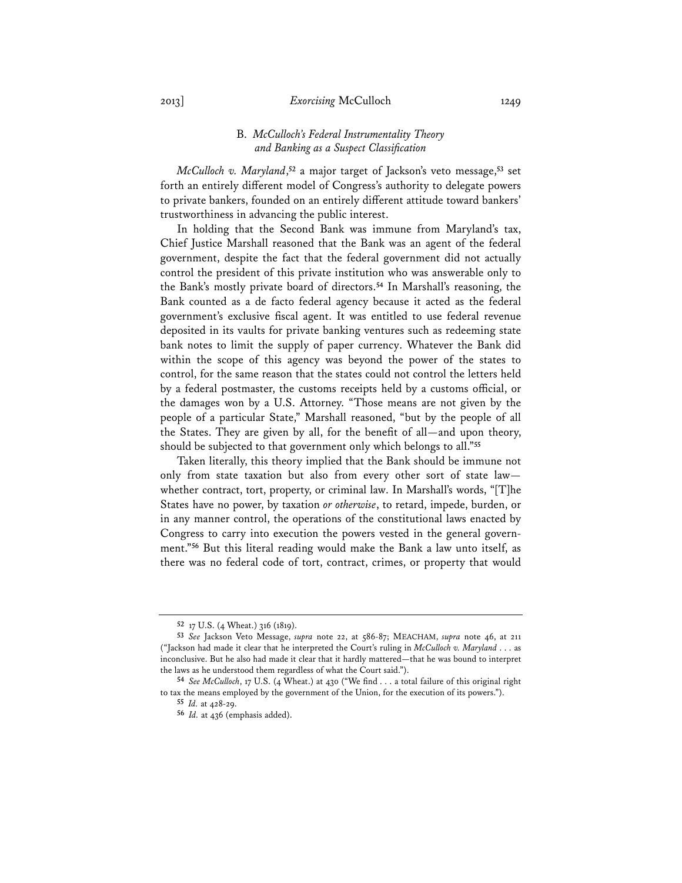### B. *McCulloch's Federal Instrumentality Theory and Banking as a Suspect Classification*

*McCulloch v. Maryland*,[52] a major target of Jackson's veto message,[53] set forth an entirely different model of Congress's authority to delegate powers to private bankers, founded on an entirely different attitude toward bankers' trustworthiness in advancing the public interest.

In holding that the Second Bank was immune from Maryland's tax, Chief Justice Marshall reasoned that the Bank was an agent of the federal government, despite the fact that the federal government did not actually control the president of this private institution who was answerable only to the Bank's mostly private board of directors.[54] In Marshall's reasoning, the Bank counted as a de facto federal agency because it acted as the federal government's exclusive fiscal agent. It was entitled to use federal revenue deposited in its vaults for private banking ventures such as redeeming state bank notes to limit the supply of paper currency. Whatever the Bank did within the scope of this agency was beyond the power of the states to control, for the same reason that the states could not control the letters held by a federal postmaster, the customs receipts held by a customs official, or the damages won by a U.S. Attorney. "Those means are not given by the people of a particular State," Marshall reasoned, "but by the people of all the States. They are given by all, for the benefit of all—and upon theory, should be subjected to that government only which belongs to all."[55]

Taken literally, this theory implied that the Bank should be immune not only from state taxation but also from every other sort of state law—whether contract, tort, property, or criminal law. In Marshall's words, "[T]he States have no power, by taxation *or otherwise*, to retard, impede, burden, or in any manner control, the operations of the constitutional laws enacted by Congress to carry into execution the powers vested in the general government."[56] But this literal reading would make the Bank a law unto itself, as there was no federal code of tort, contract, crimes, or property that would

---

52 17 U.S. (4 Wheat.) 316 (1819).

53 *See* Jackson Veto Message, *supra* note 22, at 586-87; MEACHAM, *supra* note 46, at 211 ("Jackson had made it clear that he interpreted the Court's ruling in *McCulloch v. Maryland* . . . as inconclusive. But he also had made it clear that it hardly mattered—that he was bound to interpret the laws as he understood them regardless of what the Court said.").

54 *See McCulloch*, 17 U.S. (4 Wheat.) at 430 ("We find . . . a total failure of this original right to tax the means employed by the government of the Union, for the execution of its powers.").

55 *Id.* at 428-29.

56 *Id.* at 436 (emphasis added).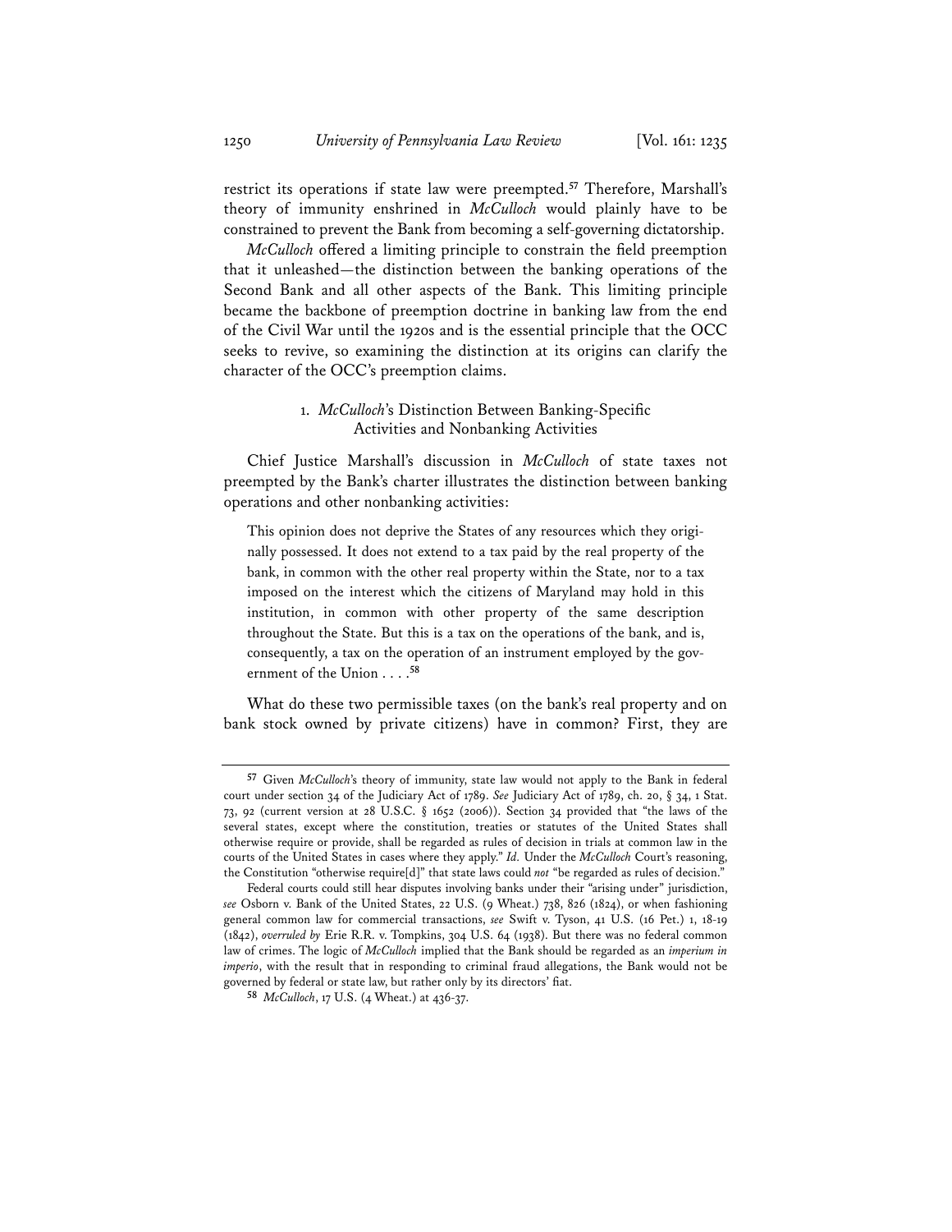restrict its operations if state law were preempted.[57] Therefore, Marshall's theory of immunity enshrined in *McCulloch* would plainly have to be constrained to prevent the Bank from becoming a self-governing dictatorship.

*McCulloch* offered a limiting principle to constrain the field preemption that it unleashed—the distinction between the banking operations of the Second Bank and all other aspects of the Bank. This limiting principle became the backbone of preemption doctrine in banking law from the end of the Civil War until the 1920s and is the essential principle that the OCC seeks to revive, so examining the distinction at its origins can clarify the character of the OCC's preemption claims.

### 1. *McCulloch*'s Distinction Between Banking-Specific Activities and Nonbanking Activities

Chief Justice Marshall's discussion in *McCulloch* of state taxes not preempted by the Bank's charter illustrates the distinction between banking operations and other nonbanking activities:

> This opinion does not deprive the States of any resources which they originally possessed. It does not extend to a tax paid by the real property of the bank, in common with the other real property within the State, nor to a tax imposed on the interest which the citizens of Maryland may hold in this institution, in common with other property of the same description throughout the State. But this is a tax on the operations of the bank, and is, consequently, a tax on the operation of an instrument employed by the government of the Union . . . .[58]

What do these two permissible taxes (on the bank's real property and on bank stock owned by private citizens) have in common? First, they are

---

[57] Given *McCulloch*'s theory of immunity, state law would not apply to the Bank in federal court under section 34 of the Judiciary Act of 1789. *See* Judiciary Act of 1789, ch. 20, § 34, 1 Stat. 73, 92 (current version at 28 U.S.C. § 1652 (2006)). Section 34 provided that "the laws of the several states, except where the constitution, treaties or statutes of the United States shall otherwise require or provide, shall be regarded as rules of decision in trials at common law in the courts of the United States in cases where they apply." *Id.* Under the *McCulloch* Court's reasoning, the Constitution "otherwise require[d]" that state laws could *not* "be regarded as rules of decision."

Federal courts could still hear disputes involving banks under their "arising under" jurisdiction, *see* Osborn v. Bank of the United States, 22 U.S. (9 Wheat.) 738, 826 (1824), or when fashioning general common law for commercial transactions, *see* Swift v. Tyson, 41 U.S. (16 Pet.) 1, 18-19 (1842), *overruled by* Erie R.R. v. Tompkins, 304 U.S. 64 (1938). But there was no federal common law of crimes. The logic of *McCulloch* implied that the Bank should be regarded as an *imperium in imperio*, with the result that in responding to criminal fraud allegations, the Bank would not be governed by federal or state law, but rather only by its directors' fiat.

[58] *McCulloch*, 17 U.S. (4 Wheat.) at 436-37.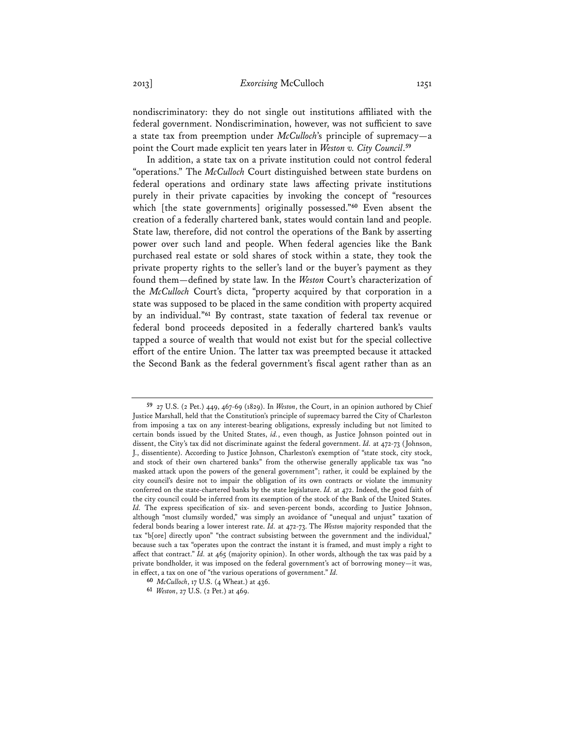nondiscriminatory: they do not single out institutions affiliated with the federal government. Nondiscrimination, however, was not sufficient to save a state tax from preemption under *McCulloch*'s principle of supremacy—a point the Court made explicit ten years later in *Weston v. City Council*.[59]

In addition, a state tax on a private institution could not control federal "operations." The *McCulloch* Court distinguished between state burdens on federal operations and ordinary state laws affecting private institutions purely in their private capacities by invoking the concept of "resources which [the state governments] originally possessed."[60] Even absent the creation of a federally chartered bank, states would contain land and people. State law, therefore, did not control the operations of the Bank by asserting power over such land and people. When federal agencies like the Bank purchased real estate or sold shares of stock within a state, they took the private property rights to the seller's land or the buyer's payment as they found them—defined by state law. In the *Weston* Court's characterization of the *McCulloch* Court's dicta, "property acquired by that corporation in a state was supposed to be placed in the same condition with property acquired by an individual."[61] By contrast, state taxation of federal tax revenue or federal bond proceeds deposited in a federally chartered bank's vaults tapped a source of wealth that would not exist but for the special collective effort of the entire Union. The latter tax was preempted because it attacked the Second Bank as the federal government's fiscal agent rather than as an

---

[59] 27 U.S. (2 Pet.) 449, 467-69 (1829). In *Weston*, the Court, in an opinion authored by Chief Justice Marshall, held that the Constitution's principle of supremacy barred the City of Charleston from imposing a tax on any interest-bearing obligations, expressly including but not limited to certain bonds issued by the United States, *id.*, even though, as Justice Johnson pointed out in dissent, the City's tax did not discriminate against the federal government. *Id.* at 472-73 (Johnson, J., dissentiente). According to Justice Johnson, Charleston's exemption of "state stock, city stock, and stock of their own chartered banks" from the otherwise generally applicable tax was "no masked attack upon the powers of the general government"; rather, it could be explained by the city council's desire not to impair the obligation of its own contracts or violate the immunity conferred on the state-chartered banks by the state legislature. *Id.* at 472. Indeed, the good faith of the city council could be inferred from its exemption of the stock of the Bank of the United States. *Id.* The express specification of six- and seven-percent bonds, according to Justice Johnson, although "most clumsily worded," was simply an avoidance of "unequal and unjust" taxation of federal bonds bearing a lower interest rate. *Id.* at 472-73. The *Weston* majority responded that the tax "b[ore] directly upon" "the contract subsisting between the government and the individual," because such a tax "operates upon the contract the instant it is framed, and must imply a right to affect that contract." *Id.* at 465 (majority opinion). In other words, although the tax was paid by a private bondholder, it was imposed on the federal government's act of borrowing money—it was, in effect, a tax on one of "the various operations of government." *Id.*

[60] *McCulloch*, 17 U.S. (4 Wheat.) at 436.

[61] *Weston*, 27 U.S. (2 Pet.) at 469.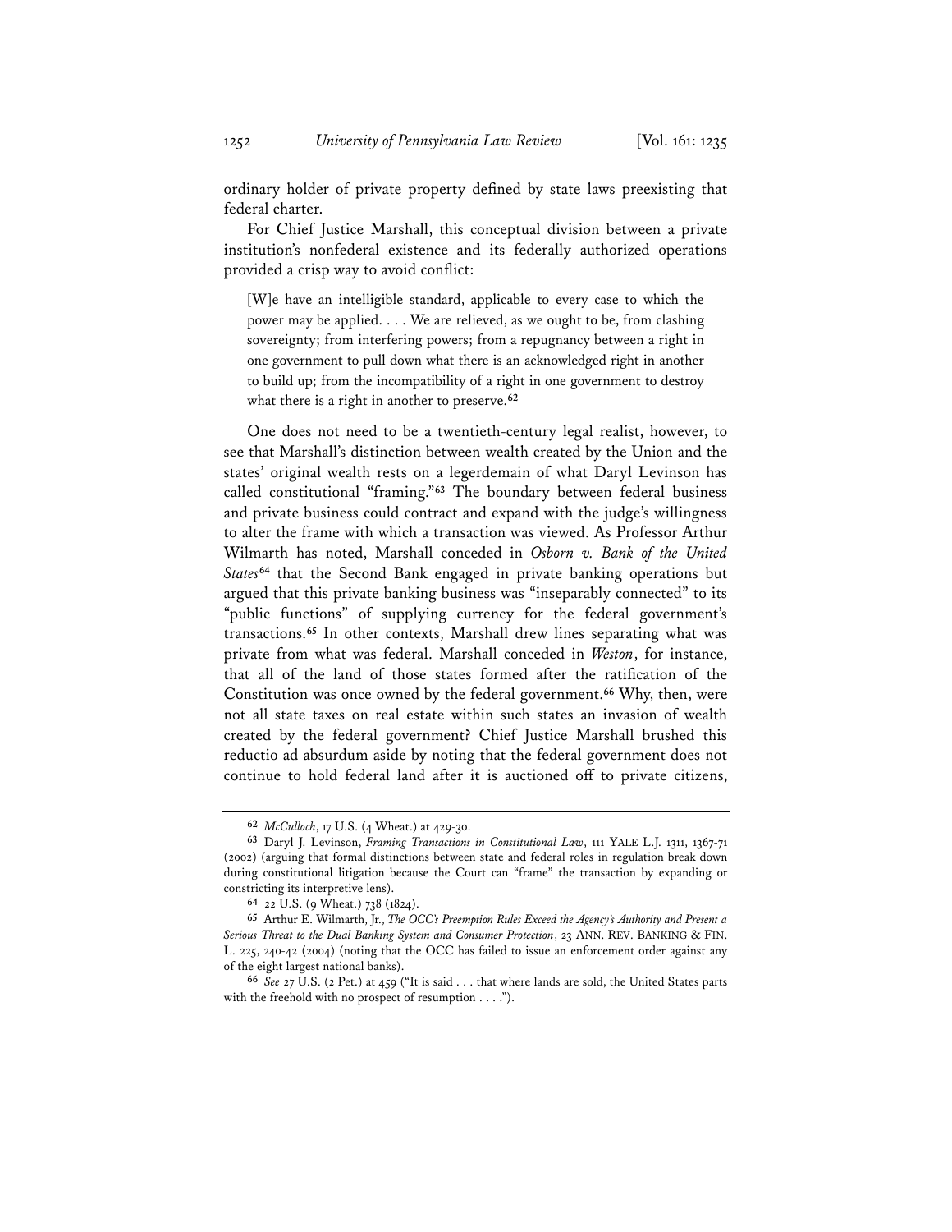ordinary holder of private property defined by state laws preexisting that federal charter.

For Chief Justice Marshall, this conceptual division between a private institution's nonfederal existence and its federally authorized operations provided a crisp way to avoid conflict:

> [W]e have an intelligible standard, applicable to every case to which the power may be applied. . . . We are relieved, as we ought to be, from clashing sovereignty; from interfering powers; from a repugnancy between a right in one government to pull down what there is an acknowledged right in another to build up; from the incompatibility of a right in one government to destroy what there is a right in another to preserve.[62]

One does not need to be a twentieth-century legal realist, however, to see that Marshall's distinction between wealth created by the Union and the states' original wealth rests on a legerdemain of what Daryl Levinson has called constitutional "framing."[63] The boundary between federal business and private business could contract and expand with the judge's willingness to alter the frame with which a transaction was viewed. As Professor Arthur Wilmarth has noted, Marshall conceded in *Osborn v. Bank of the United States*[64] that the Second Bank engaged in private banking operations but argued that this private banking business was "inseparably connected" to its "public functions" of supplying currency for the federal government's transactions.[65] In other contexts, Marshall drew lines separating what was private from what was federal. Marshall conceded in *Weston*, for instance, that all of the land of those states formed after the ratification of the Constitution was once owned by the federal government.[66] Why, then, were not all state taxes on real estate within such states an invasion of wealth created by the federal government? Chief Justice Marshall brushed this reductio ad absurdum aside by noting that the federal government does not continue to hold federal land after it is auctioned off to private citizens,

---

[62] *McCulloch*, 17 U.S. (4 Wheat.) at 429-30.

[63] Daryl J. Levinson, *Framing Transactions in Constitutional Law*, 111 YALE L.J. 1311, 1367-71 (2002) (arguing that formal distinctions between state and federal roles in regulation break down during constitutional litigation because the Court can "frame" the transaction by expanding or constricting its interpretive lens).

[64] 22 U.S. (9 Wheat.) 738 (1824).

[65] Arthur E. Wilmarth, Jr., *The OCC's Preemption Rules Exceed the Agency's Authority and Present a Serious Threat to the Dual Banking System and Consumer Protection*, 23 ANN. REV. BANKING & FIN. L. 225, 240-42 (2004) (noting that the OCC has failed to issue an enforcement order against any of the eight largest national banks).

[66] *See* 27 U.S. (2 Pet.) at 459 ("It is said . . . that where lands are sold, the United States parts with the freehold with no prospect of resumption . . . .").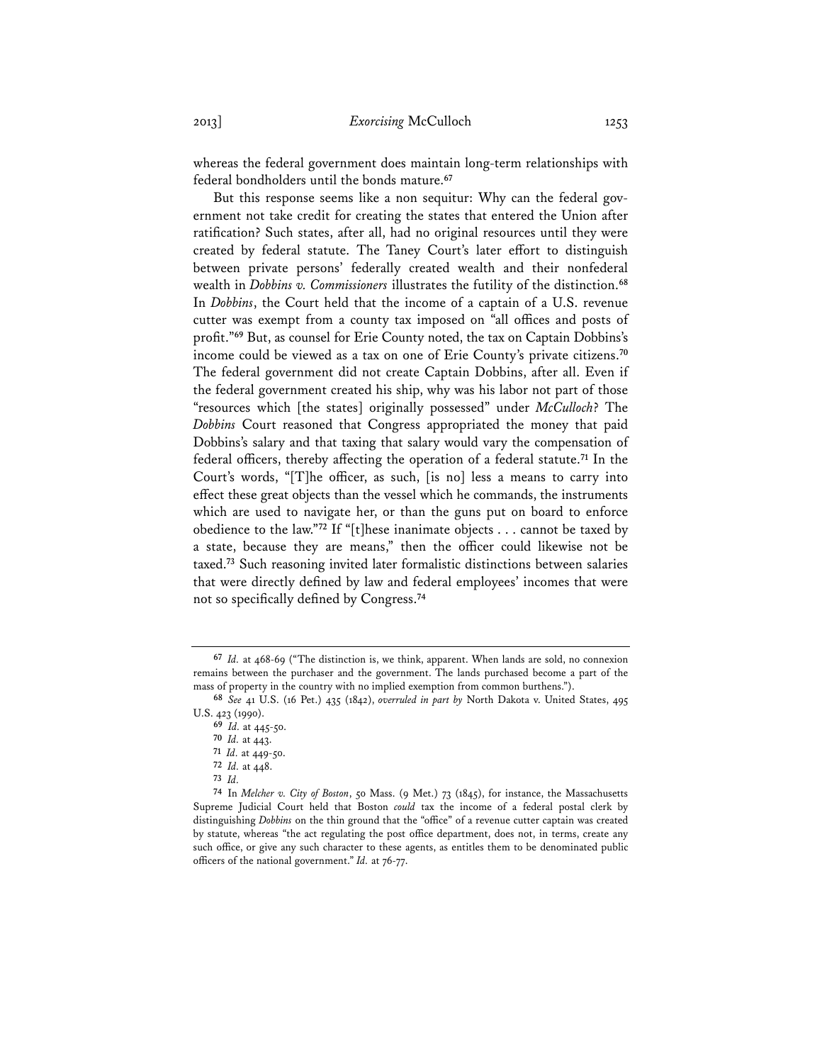whereas the federal government does maintain long-term relationships with federal bondholders until the bonds mature.[67]

But this response seems like a non sequitur: Why can the federal government not take credit for creating the states that entered the Union after ratification? Such states, after all, had no original resources until they were created by federal statute. The Taney Court's later effort to distinguish between private persons' federally created wealth and their nonfederal wealth in *Dobbins v. Commissioners* illustrates the futility of the distinction.[68] In *Dobbins*, the Court held that the income of a captain of a U.S. revenue cutter was exempt from a county tax imposed on "all offices and posts of profit."[69] But, as counsel for Erie County noted, the tax on Captain Dobbins's income could be viewed as a tax on one of Erie County's private citizens.[70] The federal government did not create Captain Dobbins, after all. Even if the federal government created his ship, why was his labor not part of those "resources which [the states] originally possessed" under *McCulloch*? The *Dobbins* Court reasoned that Congress appropriated the money that paid Dobbins's salary and that taxing that salary would vary the compensation of federal officers, thereby affecting the operation of a federal statute.[71] In the Court's words, "[T]he officer, as such, [is no] less a means to carry into effect these great objects than the vessel which he commands, the instruments which are used to navigate her, or than the guns put on board to enforce obedience to the law."[72] If "[t]hese inanimate objects . . . cannot be taxed by a state, because they are means," then the officer could likewise not be taxed.[73] Such reasoning invited later formalistic distinctions between salaries that were directly defined by law and federal employees' incomes that were not so specifically defined by Congress.[74]

---

67 *Id.* at 468-69 ("The distinction is, we think, apparent. When lands are sold, no connexion remains between the purchaser and the government. The lands purchased become a part of the mass of property in the country with no implied exemption from common burthens.").

68 *See* 41 U.S. (16 Pet.) 435 (1842), *overruled in part by* North Dakota v. United States, 495 U.S. 423 (1990).

69 *Id.* at 445-50.

70 *Id.* at 443.

71 *Id.* at 449-50.

72 *Id.* at 448.

73 *Id.*

74 In *Melcher v. City of Boston*, 50 Mass. (9 Met.) 73 (1845), for instance, the Massachusetts Supreme Judicial Court held that Boston *could* tax the income of a federal postal clerk by distinguishing *Dobbins* on the thin ground that the "office" of a revenue cutter captain was created by statute, whereas "the act regulating the post office department, does not, in terms, create any such office, or give any such character to these agents, as entitles them to be denominated public officers of the national government." *Id.* at 76-77.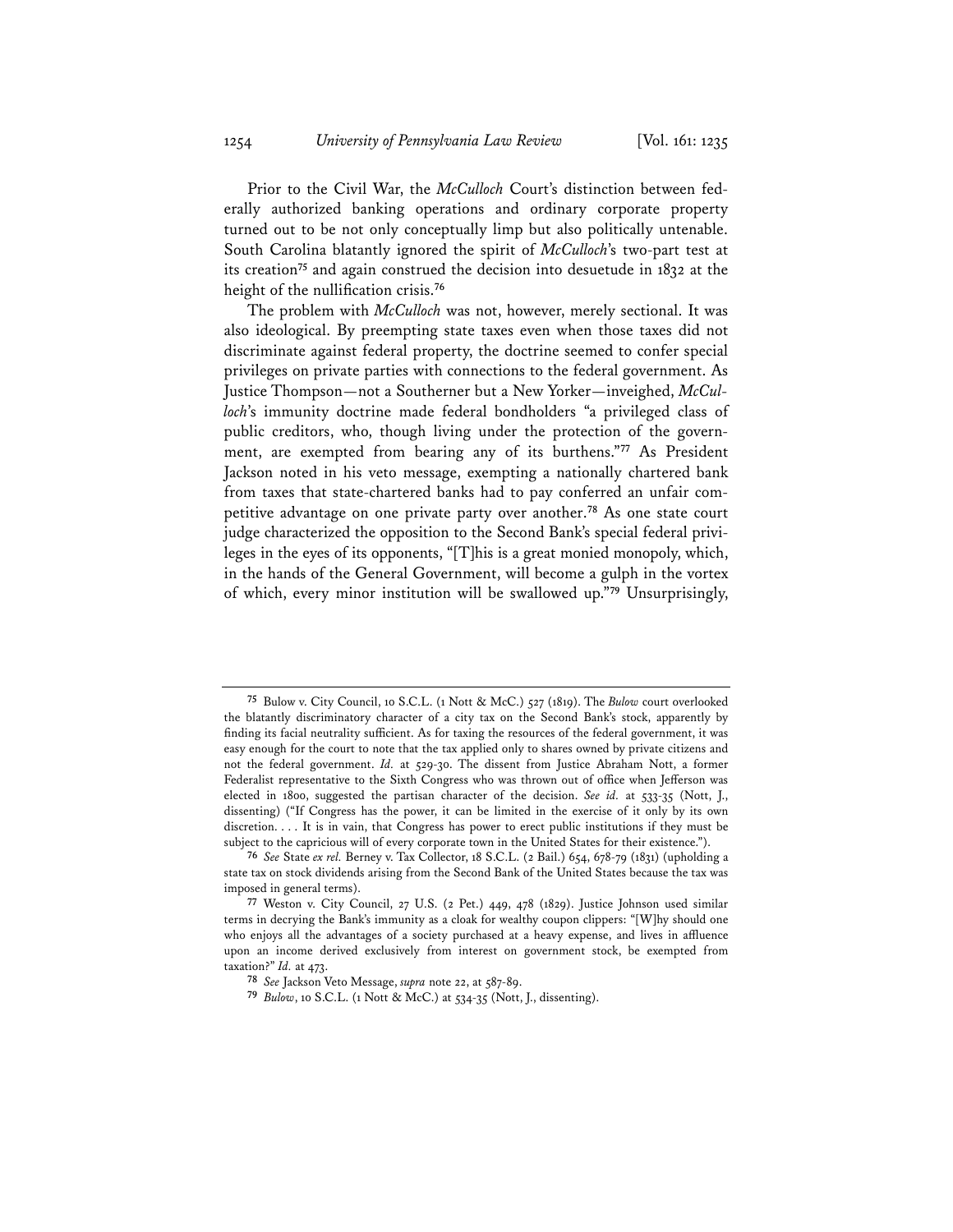Prior to the Civil War, the *McCulloch* Court's distinction between federally authorized banking operations and ordinary corporate property turned out to be not only conceptually limp but also politically untenable. South Carolina blatantly ignored the spirit of *McCulloch*'s two-part test at its creation[75] and again construed the decision into desuetude in 1832 at the height of the nullification crisis.[76]

The problem with *McCulloch* was not, however, merely sectional. It was also ideological. By preempting state taxes even when those taxes did not discriminate against federal property, the doctrine seemed to confer special privileges on private parties with connections to the federal government. As Justice Thompson—not a Southerner but a New Yorker—inveighed, *McCulloch*'s immunity doctrine made federal bondholders "a privileged class of public creditors, who, though living under the protection of the government, are exempted from bearing any of its burthens."[77] As President Jackson noted in his veto message, exempting a nationally chartered bank from taxes that state-chartered banks had to pay conferred an unfair competitive advantage on one private party over another.[78] As one state court judge characterized the opposition to the Second Bank's special federal privileges in the eyes of its opponents, "[T]his is a great monied monopoly, which, in the hands of the General Government, will become a gulph in the vortex of which, every minor institution will be swallowed up."[79] Unsurprisingly,

---

[75] Bulow v. City Council, 10 S.C.L. (1 Nott & McC.) 527 (1819). The *Bulow* court overlooked the blatantly discriminatory character of a city tax on the Second Bank's stock, apparently by finding its facial neutrality sufficient. As for taxing the resources of the federal government, it was easy enough for the court to note that the tax applied only to shares owned by private citizens and not the federal government. *Id.* at 529-30. The dissent from Justice Abraham Nott, a former Federalist representative to the Sixth Congress who was thrown out of office when Jefferson was elected in 1800, suggested the partisan character of the decision. *See id.* at 533-35 (Nott, J., dissenting) ("If Congress has the power, it can be limited in the exercise of it only by its own discretion. . . . It is in vain, that Congress has power to erect public institutions if they must be subject to the capricious will of every corporate town in the United States for their existence.").

[76] *See* State *ex rel.* Berney v. Tax Collector, 18 S.C.L. (2 Bail.) 654, 678-79 (1831) (upholding a state tax on stock dividends arising from the Second Bank of the United States because the tax was imposed in general terms).

[77] Weston v. City Council, 27 U.S. (2 Pet.) 449, 478 (1829). Justice Johnson used similar terms in decrying the Bank's immunity as a cloak for wealthy coupon clippers: "[W]hy should one who enjoys all the advantages of a society purchased at a heavy expense, and lives in affluence upon an income derived exclusively from interest on government stock, be exempted from taxation?" *Id.* at 473.

[78] *See* Jackson Veto Message, *supra* note 22, at 587-89.

[79] *Bulow*, 10 S.C.L. (1 Nott & McC.) at 534-35 (Nott, J., dissenting).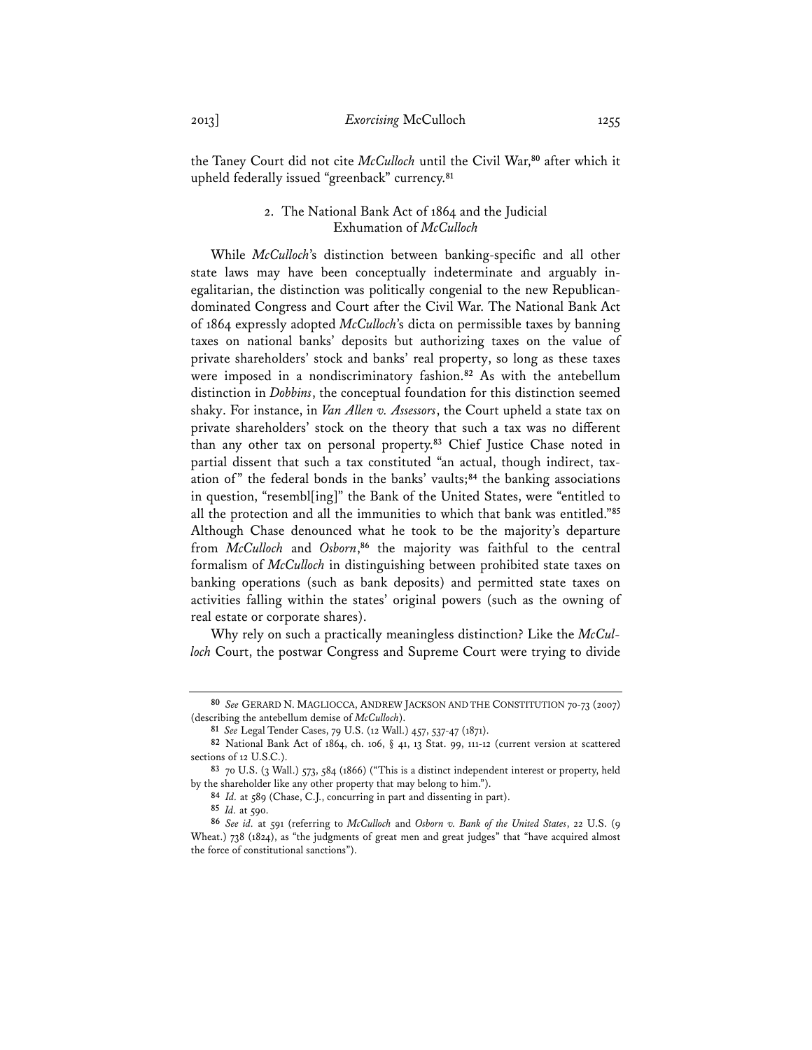the Taney Court did not cite *McCulloch* until the Civil War,[80] after which it upheld federally issued "greenback" currency.[81]

### 2. The National Bank Act of 1864 and the Judicial Exhumation of *McCulloch*

While *McCulloch*'s distinction between banking-specific and all other state laws may have been conceptually indeterminate and arguably inegalitarian, the distinction was politically congenial to the new Republican-dominated Congress and Court after the Civil War. The National Bank Act of 1864 expressly adopted *McCulloch*'s dicta on permissible taxes by banning taxes on national banks' deposits but authorizing taxes on the value of private shareholders' stock and banks' real property, so long as these taxes were imposed in a nondiscriminatory fashion.[82] As with the antebellum distinction in *Dobbins*, the conceptual foundation for this distinction seemed shaky. For instance, in *Van Allen v. Assessors*, the Court upheld a state tax on private shareholders' stock on the theory that such a tax was no different than any other tax on personal property.[83] Chief Justice Chase noted in partial dissent that such a tax constituted "an actual, though indirect, taxation of" the federal bonds in the banks' vaults;[84] the banking associations in question, "resembl[ing]" the Bank of the United States, were "entitled to all the protection and all the immunities to which that bank was entitled."[85] Although Chase denounced what he took to be the majority's departure from *McCulloch* and *Osborn*,[86] the majority was faithful to the central formalism of *McCulloch* in distinguishing between prohibited state taxes on banking operations (such as bank deposits) and permitted state taxes on activities falling within the states' original powers (such as the owning of real estate or corporate shares).

Why rely on such a practically meaningless distinction? Like the *McCulloch* Court, the postwar Congress and Supreme Court were trying to divide

---

[80] *See* GERARD N. MAGLIOCCA, ANDREW JACKSON AND THE CONSTITUTION 70-73 (2007) (describing the antebellum demise of *McCulloch*).

[81] *See* Legal Tender Cases, 79 U.S. (12 Wall.) 457, 537-47 (1871).

[82] National Bank Act of 1864, ch. 106, § 41, 13 Stat. 99, 111-12 (current version at scattered sections of 12 U.S.C.).

[83] 70 U.S. (3 Wall.) 573, 584 (1866) ("This is a distinct independent interest or property, held by the shareholder like any other property that may belong to him.").

[84] *Id.* at 589 (Chase, C.J., concurring in part and dissenting in part).

[85] *Id.* at 590.

[86] *See id.* at 591 (referring to *McCulloch* and *Osborn v. Bank of the United States*, 22 U.S. (9 Wheat.) 738 (1824), as "the judgments of great men and great judges" that "have acquired almost the force of constitutional sanctions").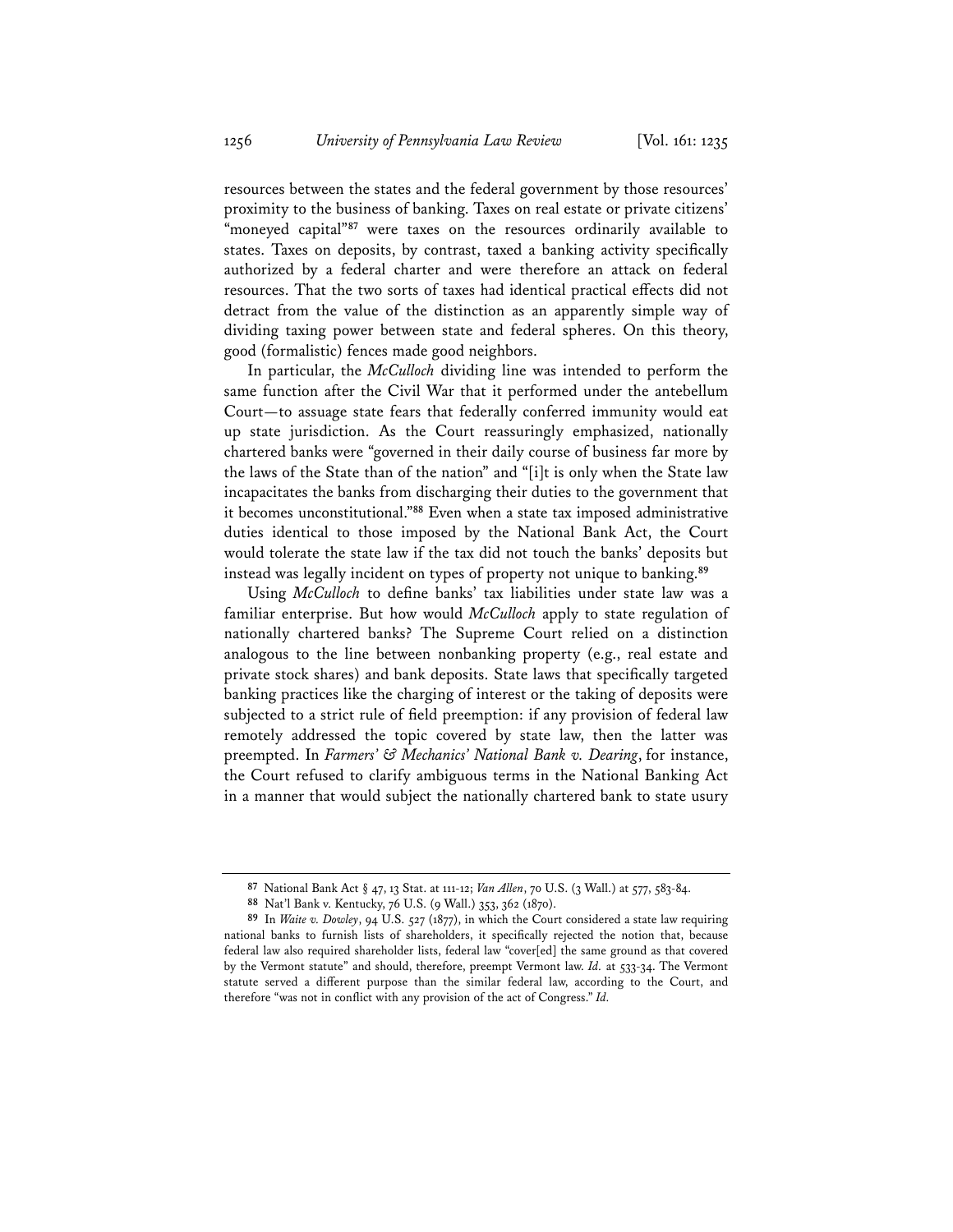resources between the states and the federal government by those resources' proximity to the business of banking. Taxes on real estate or private citizens' "moneyed capital"[87] were taxes on the resources ordinarily available to states. Taxes on deposits, by contrast, taxed a banking activity specifically authorized by a federal charter and were therefore an attack on federal resources. That the two sorts of taxes had identical practical effects did not detract from the value of the distinction as an apparently simple way of dividing taxing power between state and federal spheres. On this theory, good (formalistic) fences made good neighbors.

In particular, the *McCulloch* dividing line was intended to perform the same function after the Civil War that it performed under the antebellum Court—to assuage state fears that federally conferred immunity would eat up state jurisdiction. As the Court reassuringly emphasized, nationally chartered banks were "governed in their daily course of business far more by the laws of the State than of the nation" and "[i]t is only when the State law incapacitates the banks from discharging their duties to the government that it becomes unconstitutional."[88] Even when a state tax imposed administrative duties identical to those imposed by the National Bank Act, the Court would tolerate the state law if the tax did not touch the banks' deposits but instead was legally incident on types of property not unique to banking.[89]

Using *McCulloch* to define banks' tax liabilities under state law was a familiar enterprise. But how would *McCulloch* apply to state regulation of nationally chartered banks? The Supreme Court relied on a distinction analogous to the line between nonbanking property (e.g., real estate and private stock shares) and bank deposits. State laws that specifically targeted banking practices like the charging of interest or the taking of deposits were subjected to a strict rule of field preemption: if any provision of federal law remotely addressed the topic covered by state law, then the latter was preempted. In *Farmers' & Mechanics' National Bank v. Dearing*, for instance, the Court refused to clarify ambiguous terms in the National Banking Act in a manner that would subject the nationally chartered bank to state usury

---

[87] National Bank Act § 47, 13 Stat. at 111-12; *Van Allen*, 70 U.S. (3 Wall.) at 577, 583-84.

[88] Nat'l Bank v. Kentucky, 76 U.S. (9 Wall.) 353, 362 (1870).

[89] In *Waite v. Dowley*, 94 U.S. 527 (1877), in which the Court considered a state law requiring national banks to furnish lists of shareholders, it specifically rejected the notion that, because federal law also required shareholder lists, federal law "cover[ed] the same ground as that covered by the Vermont statute" and should, therefore, preempt Vermont law. *Id.* at 533-34. The Vermont statute served a different purpose than the similar federal law, according to the Court, and therefore "was not in conflict with any provision of the act of Congress." *Id.*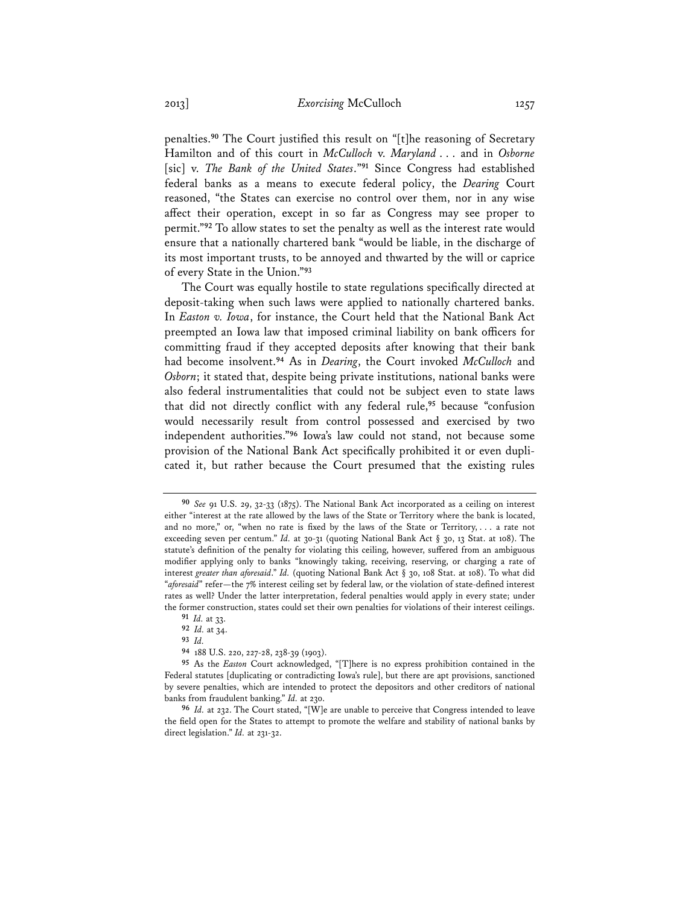penalties.[90] The Court justified this result on "[t]he reasoning of Secretary Hamilton and of this court in *McCulloch* v. *Maryland* . . . and in *Osborne* [sic] v. *The Bank of the United States*."[91] Since Congress had established federal banks as a means to execute federal policy, the *Dearing* Court reasoned, "the States can exercise no control over them, nor in any wise affect their operation, except in so far as Congress may see proper to permit."[92] To allow states to set the penalty as well as the interest rate would ensure that a nationally chartered bank "would be liable, in the discharge of its most important trusts, to be annoyed and thwarted by the will or caprice of every State in the Union."[93]

The Court was equally hostile to state regulations specifically directed at deposit-taking when such laws were applied to nationally chartered banks. In *Easton v. Iowa*, for instance, the Court held that the National Bank Act preempted an Iowa law that imposed criminal liability on bank officers for committing fraud if they accepted deposits after knowing that their bank had become insolvent.[94] As in *Dearing*, the Court invoked *McCulloch* and *Osborn*; it stated that, despite being private institutions, national banks were also federal instrumentalities that could not be subject even to state laws that did not directly conflict with any federal rule,[95] because "confusion would necessarily result from control possessed and exercised by two independent authorities."[96] Iowa's law could not stand, not because some provision of the National Bank Act specifically prohibited it or even duplicated it, but rather because the Court presumed that the existing rules

---

[90] *See* 91 U.S. 29, 32-33 (1875). The National Bank Act incorporated as a ceiling on interest either "interest at the rate allowed by the laws of the State or Territory where the bank is located, and no more," or, "when no rate is fixed by the laws of the State or Territory, . . . a rate not exceeding seven per centum." *Id.* at 30-31 (quoting National Bank Act § 30, 13 Stat. at 108). The statute's definition of the penalty for violating this ceiling, however, suffered from an ambiguous modifier applying only to banks "knowingly taking, receiving, reserving, or charging a rate of interest *greater than aforesaid*." *Id.* (quoting National Bank Act § 30, 108 Stat. at 108). To what did "*aforesaid*" refer—the 7% interest ceiling set by federal law, or the violation of state-defined interest rates as well? Under the latter interpretation, federal penalties would apply in every state; under the former construction, states could set their own penalties for violations of their interest ceilings.

[91] *Id.* at 33.

[92] *Id.* at 34.

[93] *Id.*

[94] 188 U.S. 220, 227-28, 238-39 (1903).

[95] As the *Easton* Court acknowledged, "[T]here is no express prohibition contained in the Federal statutes [duplicating or contradicting Iowa's rule], but there are apt provisions, sanctioned by severe penalties, which are intended to protect the depositors and other creditors of national banks from fraudulent banking." *Id.* at 230.

[96] *Id.* at 232. The Court stated, "[W]e are unable to perceive that Congress intended to leave the field open for the States to attempt to promote the welfare and stability of national banks by direct legislation." *Id.* at 231-32.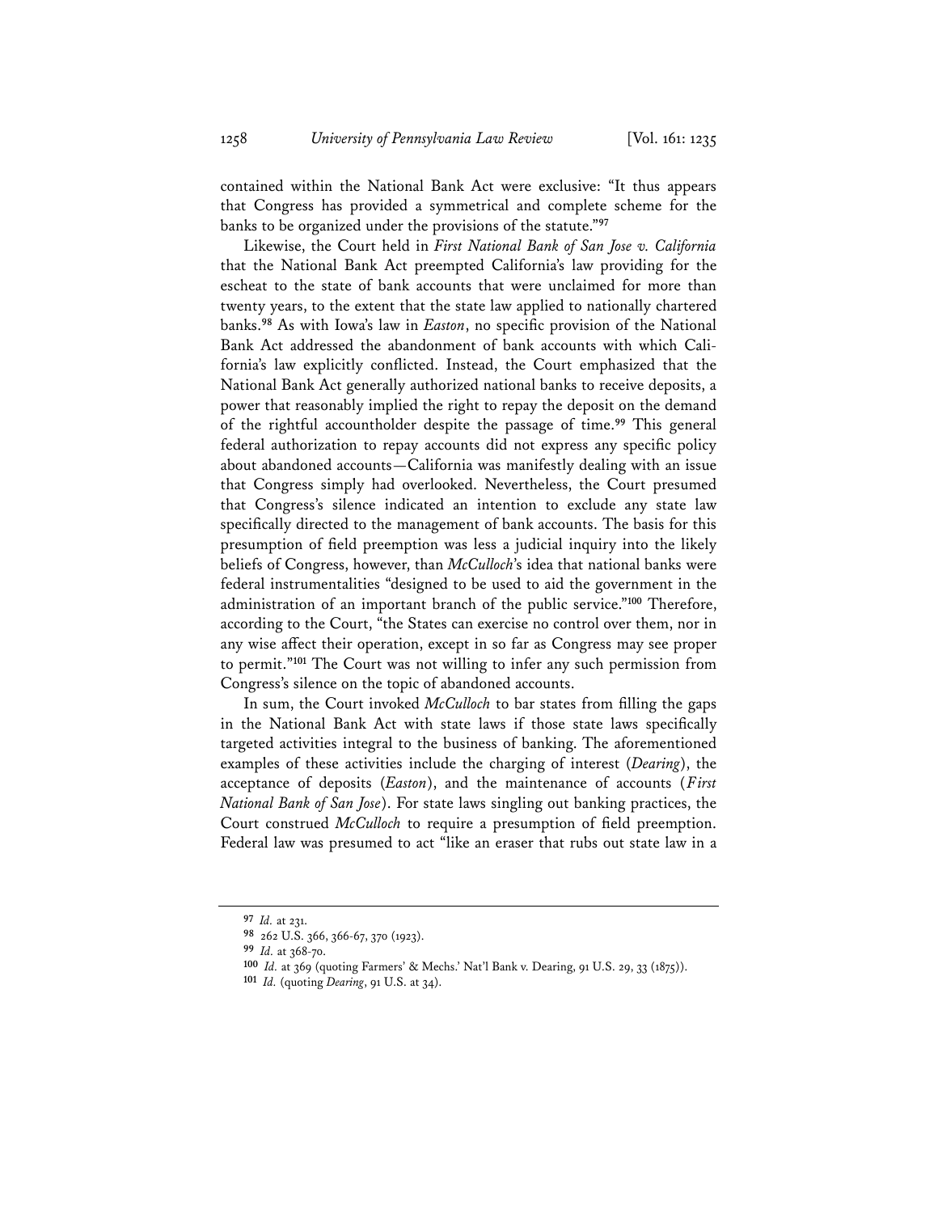contained within the National Bank Act were exclusive: "It thus appears that Congress has provided a symmetrical and complete scheme for the banks to be organized under the provisions of the statute."[97]

Likewise, the Court held in *First National Bank of San Jose v. California* that the National Bank Act preempted California's law providing for the escheat to the state of bank accounts that were unclaimed for more than twenty years, to the extent that the state law applied to nationally chartered banks.[98] As with Iowa's law in *Easton*, no specific provision of the National Bank Act addressed the abandonment of bank accounts with which California's law explicitly conflicted. Instead, the Court emphasized that the National Bank Act generally authorized national banks to receive deposits, a power that reasonably implied the right to repay the deposit on the demand of the rightful accountholder despite the passage of time.[99] This general federal authorization to repay accounts did not express any specific policy about abandoned accounts—California was manifestly dealing with an issue that Congress simply had overlooked. Nevertheless, the Court presumed that Congress's silence indicated an intention to exclude any state law specifically directed to the management of bank accounts. The basis for this presumption of field preemption was less a judicial inquiry into the likely beliefs of Congress, however, than *McCulloch*'s idea that national banks were federal instrumentalities "designed to be used to aid the government in the administration of an important branch of the public service."[100] Therefore, according to the Court, "the States can exercise no control over them, nor in any wise affect their operation, except in so far as Congress may see proper to permit."[101] The Court was not willing to infer any such permission from Congress's silence on the topic of abandoned accounts.

In sum, the Court invoked *McCulloch* to bar states from filling the gaps in the National Bank Act with state laws if those state laws specifically targeted activities integral to the business of banking. The aforementioned examples of these activities include the charging of interest (*Dearing*), the acceptance of deposits (*Easton*), and the maintenance of accounts (*First National Bank of San Jose*). For state laws singling out banking practices, the Court construed *McCulloch* to require a presumption of field preemption. Federal law was presumed to act "like an eraser that rubs out state law in a

---

97 *Id.* at 231.

98 262 U.S. 366, 366-67, 370 (1923).

99 *Id.* at 368-70.

100 *Id.* at 369 (quoting Farmers' & Mechs.' Nat'l Bank v. Dearing, 91 U.S. 29, 33 (1875)).

101 *Id.* (quoting *Dearing*, 91 U.S. at 34).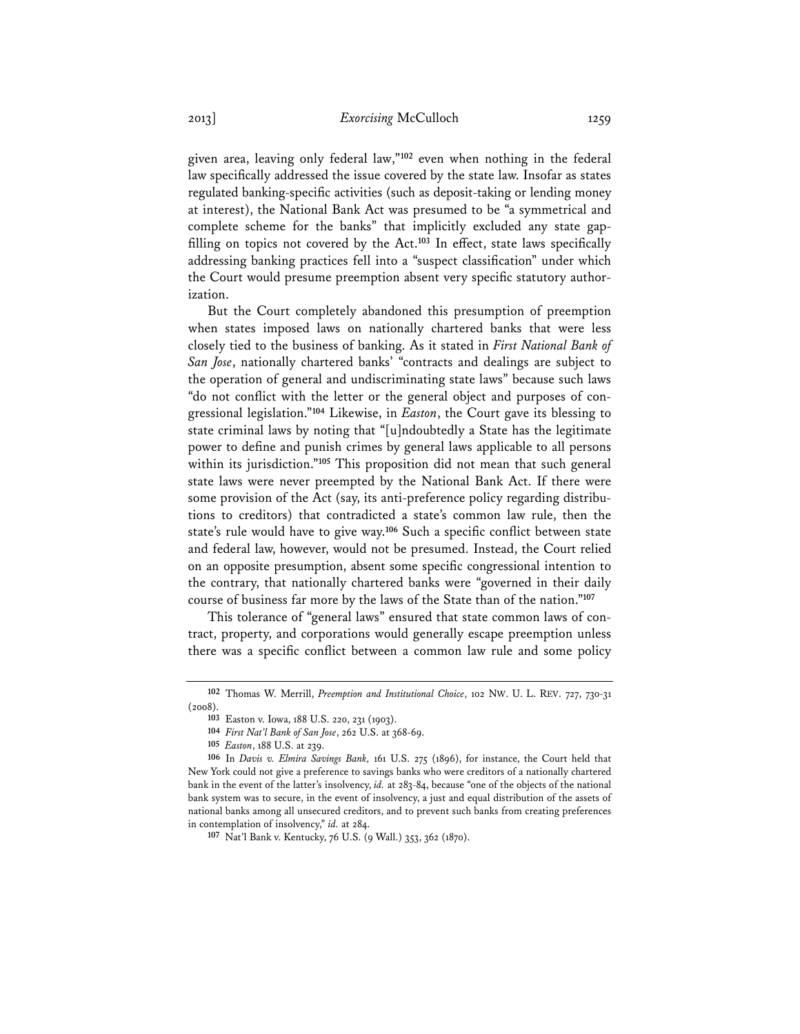given area, leaving only federal law,"[102] even when nothing in the federal law specifically addressed the issue covered by the state law. Insofar as states regulated banking-specific activities (such as deposit-taking or lending money at interest), the National Bank Act was presumed to be "a symmetrical and complete scheme for the banks" that implicitly excluded any state gap-filling on topics not covered by the Act.[103] In effect, state laws specifically addressing banking practices fell into a "suspect classification" under which the Court would presume preemption absent very specific statutory authorization.

But the Court completely abandoned this presumption of preemption when states imposed laws on nationally chartered banks that were less closely tied to the business of banking. As it stated in *First National Bank of San Jose*, nationally chartered banks' "contracts and dealings are subject to the operation of general and undiscriminating state laws" because such laws "do not conflict with the letter or the general object and purposes of congressional legislation."[104] Likewise, in *Easton*, the Court gave its blessing to state criminal laws by noting that "[u]ndoubtedly a State has the legitimate power to define and punish crimes by general laws applicable to all persons within its jurisdiction."[105] This proposition did not mean that such general state laws were never preempted by the National Bank Act. If there were some provision of the Act (say, its anti-preference policy regarding distributions to creditors) that contradicted a state's common law rule, then the state's rule would have to give way.[106] Such a specific conflict between state and federal law, however, would not be presumed. Instead, the Court relied on an opposite presumption, absent some specific congressional intention to the contrary, that nationally chartered banks were "governed in their daily course of business far more by the laws of the State than of the nation."[107]

This tolerance of "general laws" ensured that state common laws of contract, property, and corporations would generally escape preemption unless there was a specific conflict between a common law rule and some policy

---

[102] Thomas W. Merrill, *Preemption and Institutional Choice*, 102 NW. U. L. REV. 727, 730-31 (2008).

[103] Easton v. Iowa, 188 U.S. 220, 231 (1903).

[104] *First Nat'l Bank of San Jose*, 262 U.S. at 368-69.

[105] *Easton*, 188 U.S. at 239.

[106] In *Davis v. Elmira Savings Bank*, 161 U.S. 275 (1896), for instance, the Court held that New York could not give a preference to savings banks who were creditors of a nationally chartered bank in the event of the latter's insolvency, *id.* at 283-84, because "one of the objects of the national bank system was to secure, in the event of insolvency, a just and equal distribution of the assets of national banks among all unsecured creditors, and to prevent such banks from creating preferences in contemplation of insolvency," *id.* at 284.

[107] Nat'l Bank v. Kentucky, 76 U.S. (9 Wall.) 353, 362 (1870).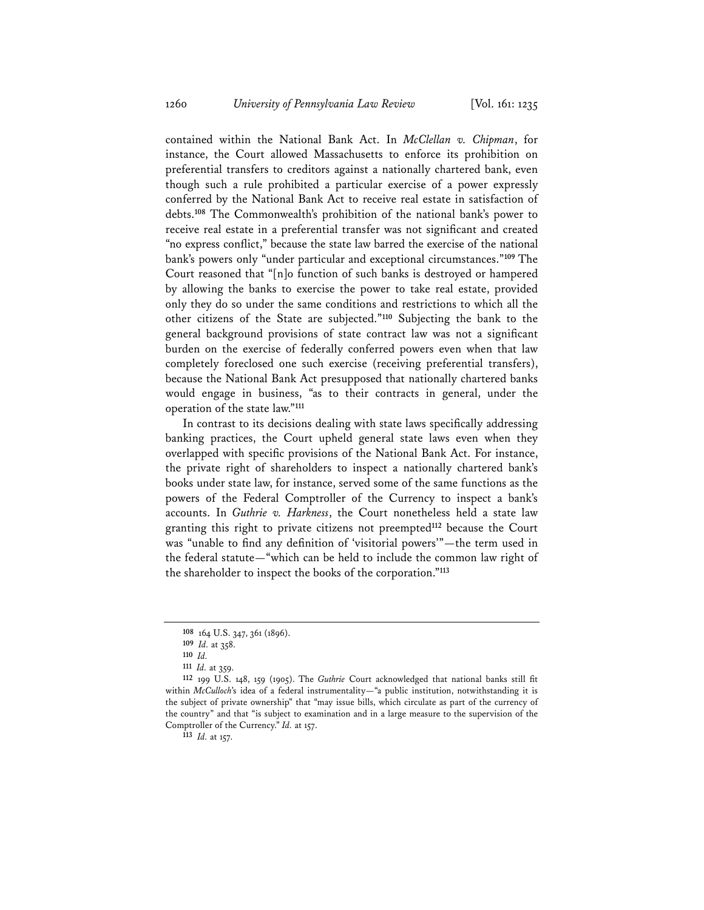contained within the National Bank Act. In *McClellan v. Chipman*, for instance, the Court allowed Massachusetts to enforce its prohibition on preferential transfers to creditors against a nationally chartered bank, even though such a rule prohibited a particular exercise of a power expressly conferred by the National Bank Act to receive real estate in satisfaction of debts.[108] The Commonwealth's prohibition of the national bank's power to receive real estate in a preferential transfer was not significant and created "no express conflict," because the state law barred the exercise of the national bank's powers only "under particular and exceptional circumstances."[109] The Court reasoned that "[n]o function of such banks is destroyed or hampered by allowing the banks to exercise the power to take real estate, provided only they do so under the same conditions and restrictions to which all the other citizens of the State are subjected."[110] Subjecting the bank to the general background provisions of state contract law was not a significant burden on the exercise of federally conferred powers even when that law completely foreclosed one such exercise (receiving preferential transfers), because the National Bank Act presupposed that nationally chartered banks would engage in business, "as to their contracts in general, under the operation of the state law."[111]

In contrast to its decisions dealing with state laws specifically addressing banking practices, the Court upheld general state laws even when they overlapped with specific provisions of the National Bank Act. For instance, the private right of shareholders to inspect a nationally chartered bank's books under state law, for instance, served some of the same functions as the powers of the Federal Comptroller of the Currency to inspect a bank's accounts. In *Guthrie v. Harkness*, the Court nonetheless held a state law granting this right to private citizens not preempted[112] because the Court was "unable to find any definition of 'visitorial powers'"—the term used in the federal statute—"which can be held to include the common law right of the shareholder to inspect the books of the corporation."[113]

---

[108] 164 U.S. 347, 361 (1896).

[109] *Id.* at 358.

[110] *Id.*

[111] *Id.* at 359.

[112] 199 U.S. 148, 159 (1905). The *Guthrie* Court acknowledged that national banks still fit within *McCulloch*'s idea of a federal instrumentality—"a public institution, notwithstanding it is the subject of private ownership" that "may issue bills, which circulate as part of the currency of the country" and that "is subject to examination and in a large measure to the supervision of the Comptroller of the Currency." *Id.* at 157.

[113] *Id.* at 157.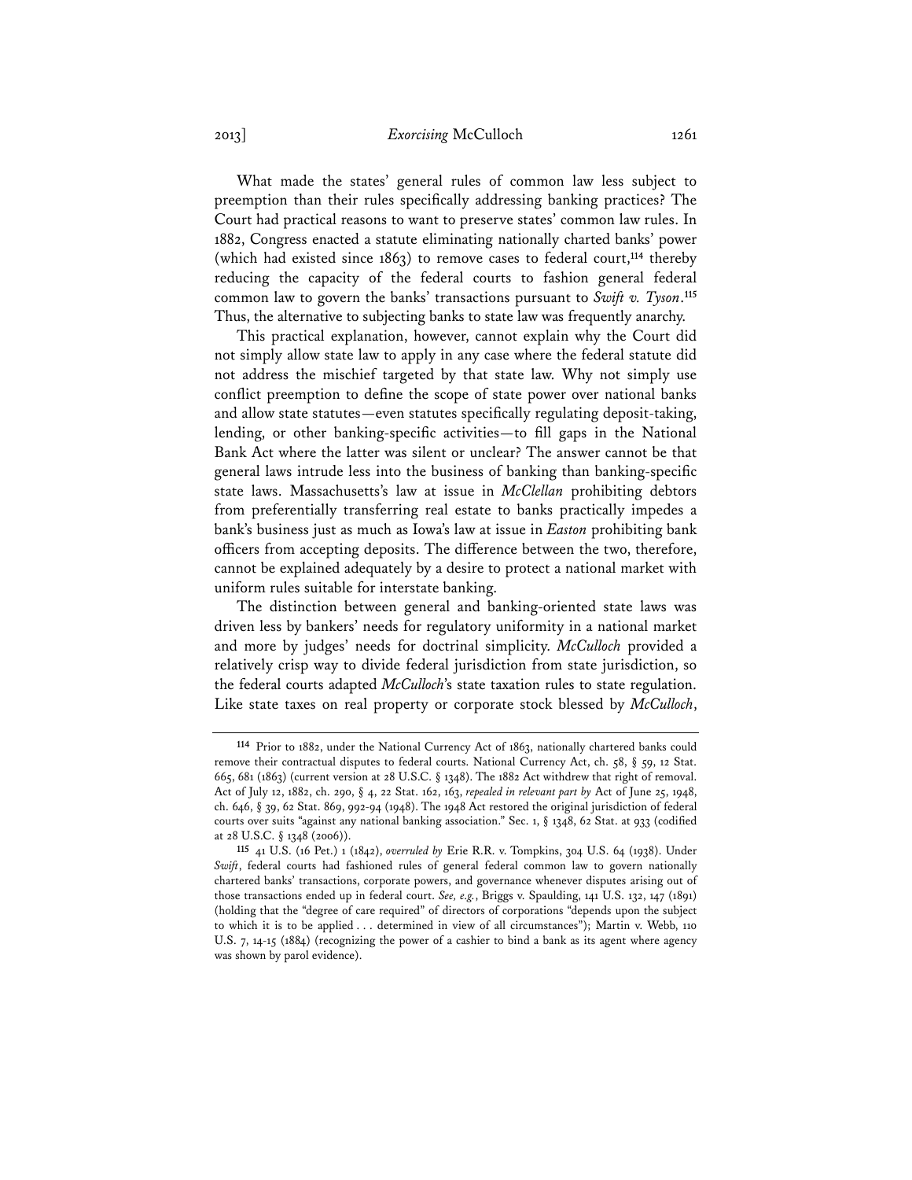What made the states' general rules of common law less subject to preemption than their rules specifically addressing banking practices? The Court had practical reasons to want to preserve states' common law rules. In 1882, Congress enacted a statute eliminating nationally charted banks' power (which had existed since 1863) to remove cases to federal court,[114] thereby reducing the capacity of the federal courts to fashion general federal common law to govern the banks' transactions pursuant to *Swift v. Tyson*.[115] Thus, the alternative to subjecting banks to state law was frequently anarchy.

This practical explanation, however, cannot explain why the Court did not simply allow state law to apply in any case where the federal statute did not address the mischief targeted by that state law. Why not simply use conflict preemption to define the scope of state power over national banks and allow state statutes—even statutes specifically regulating deposit-taking, lending, or other banking-specific activities—to fill gaps in the National Bank Act where the latter was silent or unclear? The answer cannot be that general laws intrude less into the business of banking than banking-specific state laws. Massachusetts's law at issue in *McClellan* prohibiting debtors from preferentially transferring real estate to banks practically impedes a bank's business just as much as Iowa's law at issue in *Easton* prohibiting bank officers from accepting deposits. The difference between the two, therefore, cannot be explained adequately by a desire to protect a national market with uniform rules suitable for interstate banking.

The distinction between general and banking-oriented state laws was driven less by bankers' needs for regulatory uniformity in a national market and more by judges' needs for doctrinal simplicity. *McCulloch* provided a relatively crisp way to divide federal jurisdiction from state jurisdiction, so the federal courts adapted *McCulloch*'s state taxation rules to state regulation. Like state taxes on real property or corporate stock blessed by *McCulloch*,

---

[114] Prior to 1882, under the National Currency Act of 1863, nationally chartered banks could remove their contractual disputes to federal courts. National Currency Act, ch. 58, § 59, 12 Stat. 665, 681 (1863) (current version at 28 U.S.C. § 1348). The 1882 Act withdrew that right of removal. Act of July 12, 1882, ch. 290, § 4, 22 Stat. 162, 163, *repealed in relevant part by* Act of June 25, 1948, ch. 646, § 39, 62 Stat. 869, 992-94 (1948). The 1948 Act restored the original jurisdiction of federal courts over suits "against any national banking association." Sec. 1, § 1348, 62 Stat. at 933 (codified at 28 U.S.C. § 1348 (2006)).

[115] 41 U.S. (16 Pet.) 1 (1842), *overruled by* Erie R.R. v. Tompkins, 304 U.S. 64 (1938). Under *Swift*, federal courts had fashioned rules of general federal common law to govern nationally chartered banks' transactions, corporate powers, and governance whenever disputes arising out of those transactions ended up in federal court. *See, e.g.*, Briggs v. Spaulding, 141 U.S. 132, 147 (1891) (holding that the "degree of care required" of directors of corporations "depends upon the subject to which it is to be applied . . . determined in view of all circumstances"); Martin v. Webb, 110 U.S. 7, 14-15 (1884) (recognizing the power of a cashier to bind a bank as its agent where agency was shown by parol evidence).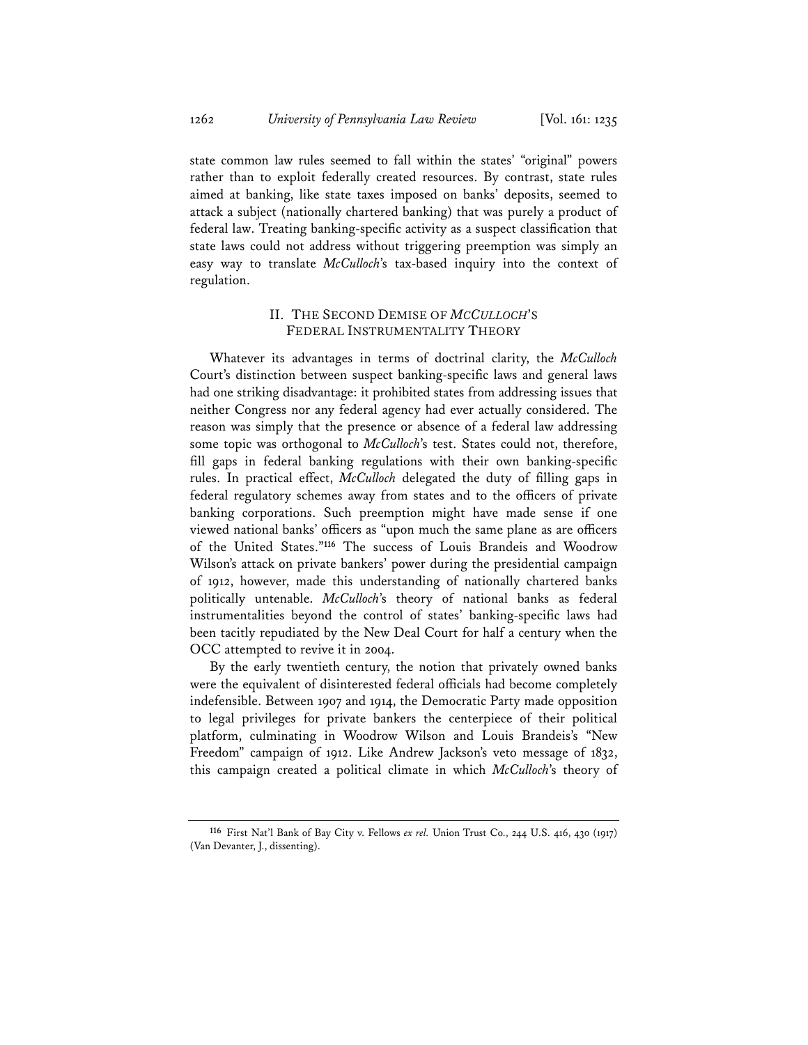state common law rules seemed to fall within the states' "original" powers rather than to exploit federally created resources. By contrast, state rules aimed at banking, like state taxes imposed on banks' deposits, seemed to attack a subject (nationally chartered banking) that was purely a product of federal law. Treating banking-specific activity as a suspect classification that state laws could not address without triggering preemption was simply an easy way to translate *McCulloch*'s tax-based inquiry into the context of regulation.

## II. THE SECOND DEMISE OF *MCCULLOCH*'S FEDERAL INSTRUMENTALITY THEORY

Whatever its advantages in terms of doctrinal clarity, the *McCulloch* Court's distinction between suspect banking-specific laws and general laws had one striking disadvantage: it prohibited states from addressing issues that neither Congress nor any federal agency had ever actually considered. The reason was simply that the presence or absence of a federal law addressing some topic was orthogonal to *McCulloch*'s test. States could not, therefore, fill gaps in federal banking regulations with their own banking-specific rules. In practical effect, *McCulloch* delegated the duty of filling gaps in federal regulatory schemes away from states and to the officers of private banking corporations. Such preemption might have made sense if one viewed national banks' officers as "upon much the same plane as are officers of the United States."[116] The success of Louis Brandeis and Woodrow Wilson's attack on private bankers' power during the presidential campaign of 1912, however, made this understanding of nationally chartered banks politically untenable. *McCulloch*'s theory of national banks as federal instrumentalities beyond the control of states' banking-specific laws had been tacitly repudiated by the New Deal Court for half a century when the OCC attempted to revive it in 2004.

By the early twentieth century, the notion that privately owned banks were the equivalent of disinterested federal officials had become completely indefensible. Between 1907 and 1914, the Democratic Party made opposition to legal privileges for private bankers the centerpiece of their political platform, culminating in Woodrow Wilson and Louis Brandeis's "New Freedom" campaign of 1912. Like Andrew Jackson's veto message of 1832, this campaign created a political climate in which *McCulloch*'s theory of

---

[116] First Nat'l Bank of Bay City v. Fellows *ex rel.* Union Trust Co., 244 U.S. 416, 430 (1917) (Van Devanter, J., dissenting).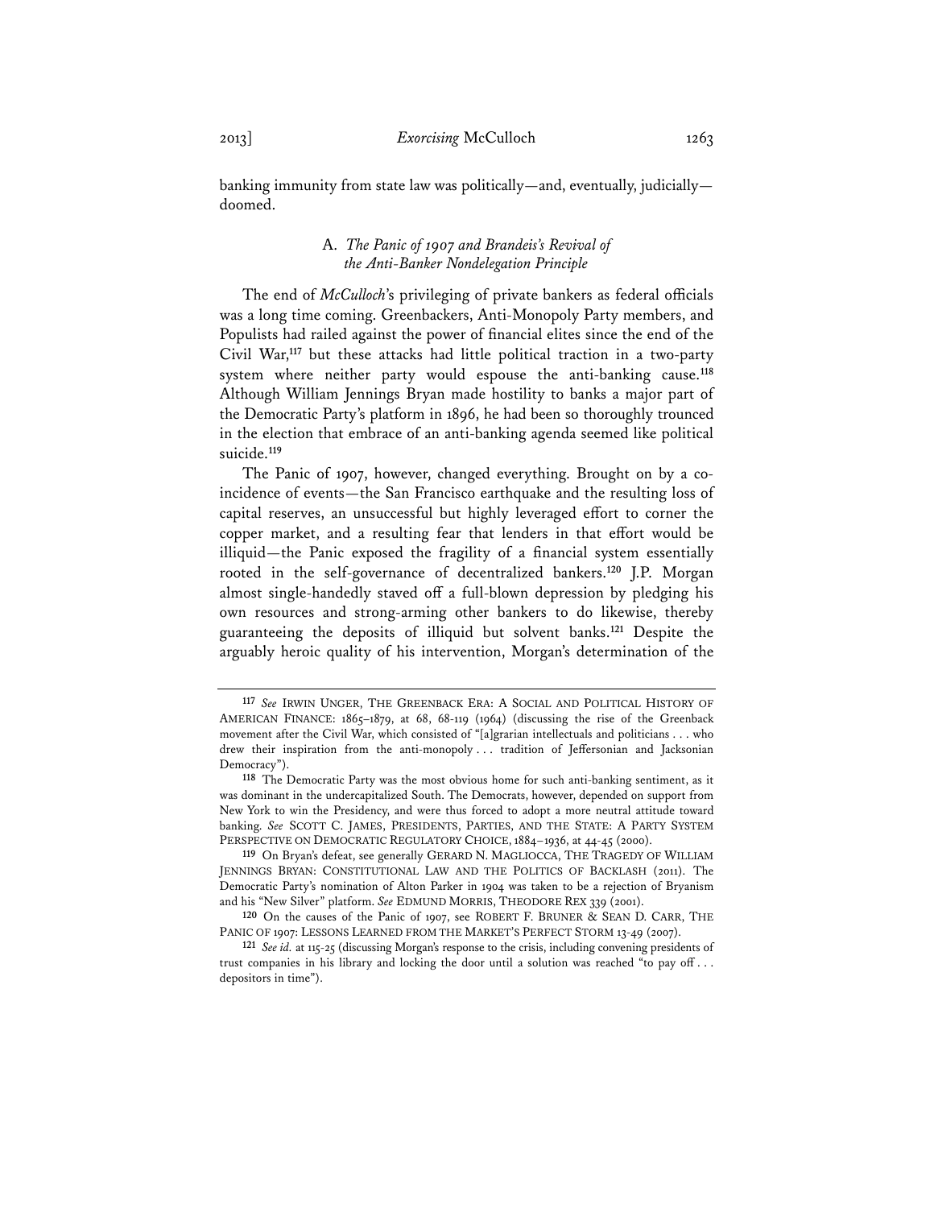banking immunity from state law was politically—and, eventually, judicially—doomed.

### A. *The Panic of 1907 and Brandeis's Revival of the Anti-Banker Nondelegation Principle*

The end of *McCulloch*'s privileging of private bankers as federal officials was a long time coming. Greenbackers, Anti-Monopoly Party members, and Populists had railed against the power of financial elites since the end of the Civil War,[117] but these attacks had little political traction in a two-party system where neither party would espouse the anti-banking cause.[118] Although William Jennings Bryan made hostility to banks a major part of the Democratic Party's platform in 1896, he had been so thoroughly trounced in the election that embrace of an anti-banking agenda seemed like political suicide.[119]

The Panic of 1907, however, changed everything. Brought on by a coincidence of events—the San Francisco earthquake and the resulting loss of capital reserves, an unsuccessful but highly leveraged effort to corner the copper market, and a resulting fear that lenders in that effort would be illiquid—the Panic exposed the fragility of a financial system essentially rooted in the self-governance of decentralized bankers.[120] J.P. Morgan almost single-handedly staved off a full-blown depression by pledging his own resources and strong-arming other bankers to do likewise, thereby guaranteeing the deposits of illiquid but solvent banks.[121] Despite the arguably heroic quality of his intervention, Morgan's determination of the

---

[117] *See* IRWIN UNGER, THE GREENBACK ERA: A SOCIAL AND POLITICAL HISTORY OF AMERICAN FINANCE: 1865–1879, at 68, 68-119 (1964) (discussing the rise of the Greenback movement after the Civil War, which consisted of "[a]grarian intellectuals and politicians . . . who drew their inspiration from the anti-monopoly . . . tradition of Jeffersonian and Jacksonian Democracy").

[118] The Democratic Party was the most obvious home for such anti-banking sentiment, as it was dominant in the undercapitalized South. The Democrats, however, depended on support from New York to win the Presidency, and were thus forced to adopt a more neutral attitude toward banking. *See* SCOTT C. JAMES, PRESIDENTS, PARTIES, AND THE STATE: A PARTY SYSTEM PERSPECTIVE ON DEMOCRATIC REGULATORY CHOICE, 1884–1936, at 44-45 (2000).

[119] On Bryan's defeat, see generally GERARD N. MAGLIOCCA, THE TRAGEDY OF WILLIAM JENNINGS BRYAN: CONSTITUTIONAL LAW AND THE POLITICS OF BACKLASH (2011). The Democratic Party's nomination of Alton Parker in 1904 was taken to be a rejection of Bryanism and his "New Silver" platform. *See* EDMUND MORRIS, THEODORE REX 339 (2001).

[120] On the causes of the Panic of 1907, see ROBERT F. BRUNER & SEAN D. CARR, THE PANIC OF 1907: LESSONS LEARNED FROM THE MARKET'S PERFECT STORM 13-49 (2007).

[121] *See id.* at 115-25 (discussing Morgan's response to the crisis, including convening presidents of trust companies in his library and locking the door until a solution was reached "to pay off . . . depositors in time").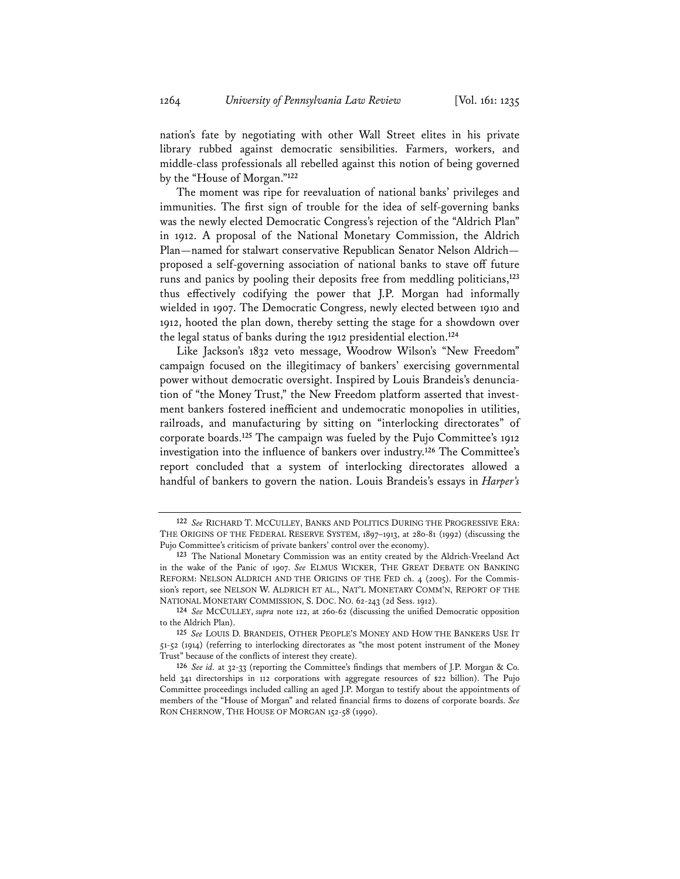nation's fate by negotiating with other Wall Street elites in his private library rubbed against democratic sensibilities. Farmers, workers, and middle-class professionals all rebelled against this notion of being governed by the "House of Morgan."[122]

The moment was ripe for reevaluation of national banks' privileges and immunities. The first sign of trouble for the idea of self-governing banks was the newly elected Democratic Congress's rejection of the "Aldrich Plan" in 1912. A proposal of the National Monetary Commission, the Aldrich Plan—named for stalwart conservative Republican Senator Nelson Aldrich—proposed a self-governing association of national banks to stave off future runs and panics by pooling their deposits free from meddling politicians,[123] thus effectively codifying the power that J.P. Morgan had informally wielded in 1907. The Democratic Congress, newly elected between 1910 and 1912, hooted the plan down, thereby setting the stage for a showdown over the legal status of banks during the 1912 presidential election.[124]

Like Jackson's 1832 veto message, Woodrow Wilson's "New Freedom" campaign focused on the illegitimacy of bankers' exercising governmental power without democratic oversight. Inspired by Louis Brandeis's denunciation of "the Money Trust," the New Freedom platform asserted that investment bankers fostered inefficient and undemocratic monopolies in utilities, railroads, and manufacturing by sitting on "interlocking directorates" of corporate boards.[125] The campaign was fueled by the Pujo Committee's 1912 investigation into the influence of bankers over industry.[126] The Committee's report concluded that a system of interlocking directorates allowed a handful of bankers to govern the nation. Louis Brandeis's essays in *Harper's*

---

[122] *See* RICHARD T. MCCULLEY, BANKS AND POLITICS DURING THE PROGRESSIVE ERA: THE ORIGINS OF THE FEDERAL RESERVE SYSTEM, 1897–1913, at 280-81 (1992) (discussing the Pujo Committee's criticism of private bankers' control over the economy).

[123] The National Monetary Commission was an entity created by the Aldrich-Vreeland Act in the wake of the Panic of 1907. *See* ELMUS WICKER, THE GREAT DEBATE ON BANKING REFORM: NELSON ALDRICH AND THE ORIGINS OF THE FED ch. 4 (2005). For the Commission's report, see NELSON W. ALDRICH ET AL., NAT'L MONETARY COMM'N, REPORT OF THE NATIONAL MONETARY COMMISSION, S. DOC. NO. 62-243 (2d Sess. 1912).

[124] *See* MCCULLEY, *supra* note 122, at 260-62 (discussing the unified Democratic opposition to the Aldrich Plan).

[125] *See* LOUIS D. BRANDEIS, OTHER PEOPLE'S MONEY AND HOW THE BANKERS USE IT 51-52 (1914) (referring to interlocking directorates as "the most potent instrument of the Money Trust" because of the conflicts of interest they create).

[126] *See id.* at 32-33 (reporting the Committee's findings that members of J.P. Morgan & Co. held 341 directorships in 112 corporations with aggregate resources of $22 billion). The Pujo Committee proceedings included calling an aged J.P. Morgan to testify about the appointments of members of the "House of Morgan" and related financial firms to dozens of corporate boards. *See* RON CHERNOW, THE HOUSE OF MORGAN 152-58 (1990).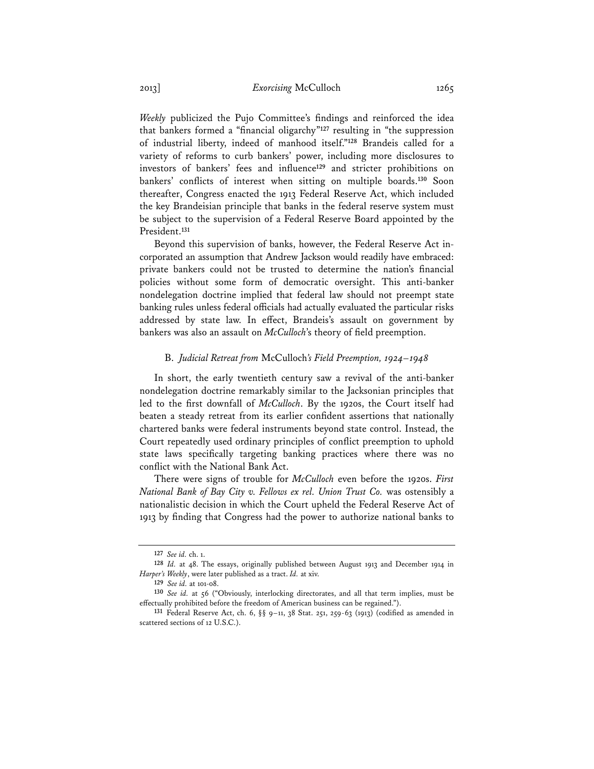*Weekly* publicized the Pujo Committee's findings and reinforced the idea that bankers formed a "financial oligarchy"[127] resulting in "the suppression of industrial liberty, indeed of manhood itself."[128] Brandeis called for a variety of reforms to curb bankers' power, including more disclosures to investors of bankers' fees and influence[129] and stricter prohibitions on bankers' conflicts of interest when sitting on multiple boards.[130] Soon thereafter, Congress enacted the 1913 Federal Reserve Act, which included the key Brandeisian principle that banks in the federal reserve system must be subject to the supervision of a Federal Reserve Board appointed by the President.[131]

Beyond this supervision of banks, however, the Federal Reserve Act incorporated an assumption that Andrew Jackson would readily have embraced: private bankers could not be trusted to determine the nation's financial policies without some form of democratic oversight. This anti-banker nondelegation doctrine implied that federal law should not preempt state banking rules unless federal officials had actually evaluated the particular risks addressed by state law. In effect, Brandeis's assault on government by bankers was also an assault on *McCulloch*'s theory of field preemption.

### B. *Judicial Retreat from* McCulloch*'s Field Preemption, 1924–1948*

In short, the early twentieth century saw a revival of the anti-banker nondelegation doctrine remarkably similar to the Jacksonian principles that led to the first downfall of *McCulloch*. By the 1920s, the Court itself had beaten a steady retreat from its earlier confident assertions that nationally chartered banks were federal instruments beyond state control. Instead, the Court repeatedly used ordinary principles of conflict preemption to uphold state laws specifically targeting banking practices where there was no conflict with the National Bank Act.

There were signs of trouble for *McCulloch* even before the 1920s. *First National Bank of Bay City v. Fellows ex rel. Union Trust Co.* was ostensibly a nationalistic decision in which the Court upheld the Federal Reserve Act of 1913 by finding that Congress had the power to authorize national banks to

---

[127] *See id.* ch. 1.

[128] *Id.* at 48. The essays, originally published between August 1913 and December 1914 in *Harper's Weekly*, were later published as a tract. *Id.* at xiv.

[129] *See id.* at 101-08.

[130] *See id.* at 56 ("Obviously, interlocking directorates, and all that term implies, must be effectually prohibited before the freedom of American business can be regained.").

[131] Federal Reserve Act, ch. 6, §§ 9–11, 38 Stat. 251, 259-63 (1913) (codified as amended in scattered sections of 12 U.S.C.).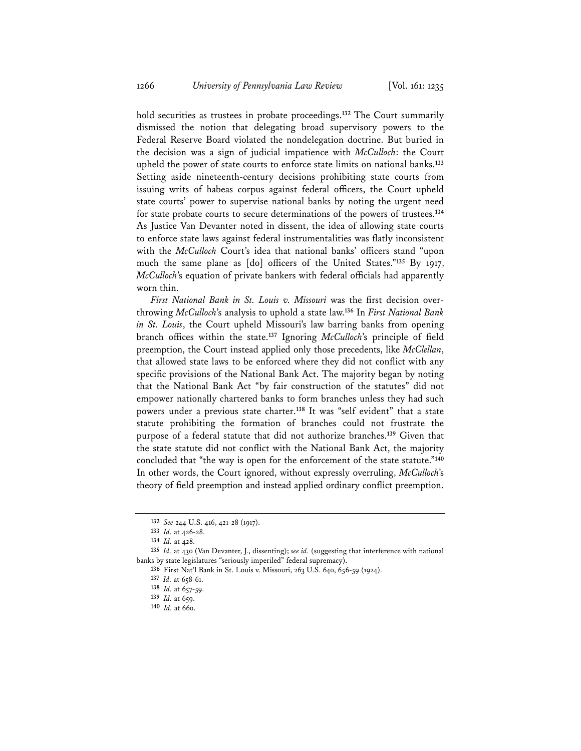hold securities as trustees in probate proceedings.[132] The Court summarily dismissed the notion that delegating broad supervisory powers to the Federal Reserve Board violated the nondelegation doctrine. But buried in the decision was a sign of judicial impatience with *McCulloch*: the Court upheld the power of state courts to enforce state limits on national banks.[133] Setting aside nineteenth-century decisions prohibiting state courts from issuing writs of habeas corpus against federal officers, the Court upheld state courts' power to supervise national banks by noting the urgent need for state probate courts to secure determinations of the powers of trustees.[134] As Justice Van Devanter noted in dissent, the idea of allowing state courts to enforce state laws against federal instrumentalities was flatly inconsistent with the *McCulloch* Court's idea that national banks' officers stand "upon much the same plane as [do] officers of the United States."[135] By 1917, *McCulloch*'s equation of private bankers with federal officials had apparently worn thin.

*First National Bank in St. Louis v. Missouri* was the first decision overthrowing *McCulloch*'s analysis to uphold a state law.[136] In *First National Bank in St. Louis*, the Court upheld Missouri's law barring banks from opening branch offices within the state.[137] Ignoring *McCulloch*'s principle of field preemption, the Court instead applied only those precedents, like *McClellan*, that allowed state laws to be enforced where they did not conflict with any specific provisions of the National Bank Act. The majority began by noting that the National Bank Act "by fair construction of the statutes" did not empower nationally chartered banks to form branches unless they had such powers under a previous state charter.[138] It was "self evident" that a state statute prohibiting the formation of branches could not frustrate the purpose of a federal statute that did not authorize branches.[139] Given that the state statute did not conflict with the National Bank Act, the majority concluded that "the way is open for the enforcement of the state statute."[140] In other words, the Court ignored, without expressly overruling, *McCulloch*'s theory of field preemption and instead applied ordinary conflict preemption.

---

132 *See* 244 U.S. 416, 421-28 (1917).

133 *Id.* at 426-28.

134 *Id.* at 428.

135 *Id.* at 430 (Van Devanter, J., dissenting); *see id.* (suggesting that interference with national banks by state legislatures "seriously imperiled" federal supremacy).

136 First Nat'l Bank in St. Louis v. Missouri, 263 U.S. 640, 656-59 (1924).

137 *Id.* at 658-61.

138 *Id.* at 657-59.

139 *Id.* at 659.

140 *Id.* at 660.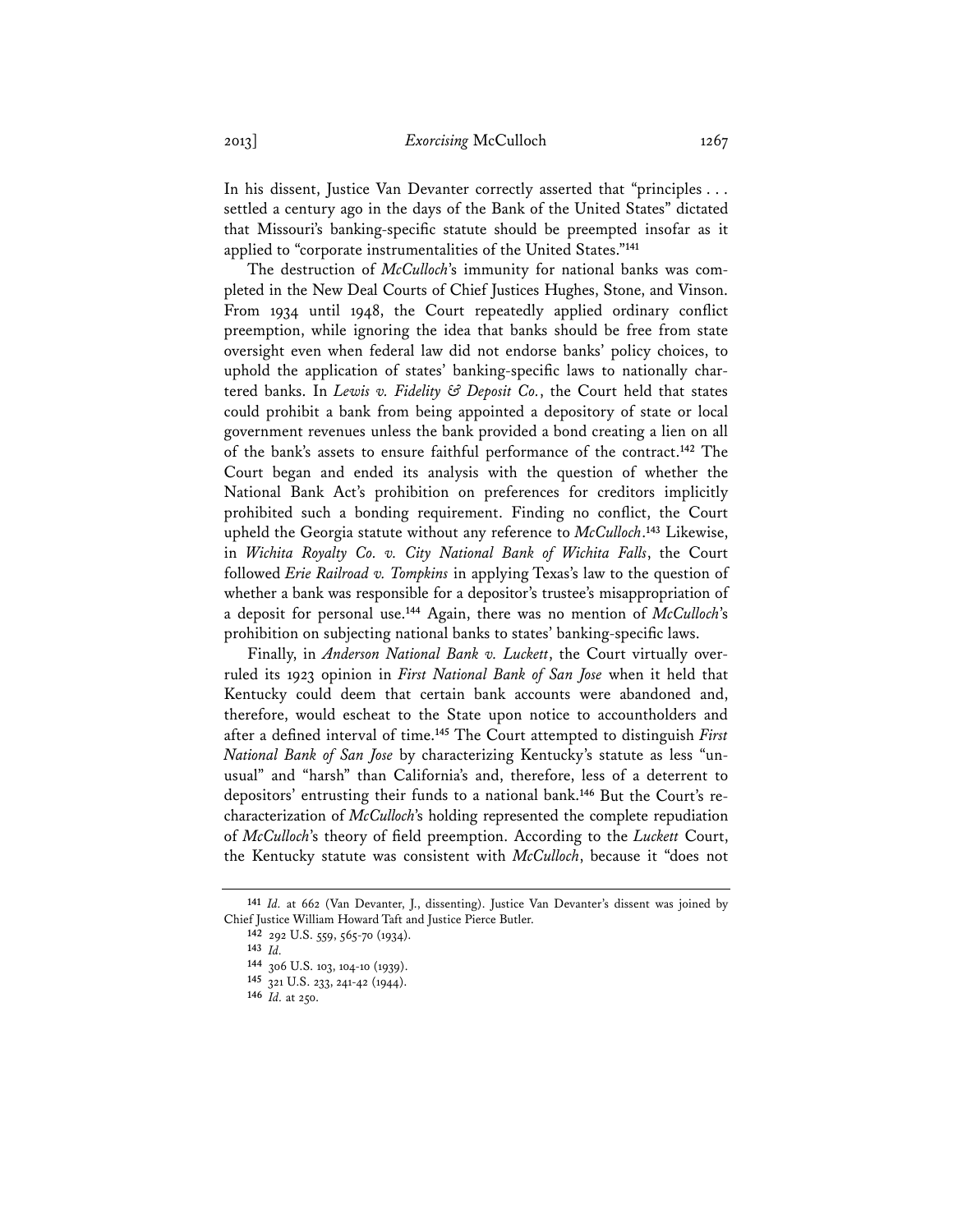In his dissent, Justice Van Devanter correctly asserted that "principles . . . settled a century ago in the days of the Bank of the United States" dictated that Missouri's banking-specific statute should be preempted insofar as it applied to "corporate instrumentalities of the United States."[141]

The destruction of *McCulloch*'s immunity for national banks was completed in the New Deal Courts of Chief Justices Hughes, Stone, and Vinson. From 1934 until 1948, the Court repeatedly applied ordinary conflict preemption, while ignoring the idea that banks should be free from state oversight even when federal law did not endorse banks' policy choices, to uphold the application of states' banking-specific laws to nationally chartered banks. In *Lewis v. Fidelity & Deposit Co.*, the Court held that states could prohibit a bank from being appointed a depository of state or local government revenues unless the bank provided a bond creating a lien on all of the bank's assets to ensure faithful performance of the contract.[142] The Court began and ended its analysis with the question of whether the National Bank Act's prohibition on preferences for creditors implicitly prohibited such a bonding requirement. Finding no conflict, the Court upheld the Georgia statute without any reference to *McCulloch*.[143] Likewise, in *Wichita Royalty Co. v. City National Bank of Wichita Falls*, the Court followed *Erie Railroad v. Tompkins* in applying Texas's law to the question of whether a bank was responsible for a depositor's trustee's misappropriation of a deposit for personal use.[144] Again, there was no mention of *McCulloch*'s prohibition on subjecting national banks to states' banking-specific laws.

Finally, in *Anderson National Bank v. Luckett*, the Court virtually overruled its 1923 opinion in *First National Bank of San Jose* when it held that Kentucky could deem that certain bank accounts were abandoned and, therefore, would escheat to the State upon notice to accountholders and after a defined interval of time.[145] The Court attempted to distinguish *First National Bank of San Jose* by characterizing Kentucky's statute as less "unusual" and "harsh" than California's and, therefore, less of a deterrent to depositors' entrusting their funds to a national bank.[146] But the Court's recharacterization of *McCulloch*'s holding represented the complete repudiation of *McCulloch*'s theory of field preemption. According to the *Luckett* Court, the Kentucky statute was consistent with *McCulloch*, because it "does not

---

[141] *Id.* at 662 (Van Devanter, J., dissenting). Justice Van Devanter's dissent was joined by Chief Justice William Howard Taft and Justice Pierce Butler.

[142] 292 U.S. 559, 565-70 (1934).

[143] *Id.*

[144] 306 U.S. 103, 104-10 (1939).

[145] 321 U.S. 233, 241-42 (1944).

[146] *Id.* at 250.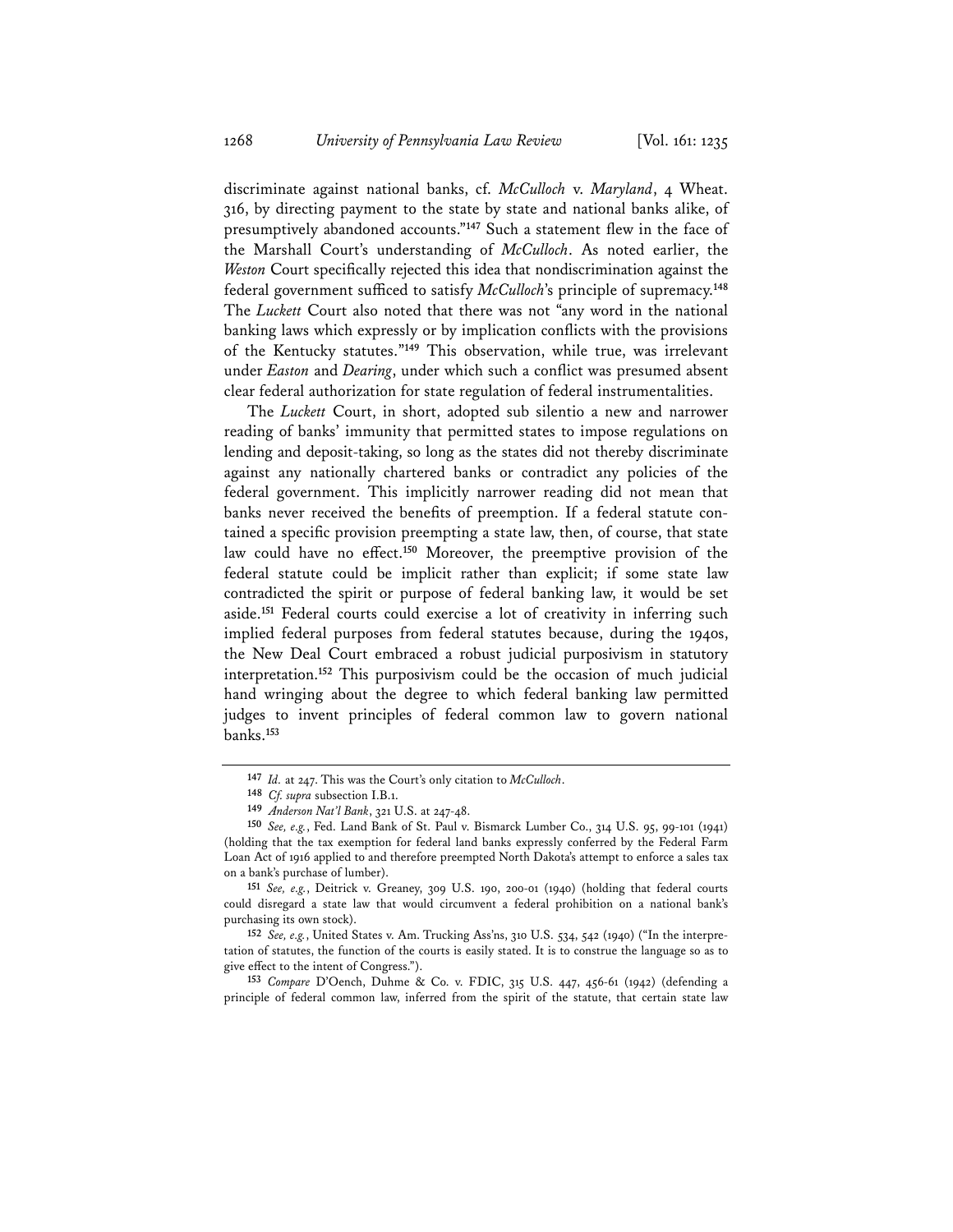discriminate against national banks, cf. *McCulloch* v. *Maryland*, 4 Wheat. 316, by directing payment to the state by state and national banks alike, of presumptively abandoned accounts."[147] Such a statement flew in the face of the Marshall Court's understanding of *McCulloch*. As noted earlier, the *Weston* Court specifically rejected this idea that nondiscrimination against the federal government sufficed to satisfy *McCulloch*'s principle of supremacy.[148] The *Luckett* Court also noted that there was not "any word in the national banking laws which expressly or by implication conflicts with the provisions of the Kentucky statutes."[149] This observation, while true, was irrelevant under *Easton* and *Dearing*, under which such a conflict was presumed absent clear federal authorization for state regulation of federal instrumentalities.

The *Luckett* Court, in short, adopted sub silentio a new and narrower reading of banks' immunity that permitted states to impose regulations on lending and deposit-taking, so long as the states did not thereby discriminate against any nationally chartered banks or contradict any policies of the federal government. This implicitly narrower reading did not mean that banks never received the benefits of preemption. If a federal statute contained a specific provision preempting a state law, then, of course, that state law could have no effect.[150] Moreover, the preemptive provision of the federal statute could be implicit rather than explicit; if some state law contradicted the spirit or purpose of federal banking law, it would be set aside.[151] Federal courts could exercise a lot of creativity in inferring such implied federal purposes from federal statutes because, during the 1940s, the New Deal Court embraced a robust judicial purposivism in statutory interpretation.[152] This purposivism could be the occasion of much judicial hand wringing about the degree to which federal banking law permitted judges to invent principles of federal common law to govern national banks.[153]

---

[147] *Id.* at 247. This was the Court's only citation to *McCulloch*.

[148] *Cf. supra* subsection I.B.1.

[149] *Anderson Nat'l Bank*, 321 U.S. at 247-48.

[150] *See, e.g.*, Fed. Land Bank of St. Paul v. Bismarck Lumber Co., 314 U.S. 95, 99-101 (1941) (holding that the tax exemption for federal land banks expressly conferred by the Federal Farm Loan Act of 1916 applied to and therefore preempted North Dakota's attempt to enforce a sales tax on a bank's purchase of lumber).

[151] *See, e.g.*, Deitrick v. Greaney, 309 U.S. 190, 200-01 (1940) (holding that federal courts could disregard a state law that would circumvent a federal prohibition on a national bank's purchasing its own stock).

[152] *See, e.g.*, United States v. Am. Trucking Ass'ns, 310 U.S. 534, 542 (1940) ("In the interpretation of statutes, the function of the courts is easily stated. It is to construe the language so as to give effect to the intent of Congress.").

[153] *Compare* D'Oench, Duhme & Co. v. FDIC, 315 U.S. 447, 456-61 (1942) (defending a principle of federal common law, inferred from the spirit of the statute, that certain state law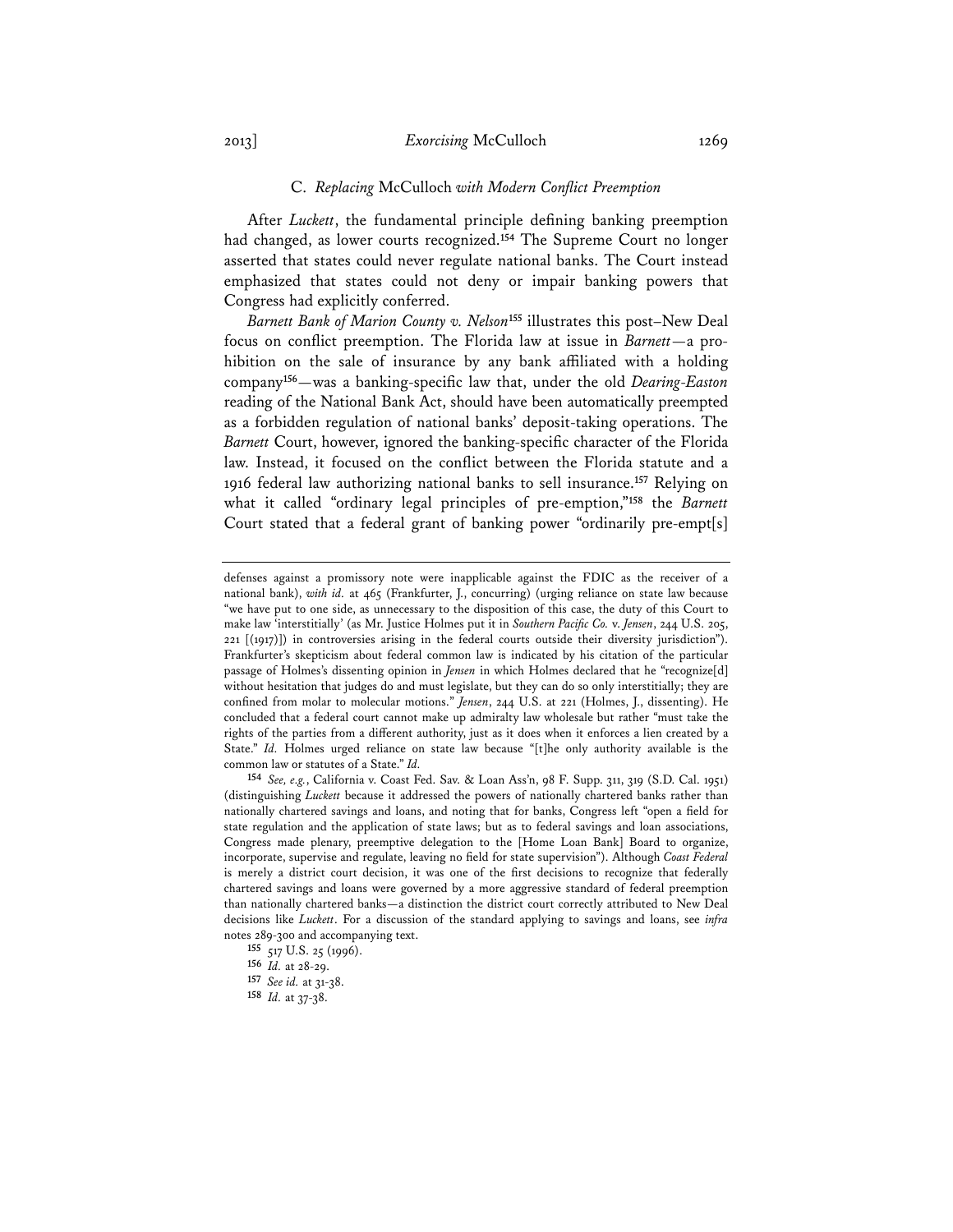### C. *Replacing* McCulloch *with Modern Conflict Preemption*

After *Luckett*, the fundamental principle defining banking preemption had changed, as lower courts recognized.[154] The Supreme Court no longer asserted that states could never regulate national banks. The Court instead emphasized that states could not deny or impair banking powers that Congress had explicitly conferred.

*Barnett Bank of Marion County v. Nelson*[155] illustrates this post–New Deal focus on conflict preemption. The Florida law at issue in *Barnett*—a prohibition on the sale of insurance by any bank affiliated with a holding company[156]—was a banking-specific law that, under the old *Dearing-Easton* reading of the National Bank Act, should have been automatically preempted as a forbidden regulation of national banks' deposit-taking operations. The *Barnett* Court, however, ignored the banking-specific character of the Florida law. Instead, it focused on the conflict between the Florida statute and a 1916 federal law authorizing national banks to sell insurance.[157] Relying on what it called "ordinary legal principles of pre-emption,"[158] the *Barnett* Court stated that a federal grant of banking power "ordinarily pre-empt[s]

---

defenses against a promissory note were inapplicable against the FDIC as the receiver of a national bank), *with id.* at 465 (Frankfurter, J., concurring) (urging reliance on state law because "we have put to one side, as unnecessary to the disposition of this case, the duty of this Court to make law 'interstitially' (as Mr. Justice Holmes put it in *Southern Pacific Co.* v. *Jensen*, 244 U.S. 205, 221 [(1917)]) in controversies arising in the federal courts outside their diversity jurisdiction"). Frankfurter's skepticism about federal common law is indicated by his citation of the particular passage of Holmes's dissenting opinion in *Jensen* in which Holmes declared that he "recognize[d] without hesitation that judges do and must legislate, but they can do so only interstitially; they are confined from molar to molecular motions." *Jensen*, 244 U.S. at 221 (Holmes, J., dissenting). He concluded that a federal court cannot make up admiralty law wholesale but rather "must take the rights of the parties from a different authority, just as it does when it enforces a lien created by a State." *Id.* Holmes urged reliance on state law because "[t]he only authority available is the common law or statutes of a State." *Id.*

[154] *See, e.g.*, California v. Coast Fed. Sav. & Loan Ass'n, 98 F. Supp. 311, 319 (S.D. Cal. 1951) (distinguishing *Luckett* because it addressed the powers of nationally chartered banks rather than nationally chartered savings and loans, and noting that for banks, Congress left "open a field for state regulation and the application of state laws; but as to federal savings and loan associations, Congress made plenary, preemptive delegation to the [Home Loan Bank] Board to organize, incorporate, supervise and regulate, leaving no field for state supervision"). Although *Coast Federal* is merely a district court decision, it was one of the first decisions to recognize that federally chartered savings and loans were governed by a more aggressive standard of federal preemption than nationally chartered banks—a distinction the district court correctly attributed to New Deal decisions like *Luckett*. For a discussion of the standard applying to savings and loans, see *infra* notes 289-300 and accompanying text.

[155] 517 U.S. 25 (1996).

[156] *Id.* at 28-29.

[157] *See id.* at 31-38.

[158] *Id.* at 37-38.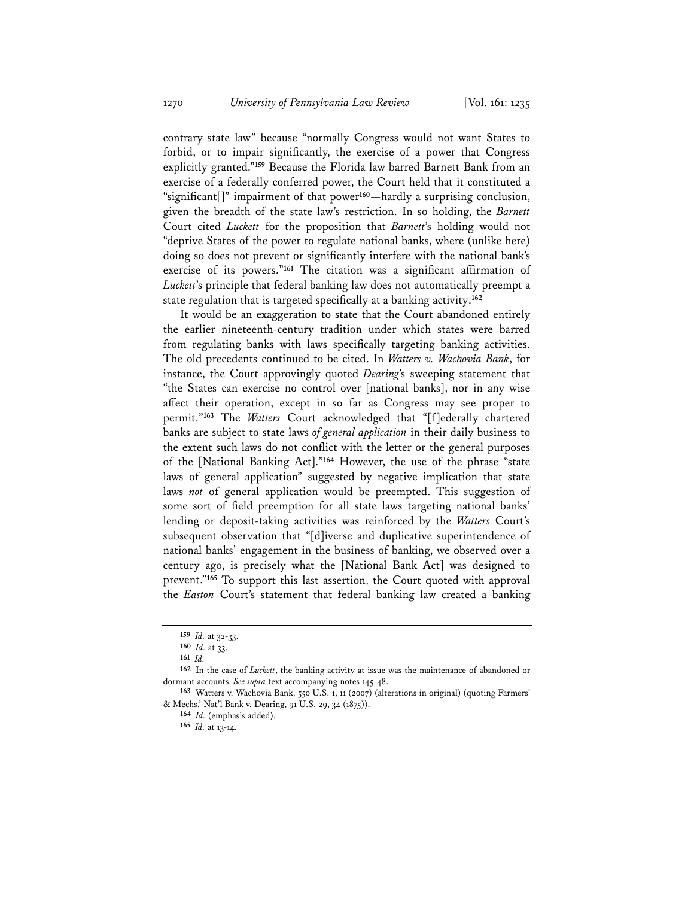contrary state law" because "normally Congress would not want States to forbid, or to impair significantly, the exercise of a power that Congress explicitly granted."[159] Because the Florida law barred Barnett Bank from an exercise of a federally conferred power, the Court held that it constituted a "significant[]" impairment of that power[160]—hardly a surprising conclusion, given the breadth of the state law's restriction. In so holding, the *Barnett* Court cited *Luckett* for the proposition that *Barnett*'s holding would not "deprive States of the power to regulate national banks, where (unlike here) doing so does not prevent or significantly interfere with the national bank's exercise of its powers."[161] The citation was a significant affirmation of *Luckett*'s principle that federal banking law does not automatically preempt a state regulation that is targeted specifically at a banking activity.[162]

It would be an exaggeration to state that the Court abandoned entirely the earlier nineteenth-century tradition under which states were barred from regulating banks with laws specifically targeting banking activities. The old precedents continued to be cited. In *Watters v. Wachovia Bank*, for instance, the Court approvingly quoted *Dearing*'s sweeping statement that "the States can exercise no control over [national banks], nor in any wise affect their operation, except in so far as Congress may see proper to permit."[163] The *Watters* Court acknowledged that "[f]ederally chartered banks are subject to state laws *of general application* in their daily business to the extent such laws do not conflict with the letter or the general purposes of the [National Banking Act]."[164] However, the use of the phrase "state laws of general application" suggested by negative implication that state laws *not* of general application would be preempted. This suggestion of some sort of field preemption for all state laws targeting national banks' lending or deposit-taking activities was reinforced by the *Watters* Court's subsequent observation that "[d]iverse and duplicative superintendence of national banks' engagement in the business of banking, we observed over a century ago, is precisely what the [National Bank Act] was designed to prevent."[165] To support this last assertion, the Court quoted with approval the *Easton* Court's statement that federal banking law created a banking

---

159 *Id.* at 32-33.

160 *Id.* at 33.

161 *Id.*

162 In the case of *Luckett*, the banking activity at issue was the maintenance of abandoned or dormant accounts. *See supra* text accompanying notes 145-48.

163 Watters v. Wachovia Bank, 550 U.S. 1, 11 (2007) (alterations in original) (quoting Farmers' & Mechs.' Nat'l Bank v. Dearing, 91 U.S. 29, 34 (1875)).

164 *Id.* (emphasis added).

165 *Id.* at 13-14.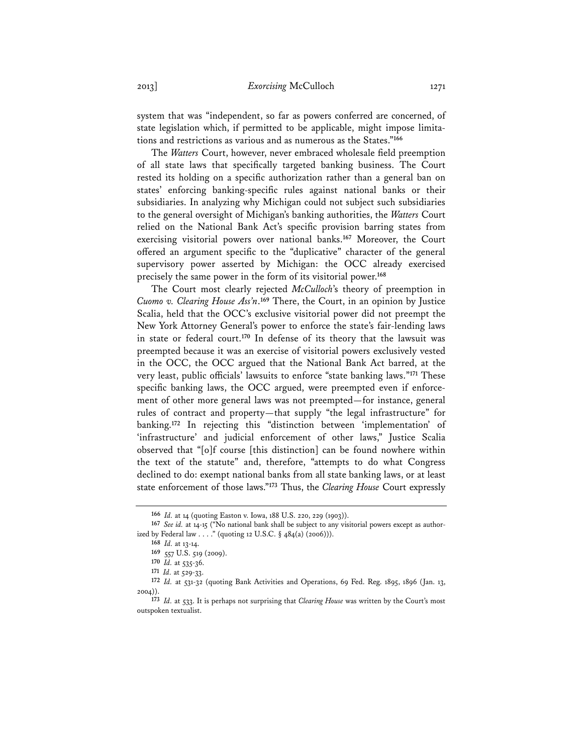system that was "independent, so far as powers conferred are concerned, of state legislation which, if permitted to be applicable, might impose limitations and restrictions as various and as numerous as the States."[166]

The *Watters* Court, however, never embraced wholesale field preemption of all state laws that specifically targeted banking business. The Court rested its holding on a specific authorization rather than a general ban on states' enforcing banking-specific rules against national banks or their subsidiaries. In analyzing why Michigan could not subject such subsidiaries to the general oversight of Michigan's banking authorities, the *Watters* Court relied on the National Bank Act's specific provision barring states from exercising visitorial powers over national banks.[167] Moreover, the Court offered an argument specific to the "duplicative" character of the general supervisory power asserted by Michigan: the OCC already exercised precisely the same power in the form of its visitorial power.[168]

The Court most clearly rejected *McCulloch*'s theory of preemption in *Cuomo v. Clearing House Ass'n*.[169] There, the Court, in an opinion by Justice Scalia, held that the OCC's exclusive visitorial power did not preempt the New York Attorney General's power to enforce the state's fair-lending laws in state or federal court.[170] In defense of its theory that the lawsuit was preempted because it was an exercise of visitorial powers exclusively vested in the OCC, the OCC argued that the National Bank Act barred, at the very least, public officials' lawsuits to enforce "state banking laws."[171] These specific banking laws, the OCC argued, were preempted even if enforcement of other more general laws was not preempted—for instance, general rules of contract and property—that supply "the legal infrastructure" for banking.[172] In rejecting this "distinction between 'implementation' of 'infrastructure' and judicial enforcement of other laws," Justice Scalia observed that "[o]f course [this distinction] can be found nowhere within the text of the statute" and, therefore, "attempts to do what Congress declined to do: exempt national banks from all state banking laws, or at least state enforcement of those laws."[173] Thus, the *Clearing House* Court expressly

---

[166] *Id.* at 14 (quoting Easton v. Iowa, 188 U.S. 220, 229 (1903)).

[167] *See id.* at 14-15 ("No national bank shall be subject to any visitorial powers except as authorized by Federal law . . . ." (quoting 12 U.S.C. § 484(a) (2006))).

[168] *Id.* at 13-14.

[169] 557 U.S. 519 (2009).

[170] *Id.* at 535-36.

[171] *Id.* at 529-33.

[172] *Id.* at 531-32 (quoting Bank Activities and Operations, 69 Fed. Reg. 1895, 1896 (Jan. 13, 2004)).

[173] *Id.* at 533. It is perhaps not surprising that *Clearing House* was written by the Court's most outspoken textualist.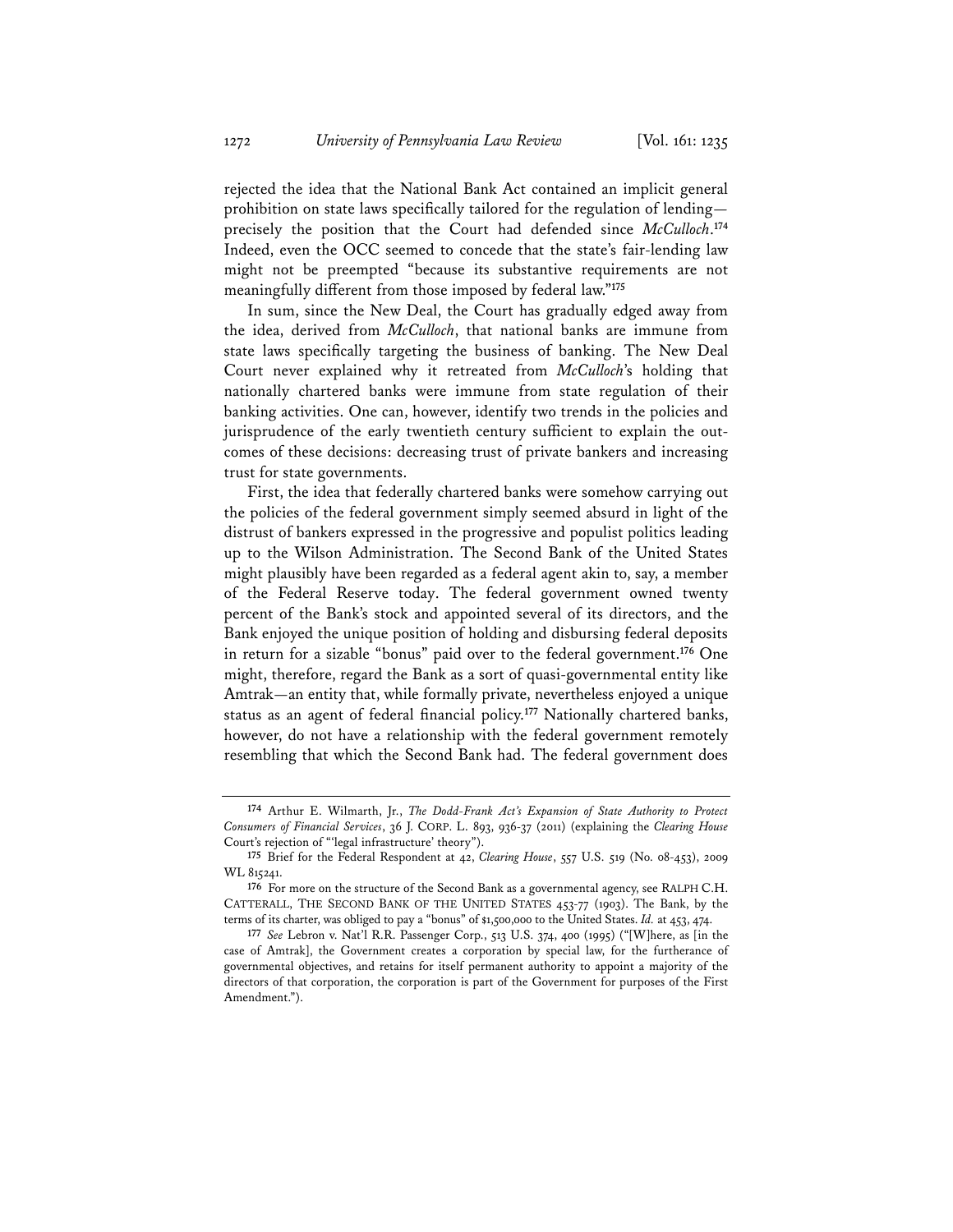rejected the idea that the National Bank Act contained an implicit general prohibition on state laws specifically tailored for the regulation of lending—precisely the position that the Court had defended since *McCulloch*.[174] Indeed, even the OCC seemed to concede that the state's fair-lending law might not be preempted "because its substantive requirements are not meaningfully different from those imposed by federal law."[175]

In sum, since the New Deal, the Court has gradually edged away from the idea, derived from *McCulloch*, that national banks are immune from state laws specifically targeting the business of banking. The New Deal Court never explained why it retreated from *McCulloch*'s holding that nationally chartered banks were immune from state regulation of their banking activities. One can, however, identify two trends in the policies and jurisprudence of the early twentieth century sufficient to explain the outcomes of these decisions: decreasing trust of private bankers and increasing trust for state governments.

First, the idea that federally chartered banks were somehow carrying out the policies of the federal government simply seemed absurd in light of the distrust of bankers expressed in the progressive and populist politics leading up to the Wilson Administration. The Second Bank of the United States might plausibly have been regarded as a federal agent akin to, say, a member of the Federal Reserve today. The federal government owned twenty percent of the Bank's stock and appointed several of its directors, and the Bank enjoyed the unique position of holding and disbursing federal deposits in return for a sizable "bonus" paid over to the federal government.[176] One might, therefore, regard the Bank as a sort of quasi-governmental entity like Amtrak—an entity that, while formally private, nevertheless enjoyed a unique status as an agent of federal financial policy.[177] Nationally chartered banks, however, do not have a relationship with the federal government remotely resembling that which the Second Bank had. The federal government does

---

[174] Arthur E. Wilmarth, Jr., *The Dodd-Frank Act's Expansion of State Authority to Protect Consumers of Financial Services*, 36 J. CORP. L. 893, 936-37 (2011) (explaining the *Clearing House* Court's rejection of "'legal infrastructure' theory").

[175] Brief for the Federal Respondent at 42, *Clearing House*, 557 U.S. 519 (No. 08-453), 2009 WL 815241.

[176] For more on the structure of the Second Bank as a governmental agency, see RALPH C.H. CATTERALL, THE SECOND BANK OF THE UNITED STATES 453-77 (1903). The Bank, by the terms of its charter, was obliged to pay a "bonus" of $1,500,000 to the United States. *Id.* at 453, 474.

[177] *See* Lebron v. Nat'l R.R. Passenger Corp., 513 U.S. 374, 400 (1995) ("[W]here, as [in the case of Amtrak], the Government creates a corporation by special law, for the furtherance of governmental objectives, and retains for itself permanent authority to appoint a majority of the directors of that corporation, the corporation is part of the Government for purposes of the First Amendment.").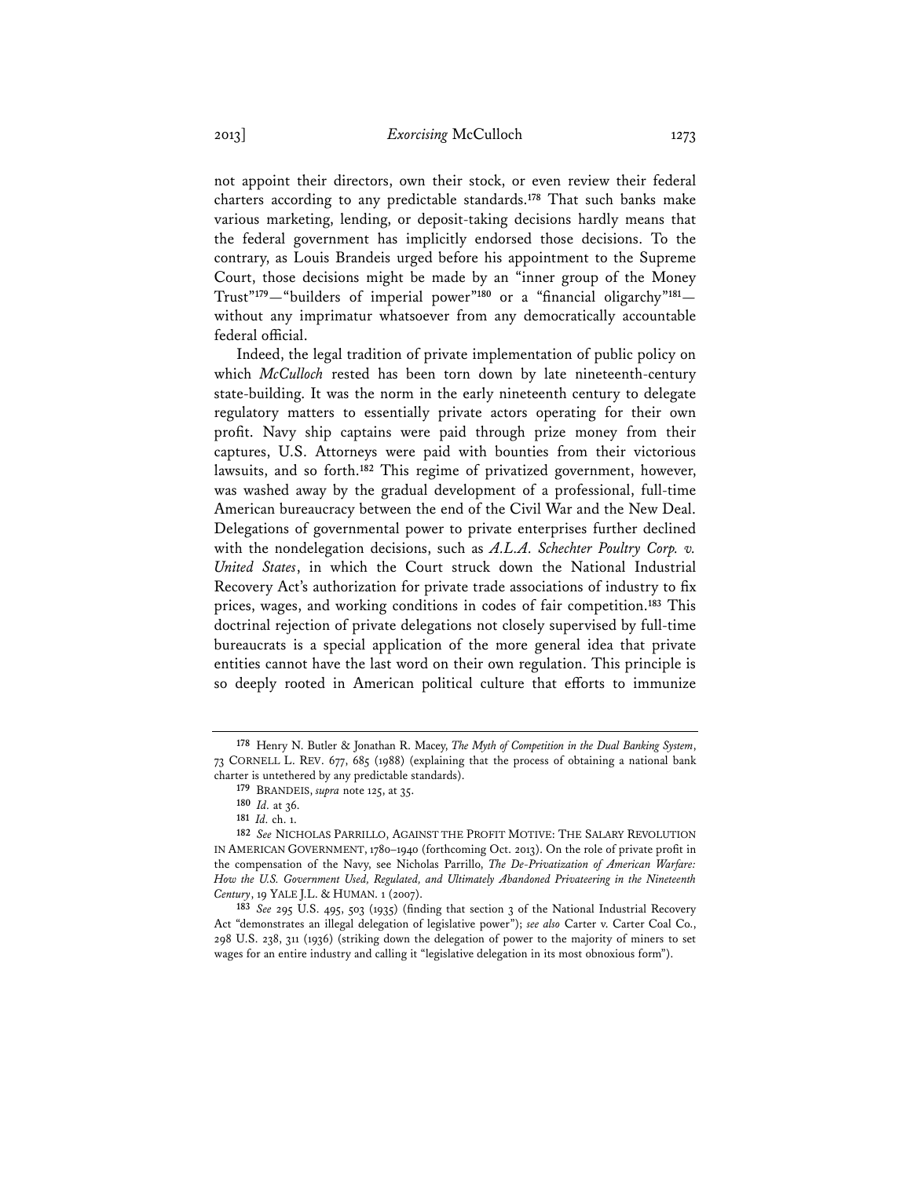not appoint their directors, own their stock, or even review their federal charters according to any predictable standards.[178] That such banks make various marketing, lending, or deposit-taking decisions hardly means that the federal government has implicitly endorsed those decisions. To the contrary, as Louis Brandeis urged before his appointment to the Supreme Court, those decisions might be made by an "inner group of the Money Trust"[179]—"builders of imperial power"[180] or a "financial oligarchy"[181]—without any imprimatur whatsoever from any democratically accountable federal official.

Indeed, the legal tradition of private implementation of public policy on which *McCulloch* rested has been torn down by late nineteenth-century state-building. It was the norm in the early nineteenth century to delegate regulatory matters to essentially private actors operating for their own profit. Navy ship captains were paid through prize money from their captures, U.S. Attorneys were paid with bounties from their victorious lawsuits, and so forth.[182] This regime of privatized government, however, was washed away by the gradual development of a professional, full-time American bureaucracy between the end of the Civil War and the New Deal. Delegations of governmental power to private enterprises further declined with the nondelegation decisions, such as *A.L.A. Schechter Poultry Corp. v. United States*, in which the Court struck down the National Industrial Recovery Act's authorization for private trade associations of industry to fix prices, wages, and working conditions in codes of fair competition.[183] This doctrinal rejection of private delegations not closely supervised by full-time bureaucrats is a special application of the more general idea that private entities cannot have the last word on their own regulation. This principle is so deeply rooted in American political culture that efforts to immunize

---

[178] Henry N. Butler & Jonathan R. Macey, *The Myth of Competition in the Dual Banking System*, 73 CORNELL L. REV. 677, 685 (1988) (explaining that the process of obtaining a national bank charter is untethered by any predictable standards).

[179] BRANDEIS, *supra* note 125, at 35.

[180] *Id.* at 36.

[181] *Id.* ch. 1.

[182] *See* NICHOLAS PARRILLO, AGAINST THE PROFIT MOTIVE: THE SALARY REVOLUTION IN AMERICAN GOVERNMENT, 1780–1940 (forthcoming Oct. 2013). On the role of private profit in the compensation of the Navy, see Nicholas Parrillo, *The De-Privatization of American Warfare: How the U.S. Government Used, Regulated, and Ultimately Abandoned Privateering in the Nineteenth Century*, 19 YALE J.L. & HUMAN. 1 (2007).

[183] *See* 295 U.S. 495, 503 (1935) (finding that section 3 of the National Industrial Recovery Act "demonstrates an illegal delegation of legislative power"); *see also* Carter v. Carter Coal Co., 298 U.S. 238, 311 (1936) (striking down the delegation of power to the majority of miners to set wages for an entire industry and calling it "legislative delegation in its most obnoxious form").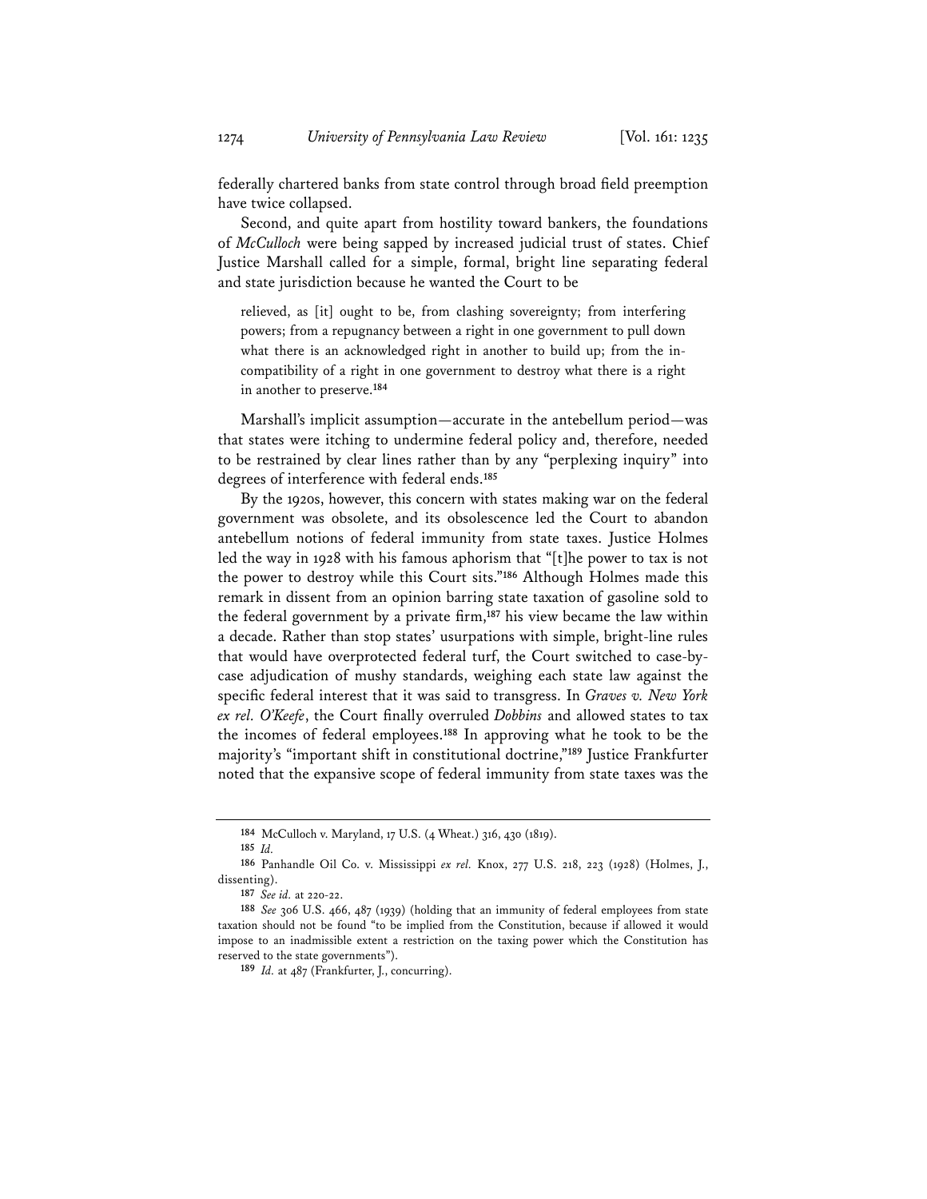federally chartered banks from state control through broad field preemption have twice collapsed.

Second, and quite apart from hostility toward bankers, the foundations of *McCulloch* were being sapped by increased judicial trust of states. Chief Justice Marshall called for a simple, formal, bright line separating federal and state jurisdiction because he wanted the Court to be

> relieved, as [it] ought to be, from clashing sovereignty; from interfering powers; from a repugnancy between a right in one government to pull down what there is an acknowledged right in another to build up; from the incompatibility of a right in one government to destroy what there is a right in another to preserve.[184]

Marshall's implicit assumption—accurate in the antebellum period—was that states were itching to undermine federal policy and, therefore, needed to be restrained by clear lines rather than by any "perplexing inquiry" into degrees of interference with federal ends.[185]

By the 1920s, however, this concern with states making war on the federal government was obsolete, and its obsolescence led the Court to abandon antebellum notions of federal immunity from state taxes. Justice Holmes led the way in 1928 with his famous aphorism that "[t]he power to tax is not the power to destroy while this Court sits."[186] Although Holmes made this remark in dissent from an opinion barring state taxation of gasoline sold to the federal government by a private firm,[187] his view became the law within a decade. Rather than stop states' usurpations with simple, bright-line rules that would have overprotected federal turf, the Court switched to case-by-case adjudication of mushy standards, weighing each state law against the specific federal interest that it was said to transgress. In *Graves v. New York ex rel. O'Keefe*, the Court finally overruled *Dobbins* and allowed states to tax the incomes of federal employees.[188] In approving what he took to be the majority's "important shift in constitutional doctrine,"[189] Justice Frankfurter noted that the expansive scope of federal immunity from state taxes was the

---

[184] McCulloch v. Maryland, 17 U.S. (4 Wheat.) 316, 430 (1819).

[185] *Id.*

[186] Panhandle Oil Co. v. Mississippi *ex rel.* Knox, 277 U.S. 218, 223 (1928) (Holmes, J., dissenting).

[187] *See id.* at 220-22.

[188] *See* 306 U.S. 466, 487 (1939) (holding that an immunity of federal employees from state taxation should not be found "to be implied from the Constitution, because if allowed it would impose to an inadmissible extent a restriction on the taxing power which the Constitution has reserved to the state governments").

[189] *Id.* at 487 (Frankfurter, J., concurring).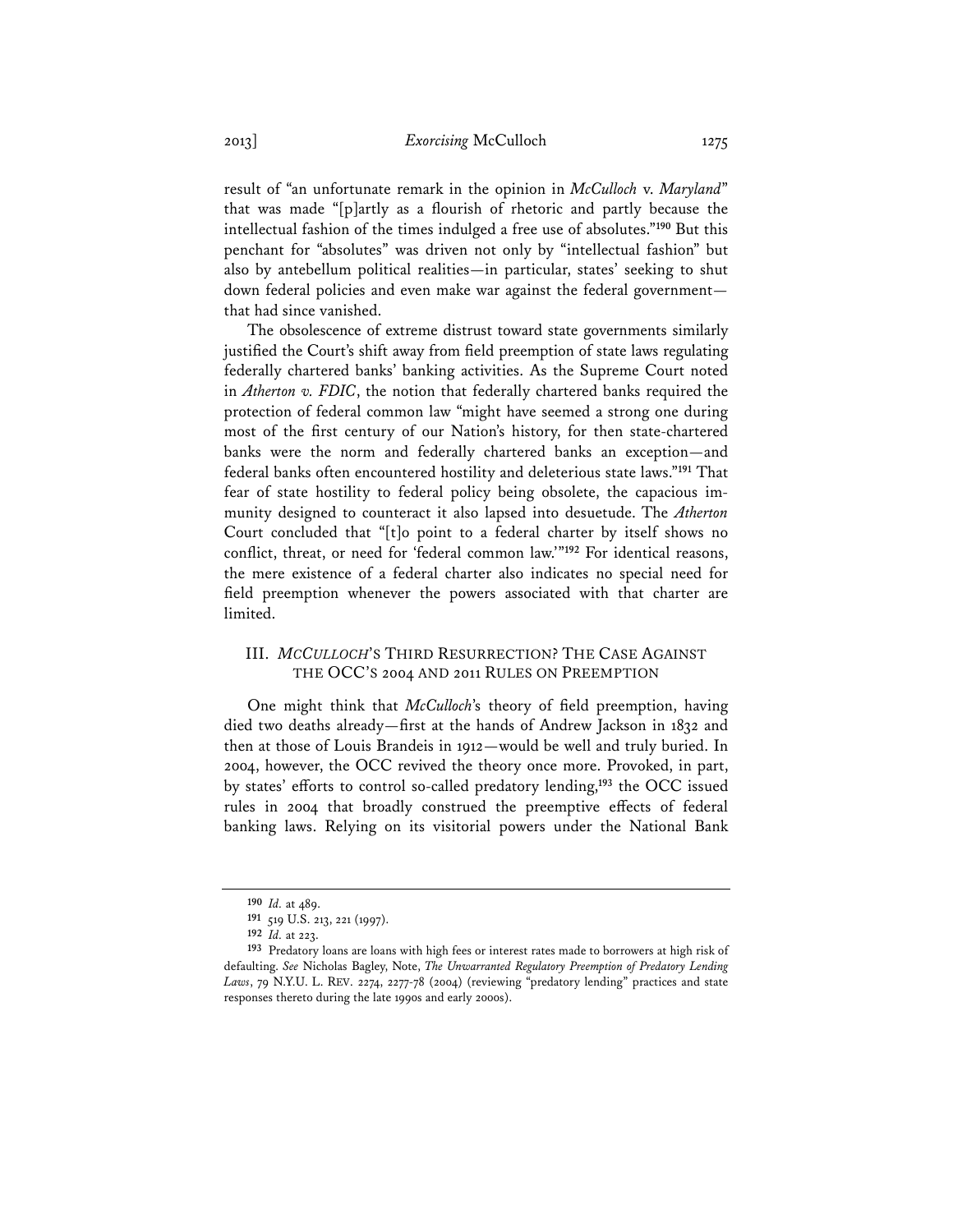result of "an unfortunate remark in the opinion in *McCulloch* v. *Maryland*" that was made "[p]artly as a flourish of rhetoric and partly because the intellectual fashion of the times indulged a free use of absolutes."[190] But this penchant for "absolutes" was driven not only by "intellectual fashion" but also by antebellum political realities—in particular, states' seeking to shut down federal policies and even make war against the federal government—that had since vanished.

The obsolescence of extreme distrust toward state governments similarly justified the Court's shift away from field preemption of state laws regulating federally chartered banks' banking activities. As the Supreme Court noted in *Atherton v. FDIC*, the notion that federally chartered banks required the protection of federal common law "might have seemed a strong one during most of the first century of our Nation's history, for then state-chartered banks were the norm and federally chartered banks an exception—and federal banks often encountered hostility and deleterious state laws."[191] That fear of state hostility to federal policy being obsolete, the capacious immunity designed to counteract it also lapsed into desuetude. The *Atherton* Court concluded that "[t]o point to a federal charter by itself shows no conflict, threat, or need for 'federal common law.'"[192] For identical reasons, the mere existence of a federal charter also indicates no special need for field preemption whenever the powers associated with that charter are limited.

## III. *McCulloch*'s Third Resurrection? The Case Against the OCC's 2004 and 2011 Rules on Preemption

One might think that *McCulloch*'s theory of field preemption, having died two deaths already—first at the hands of Andrew Jackson in 1832 and then at those of Louis Brandeis in 1912—would be well and truly buried. In 2004, however, the OCC revived the theory once more. Provoked, in part, by states' efforts to control so-called predatory lending,[193] the OCC issued rules in 2004 that broadly construed the preemptive effects of federal banking laws. Relying on its visitorial powers under the National Bank

---

[190] *Id.* at 489.

[191] 519 U.S. 213, 221 (1997).

[192] *Id.* at 223.

[193] Predatory loans are loans with high fees or interest rates made to borrowers at high risk of defaulting. *See* Nicholas Bagley, Note, *The Unwarranted Regulatory Preemption of Predatory Lending Laws*, 79 N.Y.U. L. Rev. 2274, 2277-78 (2004) (reviewing "predatory lending" practices and state responses thereto during the late 1990s and early 2000s).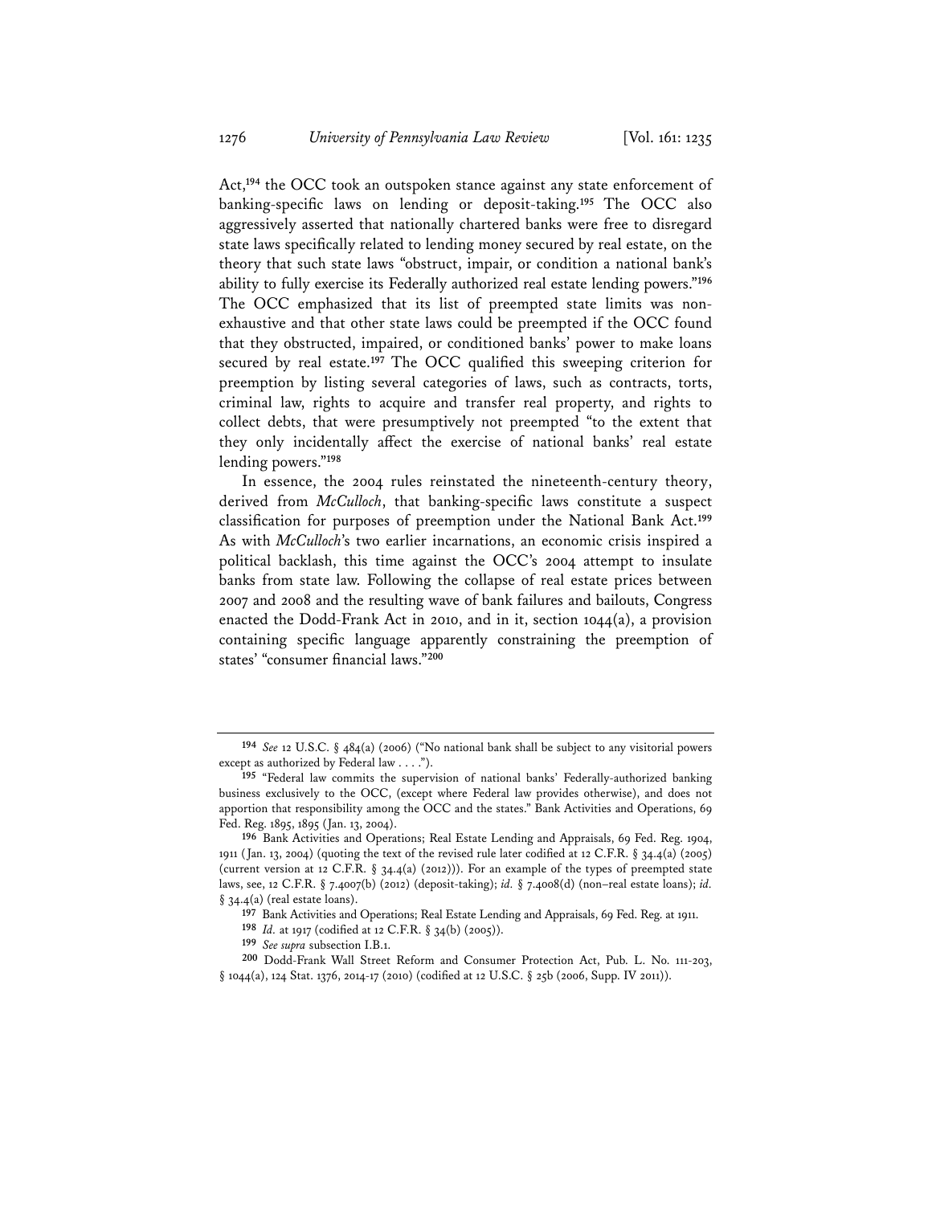Act,[194] the OCC took an outspoken stance against any state enforcement of banking-specific laws on lending or deposit-taking.[195] The OCC also aggressively asserted that nationally chartered banks were free to disregard state laws specifically related to lending money secured by real estate, on the theory that such state laws "obstruct, impair, or condition a national bank's ability to fully exercise its Federally authorized real estate lending powers."[196] The OCC emphasized that its list of preempted state limits was non-exhaustive and that other state laws could be preempted if the OCC found that they obstructed, impaired, or conditioned banks' power to make loans secured by real estate.[197] The OCC qualified this sweeping criterion for preemption by listing several categories of laws, such as contracts, torts, criminal law, rights to acquire and transfer real property, and rights to collect debts, that were presumptively not preempted "to the extent that they only incidentally affect the exercise of national banks' real estate lending powers."[198]

In essence, the 2004 rules reinstated the nineteenth-century theory, derived from *McCulloch*, that banking-specific laws constitute a suspect classification for purposes of preemption under the National Bank Act.[199] As with *McCulloch*'s two earlier incarnations, an economic crisis inspired a political backlash, this time against the OCC's 2004 attempt to insulate banks from state law. Following the collapse of real estate prices between 2007 and 2008 and the resulting wave of bank failures and bailouts, Congress enacted the Dodd-Frank Act in 2010, and in it, section 1044(a), a provision containing specific language apparently constraining the preemption of states' "consumer financial laws."[200]

---

[194] *See* 12 U.S.C. § 484(a) (2006) ("No national bank shall be subject to any visitorial powers except as authorized by Federal law . . . .").

[195] "Federal law commits the supervision of national banks' Federally-authorized banking business exclusively to the OCC, (except where Federal law provides otherwise), and does not apportion that responsibility among the OCC and the states." Bank Activities and Operations, 69 Fed. Reg. 1895, 1895 (Jan. 13, 2004).

[196] Bank Activities and Operations; Real Estate Lending and Appraisals, 69 Fed. Reg. 1904, 1911 (Jan. 13, 2004) (quoting the text of the revised rule later codified at 12 C.F.R. § 34.4(a) (2005) (current version at 12 C.F.R. § 34.4(a) (2012))). For an example of the types of preempted state laws, see, 12 C.F.R. § 7.4007(b) (2012) (deposit-taking); *id.* § 7.4008(d) (non–real estate loans); *id.* § 34.4(a) (real estate loans).

[197] Bank Activities and Operations; Real Estate Lending and Appraisals, 69 Fed. Reg. at 1911.

[198] *Id.* at 1917 (codified at 12 C.F.R. § 34(b) (2005)).

[199] *See supra* subsection I.B.1.

[200] Dodd-Frank Wall Street Reform and Consumer Protection Act, Pub. L. No. 111-203, § 1044(a), 124 Stat. 1376, 2014-17 (2010) (codified at 12 U.S.C. § 25b (2006, Supp. IV 2011)).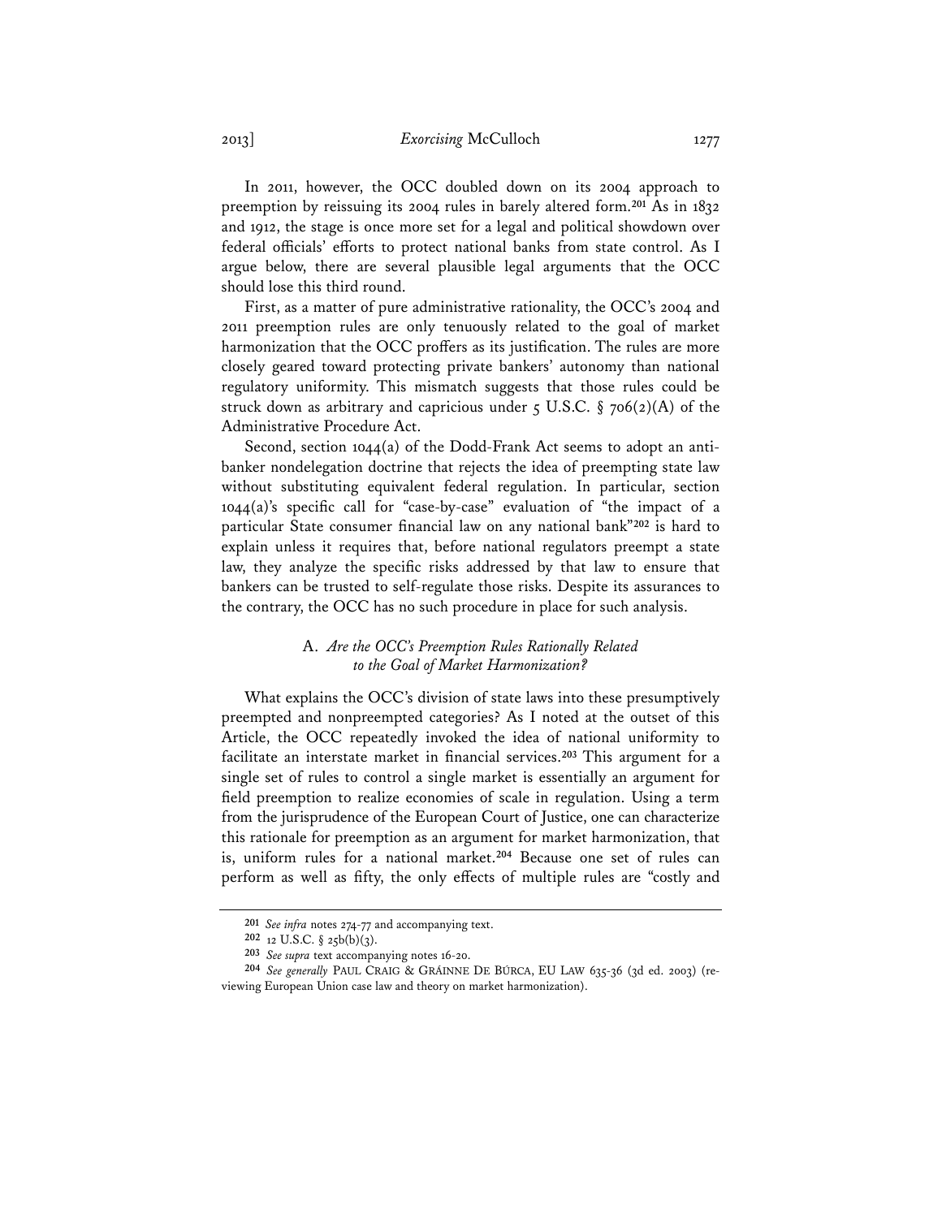In 2011, however, the OCC doubled down on its 2004 approach to preemption by reissuing its 2004 rules in barely altered form.[201] As in 1832 and 1912, the stage is once more set for a legal and political showdown over federal officials' efforts to protect national banks from state control. As I argue below, there are several plausible legal arguments that the OCC should lose this third round.

First, as a matter of pure administrative rationality, the OCC's 2004 and 2011 preemption rules are only tenuously related to the goal of market harmonization that the OCC proffers as its justification. The rules are more closely geared toward protecting private bankers' autonomy than national regulatory uniformity. This mismatch suggests that those rules could be struck down as arbitrary and capricious under 5 U.S.C. § 706(2)(A) of the Administrative Procedure Act.

Second, section 1044(a) of the Dodd-Frank Act seems to adopt an anti-banker nondelegation doctrine that rejects the idea of preempting state law without substituting equivalent federal regulation. In particular, section 1044(a)'s specific call for "case-by-case" evaluation of "the impact of a particular State consumer financial law on any national bank"[202] is hard to explain unless it requires that, before national regulators preempt a state law, they analyze the specific risks addressed by that law to ensure that bankers can be trusted to self-regulate those risks. Despite its assurances to the contrary, the OCC has no such procedure in place for such analysis.

### A. *Are the OCC's Preemption Rules Rationally Related to the Goal of Market Harmonization?*

What explains the OCC's division of state laws into these presumptively preempted and nonpreempted categories? As I noted at the outset of this Article, the OCC repeatedly invoked the idea of national uniformity to facilitate an interstate market in financial services.[203] This argument for a single set of rules to control a single market is essentially an argument for field preemption to realize economies of scale in regulation. Using a term from the jurisprudence of the European Court of Justice, one can characterize this rationale for preemption as an argument for market harmonization, that is, uniform rules for a national market.[204] Because one set of rules can perform as well as fifty, the only effects of multiple rules are "costly and

---

[201] *See infra* notes 274-77 and accompanying text.

[202] 12 U.S.C. § 25b(b)(3).

[203] *See supra* text accompanying notes 16-20.

[204] *See generally* PAUL CRAIG & GRÁINNE DE BÚRCA, EU LAW 635-36 (3d ed. 2003) (reviewing European Union case law and theory on market harmonization).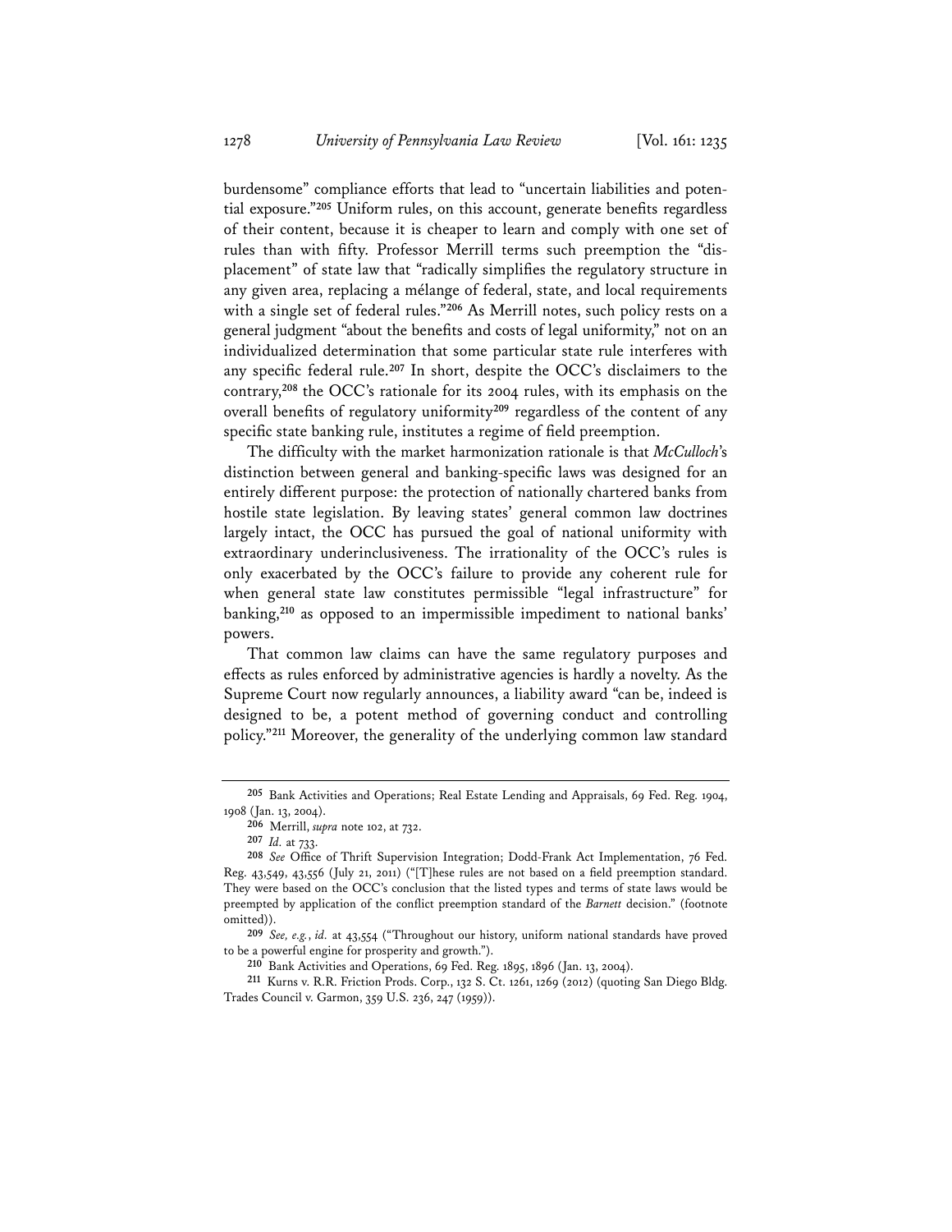burdensome" compliance efforts that lead to "uncertain liabilities and potential exposure."[205] Uniform rules, on this account, generate benefits regardless of their content, because it is cheaper to learn and comply with one set of rules than with fifty. Professor Merrill terms such preemption the "displacement" of state law that "radically simplifies the regulatory structure in any given area, replacing a mélange of federal, state, and local requirements with a single set of federal rules."[206] As Merrill notes, such policy rests on a general judgment "about the benefits and costs of legal uniformity," not on an individualized determination that some particular state rule interferes with any specific federal rule.[207] In short, despite the OCC's disclaimers to the contrary,[208] the OCC's rationale for its 2004 rules, with its emphasis on the overall benefits of regulatory uniformity[209] regardless of the content of any specific state banking rule, institutes a regime of field preemption.

The difficulty with the market harmonization rationale is that *McCulloch*'s distinction between general and banking-specific laws was designed for an entirely different purpose: the protection of nationally chartered banks from hostile state legislation. By leaving states' general common law doctrines largely intact, the OCC has pursued the goal of national uniformity with extraordinary underinclusiveness. The irrationality of the OCC's rules is only exacerbated by the OCC's failure to provide any coherent rule for when general state law constitutes permissible "legal infrastructure" for banking,[210] as opposed to an impermissible impediment to national banks' powers.

That common law claims can have the same regulatory purposes and effects as rules enforced by administrative agencies is hardly a novelty. As the Supreme Court now regularly announces, a liability award "can be, indeed is designed to be, a potent method of governing conduct and controlling policy."[211] Moreover, the generality of the underlying common law standard

---

[205] Bank Activities and Operations; Real Estate Lending and Appraisals, 69 Fed. Reg. 1904, 1908 (Jan. 13, 2004).

[206] Merrill, *supra* note 102, at 732.

[207] *Id.* at 733.

[208] *See* Office of Thrift Supervision Integration; Dodd-Frank Act Implementation, 76 Fed. Reg. 43,549, 43,556 (July 21, 2011) ("[T]hese rules are not based on a field preemption standard. They were based on the OCC's conclusion that the listed types and terms of state laws would be preempted by application of the conflict preemption standard of the *Barnett* decision." (footnote omitted)).

[209] *See, e.g.*, *id.* at 43,554 ("Throughout our history, uniform national standards have proved to be a powerful engine for prosperity and growth.").

[210] Bank Activities and Operations, 69 Fed. Reg. 1895, 1896 (Jan. 13, 2004).

[211] Kurns v. R.R. Friction Prods. Corp., 132 S. Ct. 1261, 1269 (2012) (quoting San Diego Bldg. Trades Council v. Garmon, 359 U.S. 236, 247 (1959)).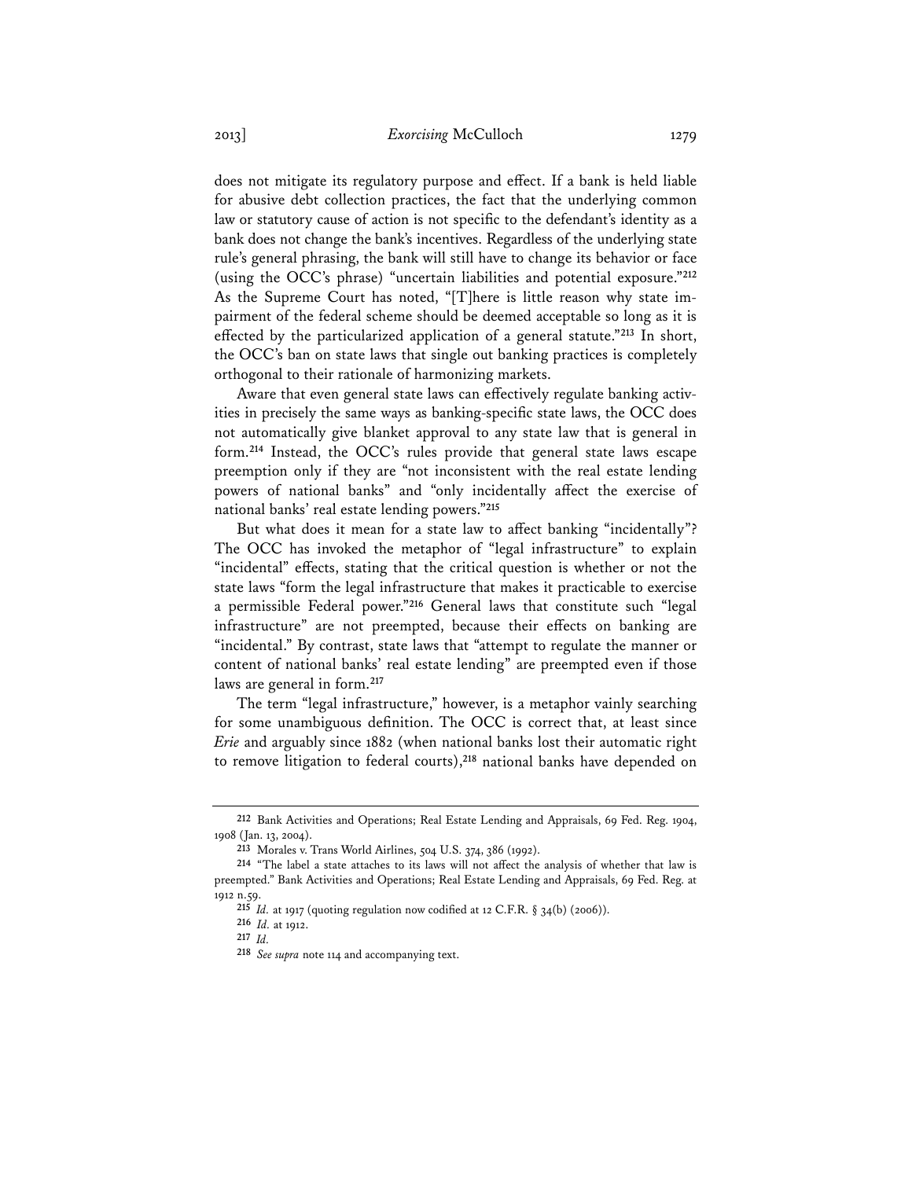does not mitigate its regulatory purpose and effect. If a bank is held liable for abusive debt collection practices, the fact that the underlying common law or statutory cause of action is not specific to the defendant's identity as a bank does not change the bank's incentives. Regardless of the underlying state rule's general phrasing, the bank will still have to change its behavior or face (using the OCC's phrase) "uncertain liabilities and potential exposure."[212] As the Supreme Court has noted, "[T]here is little reason why state impairment of the federal scheme should be deemed acceptable so long as it is effected by the particularized application of a general statute."[213] In short, the OCC's ban on state laws that single out banking practices is completely orthogonal to their rationale of harmonizing markets.

Aware that even general state laws can effectively regulate banking activities in precisely the same ways as banking-specific state laws, the OCC does not automatically give blanket approval to any state law that is general in form.[214] Instead, the OCC's rules provide that general state laws escape preemption only if they are "not inconsistent with the real estate lending powers of national banks" and "only incidentally affect the exercise of national banks' real estate lending powers."[215]

But what does it mean for a state law to affect banking "incidentally"? The OCC has invoked the metaphor of "legal infrastructure" to explain "incidental" effects, stating that the critical question is whether or not the state laws "form the legal infrastructure that makes it practicable to exercise a permissible Federal power."[216] General laws that constitute such "legal infrastructure" are not preempted, because their effects on banking are "incidental." By contrast, state laws that "attempt to regulate the manner or content of national banks' real estate lending" are preempted even if those laws are general in form.[217]

The term "legal infrastructure," however, is a metaphor vainly searching for some unambiguous definition. The OCC is correct that, at least since *Erie* and arguably since 1882 (when national banks lost their automatic right to remove litigation to federal courts),[218] national banks have depended on

---

212 Bank Activities and Operations; Real Estate Lending and Appraisals, 69 Fed. Reg. 1904, 1908 (Jan. 13, 2004).

213 Morales v. Trans World Airlines, 504 U.S. 374, 386 (1992).

214 "The label a state attaches to its laws will not affect the analysis of whether that law is preempted." Bank Activities and Operations; Real Estate Lending and Appraisals, 69 Fed. Reg. at 1912 n.59.

215 *Id.* at 1917 (quoting regulation now codified at 12 C.F.R. § 34(b) (2006)).

216 *Id.* at 1912.

217 *Id.*

218 *See supra* note 114 and accompanying text.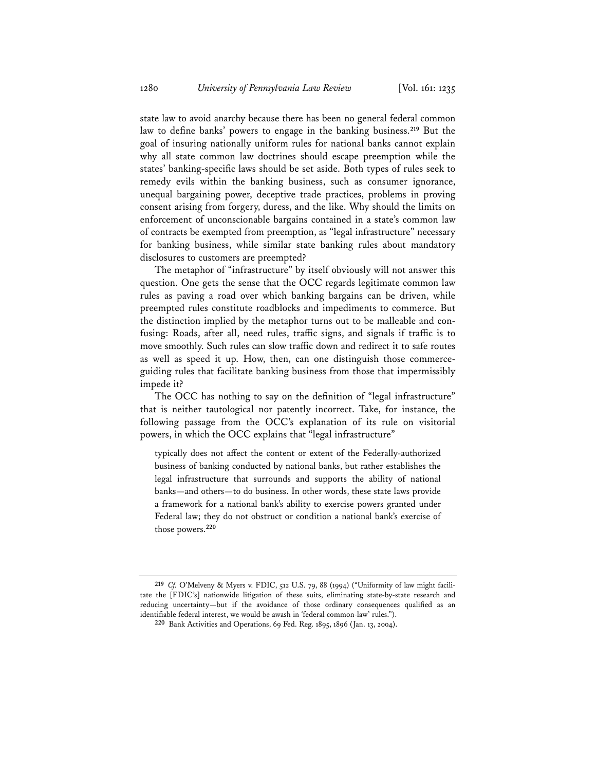state law to avoid anarchy because there has been no general federal common law to define banks' powers to engage in the banking business.[219] But the goal of insuring nationally uniform rules for national banks cannot explain why all state common law doctrines should escape preemption while the states' banking-specific laws should be set aside. Both types of rules seek to remedy evils within the banking business, such as consumer ignorance, unequal bargaining power, deceptive trade practices, problems in proving consent arising from forgery, duress, and the like. Why should the limits on enforcement of unconscionable bargains contained in a state's common law of contracts be exempted from preemption, as "legal infrastructure" necessary for banking business, while similar state banking rules about mandatory disclosures to customers are preempted?

The metaphor of "infrastructure" by itself obviously will not answer this question. One gets the sense that the OCC regards legitimate common law rules as paving a road over which banking bargains can be driven, while preempted rules constitute roadblocks and impediments to commerce. But the distinction implied by the metaphor turns out to be malleable and confusing: Roads, after all, need rules, traffic signs, and signals if traffic is to move smoothly. Such rules can slow traffic down and redirect it to safe routes as well as speed it up. How, then, can one distinguish those commerce-guiding rules that facilitate banking business from those that impermissibly impede it?

The OCC has nothing to say on the definition of "legal infrastructure" that is neither tautological nor patently incorrect. Take, for instance, the following passage from the OCC's explanation of its rule on visitorial powers, in which the OCC explains that "legal infrastructure"

> typically does not affect the content or extent of the Federally-authorized business of banking conducted by national banks, but rather establishes the legal infrastructure that surrounds and supports the ability of national banks—and others—to do business. In other words, these state laws provide a framework for a national bank's ability to exercise powers granted under Federal law; they do not obstruct or condition a national bank's exercise of those powers.[220]

---

[219] *Cf.* O'Melveny & Myers v. FDIC, 512 U.S. 79, 88 (1994) ("Uniformity of law might facilitate the [FDIC's] nationwide litigation of these suits, eliminating state-by-state research and reducing uncertainty—but if the avoidance of those ordinary consequences qualified as an identifiable federal interest, we would be awash in 'federal common-law' rules.").

[220] Bank Activities and Operations, 69 Fed. Reg. 1895, 1896 (Jan. 13, 2004).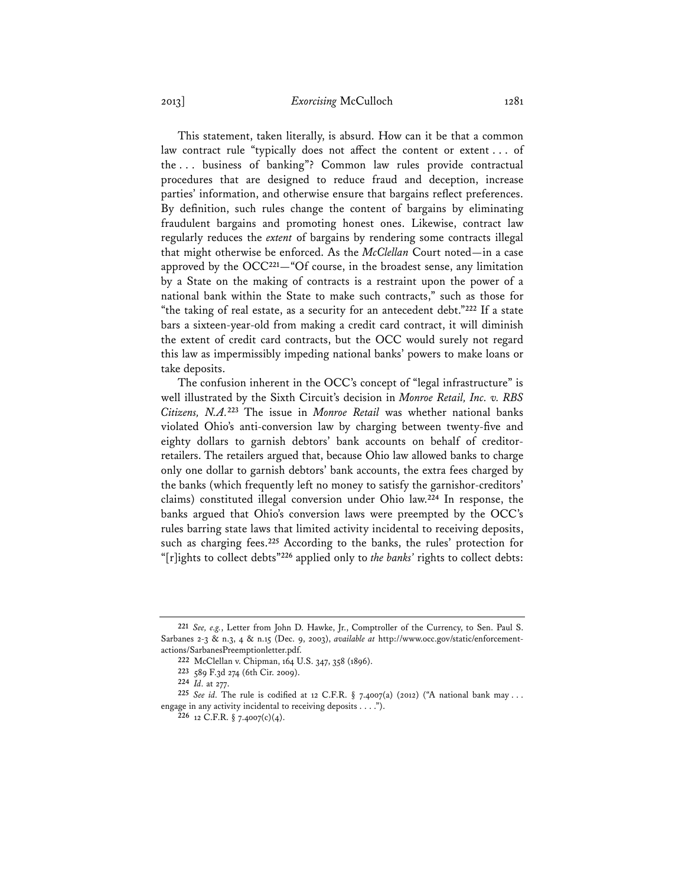This statement, taken literally, is absurd. How can it be that a common law contract rule "typically does not affect the content or extent . . . of the . . . business of banking"? Common law rules provide contractual procedures that are designed to reduce fraud and deception, increase parties' information, and otherwise ensure that bargains reflect preferences. By definition, such rules change the content of bargains by eliminating fraudulent bargains and promoting honest ones. Likewise, contract law regularly reduces the *extent* of bargains by rendering some contracts illegal that might otherwise be enforced. As the *McClellan* Court noted—in a case approved by the OCC[221]—"Of course, in the broadest sense, any limitation by a State on the making of contracts is a restraint upon the power of a national bank within the State to make such contracts," such as those for "the taking of real estate, as a security for an antecedent debt."[222] If a state bars a sixteen-year-old from making a credit card contract, it will diminish the extent of credit card contracts, but the OCC would surely not regard this law as impermissibly impeding national banks' powers to make loans or take deposits.

The confusion inherent in the OCC's concept of "legal infrastructure" is well illustrated by the Sixth Circuit's decision in *Monroe Retail, Inc. v. RBS Citizens, N.A.*[223] The issue in *Monroe Retail* was whether national banks violated Ohio's anti-conversion law by charging between twenty-five and eighty dollars to garnish debtors' bank accounts on behalf of creditor-retailers. The retailers argued that, because Ohio law allowed banks to charge only one dollar to garnish debtors' bank accounts, the extra fees charged by the banks (which frequently left no money to satisfy the garnishor-creditors' claims) constituted illegal conversion under Ohio law.[224] In response, the banks argued that Ohio's conversion laws were preempted by the OCC's rules barring state laws that limited activity incidental to receiving deposits, such as charging fees.[225] According to the banks, the rules' protection for "[r]ights to collect debts"[226] applied only to *the banks'* rights to collect debts:

---

[221] *See, e.g.*, Letter from John D. Hawke, Jr., Comptroller of the Currency, to Sen. Paul S. Sarbanes 2-3 & n.3, 4 & n.15 (Dec. 9, 2003), *available at* http://www.occ.gov/static/enforcement-actions/SarbanesPreemptionletter.pdf.

[222] McClellan v. Chipman, 164 U.S. 347, 358 (1896).

[223] 589 F.3d 274 (6th Cir. 2009).

[224] *Id.* at 277.

[225] *See id.* The rule is codified at 12 C.F.R. § 7.4007(a) (2012) ("A national bank may . . . engage in any activity incidental to receiving deposits . . . .").

[226] 12 C.F.R. § 7.4007(c)(4).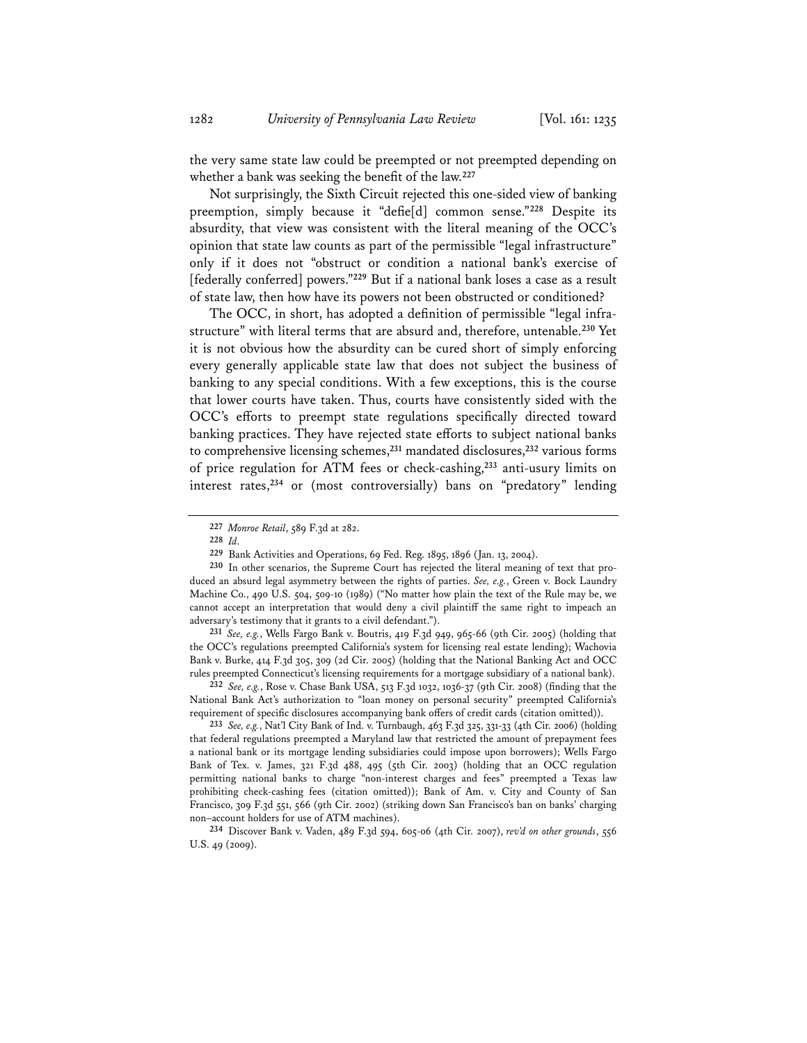the very same state law could be preempted or not preempted depending on whether a bank was seeking the benefit of the law.[227]

Not surprisingly, the Sixth Circuit rejected this one-sided view of banking preemption, simply because it "defie[d] common sense."[228] Despite its absurdity, that view was consistent with the literal meaning of the OCC's opinion that state law counts as part of the permissible "legal infrastructure" only if it does not "obstruct or condition a national bank's exercise of [federally conferred] powers."[229] But if a national bank loses a case as a result of state law, then how have its powers not been obstructed or conditioned?

The OCC, in short, has adopted a definition of permissible "legal infrastructure" with literal terms that are absurd and, therefore, untenable.[230] Yet it is not obvious how the absurdity can be cured short of simply enforcing every generally applicable state law that does not subject the business of banking to any special conditions. With a few exceptions, this is the course that lower courts have taken. Thus, courts have consistently sided with the OCC's efforts to preempt state regulations specifically directed toward banking practices. They have rejected state efforts to subject national banks to comprehensive licensing schemes,[231] mandated disclosures,[232] various forms of price regulation for ATM fees or check-cashing,[233] anti-usury limits on interest rates,[234] or (most controversially) bans on "predatory" lending

---

[227] *Monroe Retail*, 589 F.3d at 282.

[228] *Id.*

[229] Bank Activities and Operations, 69 Fed. Reg. 1895, 1896 (Jan. 13, 2004).

[230] In other scenarios, the Supreme Court has rejected the literal meaning of text that produced an absurd legal asymmetry between the rights of parties. *See, e.g.*, Green v. Bock Laundry Machine Co., 490 U.S. 504, 509-10 (1989) ("No matter how plain the text of the Rule may be, we cannot accept an interpretation that would deny a civil plaintiff the same right to impeach an adversary's testimony that it grants to a civil defendant.").

[231] *See, e.g.*, Wells Fargo Bank v. Boutris, 419 F.3d 949, 965-66 (9th Cir. 2005) (holding that the OCC's regulations preempted California's system for licensing real estate lending); Wachovia Bank v. Burke, 414 F.3d 305, 309 (2d Cir. 2005) (holding that the National Banking Act and OCC rules preempted Connecticut's licensing requirements for a mortgage subsidiary of a national bank).

[232] *See, e.g.*, Rose v. Chase Bank USA, 513 F.3d 1032, 1036-37 (9th Cir. 2008) (finding that the National Bank Act's authorization to "loan money on personal security" preempted California's requirement of specific disclosures accompanying bank offers of credit cards (citation omitted)).

[233] *See, e.g.*, Nat'l City Bank of Ind. v. Turnbaugh, 463 F.3d 325, 331-33 (4th Cir. 2006) (holding that federal regulations preempted a Maryland law that restricted the amount of prepayment fees a national bank or its mortgage lending subsidiaries could impose upon borrowers); Wells Fargo Bank of Tex. v. James, 321 F.3d 488, 495 (5th Cir. 2003) (holding that an OCC regulation permitting national banks to charge "non-interest charges and fees" preempted a Texas law prohibiting check-cashing fees (citation omitted)); Bank of Am. v. City and County of San Francisco, 309 F.3d 551, 566 (9th Cir. 2002) (striking down San Francisco's ban on banks' charging non–account holders for use of ATM machines).

[234] Discover Bank v. Vaden, 489 F.3d 594, 605-06 (4th Cir. 2007), *rev'd on other grounds*, 556 U.S. 49 (2009).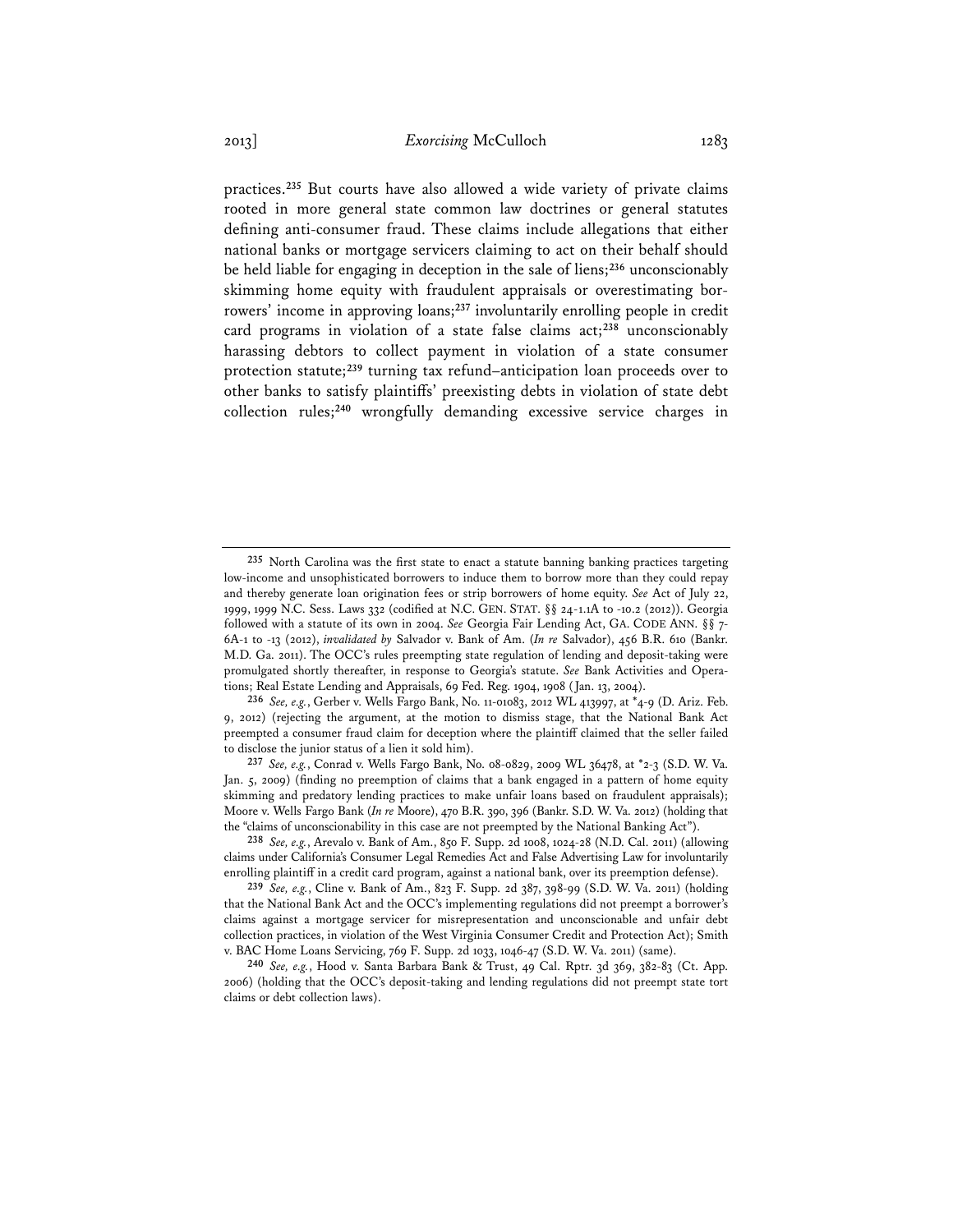practices.[235] But courts have also allowed a wide variety of private claims rooted in more general state common law doctrines or general statutes defining anti-consumer fraud. These claims include allegations that either national banks or mortgage servicers claiming to act on their behalf should be held liable for engaging in deception in the sale of liens;[236] unconscionably skimming home equity with fraudulent appraisals or overestimating borrowers' income in approving loans;[237] involuntarily enrolling people in credit card programs in violation of a state false claims act;[238] unconscionably harassing debtors to collect payment in violation of a state consumer protection statute;[239] turning tax refund–anticipation loan proceeds over to other banks to satisfy plaintiffs' preexisting debts in violation of state debt collection rules;[240] wrongfully demanding excessive service charges in

---

[235] North Carolina was the first state to enact a statute banning banking practices targeting low-income and unsophisticated borrowers to induce them to borrow more than they could repay and thereby generate loan origination fees or strip borrowers of home equity. *See* Act of July 22, 1999, 1999 N.C. Sess. Laws 332 (codified at N.C. GEN. STAT. §§ 24-1.1A to -10.2 (2012)). Georgia followed with a statute of its own in 2004. *See* Georgia Fair Lending Act, GA. CODE ANN. §§ 7-6A-1 to -13 (2012), *invalidated by* Salvador v. Bank of Am. (*In re* Salvador), 456 B.R. 610 (Bankr. M.D. Ga. 2011). The OCC's rules preempting state regulation of lending and deposit-taking were promulgated shortly thereafter, in response to Georgia's statute. *See* Bank Activities and Operations; Real Estate Lending and Appraisals, 69 Fed. Reg. 1904, 1908 (Jan. 13, 2004).

[236] *See, e.g.*, Gerber v. Wells Fargo Bank, No. 11-01083, 2012 WL 413997, at *4-9 (D. Ariz. Feb. 9, 2012) (rejecting the argument, at the motion to dismiss stage, that the National Bank Act preempted a consumer fraud claim for deception where the plaintiff claimed that the seller failed to disclose the junior status of a lien it sold him).

[237] *See, e.g.*, Conrad v. Wells Fargo Bank, No. 08-0829, 2009 WL 36478, at *2-3 (S.D. W. Va. Jan. 5, 2009) (finding no preemption of claims that a bank engaged in a pattern of home equity skimming and predatory lending practices to make unfair loans based on fraudulent appraisals); Moore v. Wells Fargo Bank (*In re* Moore), 470 B.R. 390, 396 (Bankr. S.D. W. Va. 2012) (holding that the "claims of unconscionability in this case are not preempted by the National Banking Act").

[238] *See, e.g.*, Arevalo v. Bank of Am., 850 F. Supp. 2d 1008, 1024-28 (N.D. Cal. 2011) (allowing claims under California's Consumer Legal Remedies Act and False Advertising Law for involuntarily enrolling plaintiff in a credit card program, against a national bank, over its preemption defense).

[239] *See, e.g.*, Cline v. Bank of Am., 823 F. Supp. 2d 387, 398-99 (S.D. W. Va. 2011) (holding that the National Bank Act and the OCC's implementing regulations did not preempt a borrower's claims against a mortgage servicer for misrepresentation and unconscionable and unfair debt collection practices, in violation of the West Virginia Consumer Credit and Protection Act); Smith v. BAC Home Loans Servicing, 769 F. Supp. 2d 1033, 1046-47 (S.D. W. Va. 2011) (same).

[240] *See, e.g.*, Hood v. Santa Barbara Bank & Trust, 49 Cal. Rptr. 3d 369, 382-83 (Ct. App. 2006) (holding that the OCC's deposit-taking and lending regulations did not preempt state tort claims or debt collection laws).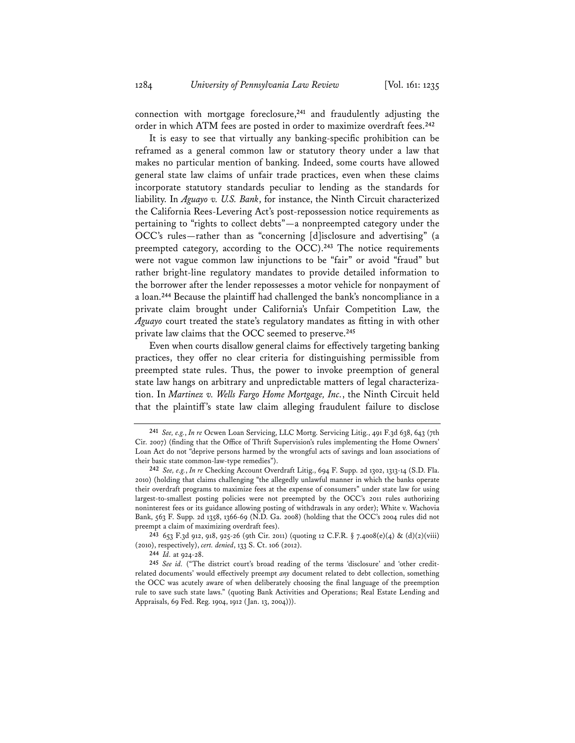connection with mortgage foreclosure,[241] and fraudulently adjusting the order in which ATM fees are posted in order to maximize overdraft fees.[242]

It is easy to see that virtually any banking-specific prohibition can be reframed as a general common law or statutory theory under a law that makes no particular mention of banking. Indeed, some courts have allowed general state law claims of unfair trade practices, even when these claims incorporate statutory standards peculiar to lending as the standards for liability. In *Aguayo v. U.S. Bank*, for instance, the Ninth Circuit characterized the California Rees-Levering Act's post-repossession notice requirements as pertaining to "rights to collect debts"—a nonpreempted category under the OCC's rules—rather than as "concerning [d]isclosure and advertising" (a preempted category, according to the OCC).[243] The notice requirements were not vague common law injunctions to be "fair" or avoid "fraud" but rather bright-line regulatory mandates to provide detailed information to the borrower after the lender repossesses a motor vehicle for nonpayment of a loan.[244] Because the plaintiff had challenged the bank's noncompliance in a private claim brought under California's Unfair Competition Law, the *Aguayo* court treated the state's regulatory mandates as fitting in with other private law claims that the OCC seemed to preserve.[245]

Even when courts disallow general claims for effectively targeting banking practices, they offer no clear criteria for distinguishing permissible from preempted state rules. Thus, the power to invoke preemption of general state law hangs on arbitrary and unpredictable matters of legal characterization. In *Martinez v. Wells Fargo Home Mortgage, Inc.*, the Ninth Circuit held that the plaintiff's state law claim alleging fraudulent failure to disclose

---

[241] *See, e.g.*, *In re* Ocwen Loan Servicing, LLC Mortg. Servicing Litig., 491 F.3d 638, 643 (7th Cir. 2007) (finding that the Office of Thrift Supervision's rules implementing the Home Owners' Loan Act do not "deprive persons harmed by the wrongful acts of savings and loan associations of their basic state common-law-type remedies").

[242] *See, e.g.*, *In re* Checking Account Overdraft Litig., 694 F. Supp. 2d 1302, 1313-14 (S.D. Fla. 2010) (holding that claims challenging "the allegedly unlawful manner in which the banks operate their overdraft programs to maximize fees at the expense of consumers" under state law for using largest-to-smallest posting policies were not preempted by the OCC's 2011 rules authorizing noninterest fees or its guidance allowing posting of withdrawals in any order); White v. Wachovia Bank, 563 F. Supp. 2d 1358, 1366-69 (N.D. Ga. 2008) (holding that the OCC's 2004 rules did not preempt a claim of maximizing overdraft fees).

[243] 653 F.3d 912, 918, 925-26 (9th Cir. 2011) (quoting 12 C.F.R. § 7.4008(e)(4) & (d)(2)(viii) (2010), respectively), *cert. denied*, 133 S. Ct. 106 (2012).

[244] *Id.* at 924-28.

[245] *See id.* ("The district court's broad reading of the terms 'disclosure' and 'other credit-related documents' would effectively preempt *any* document related to debt collection, something the OCC was acutely aware of when deliberately choosing the final language of the preemption rule to save such state laws." (quoting Bank Activities and Operations; Real Estate Lending and Appraisals, 69 Fed. Reg. 1904, 1912 (Jan. 13, 2004))).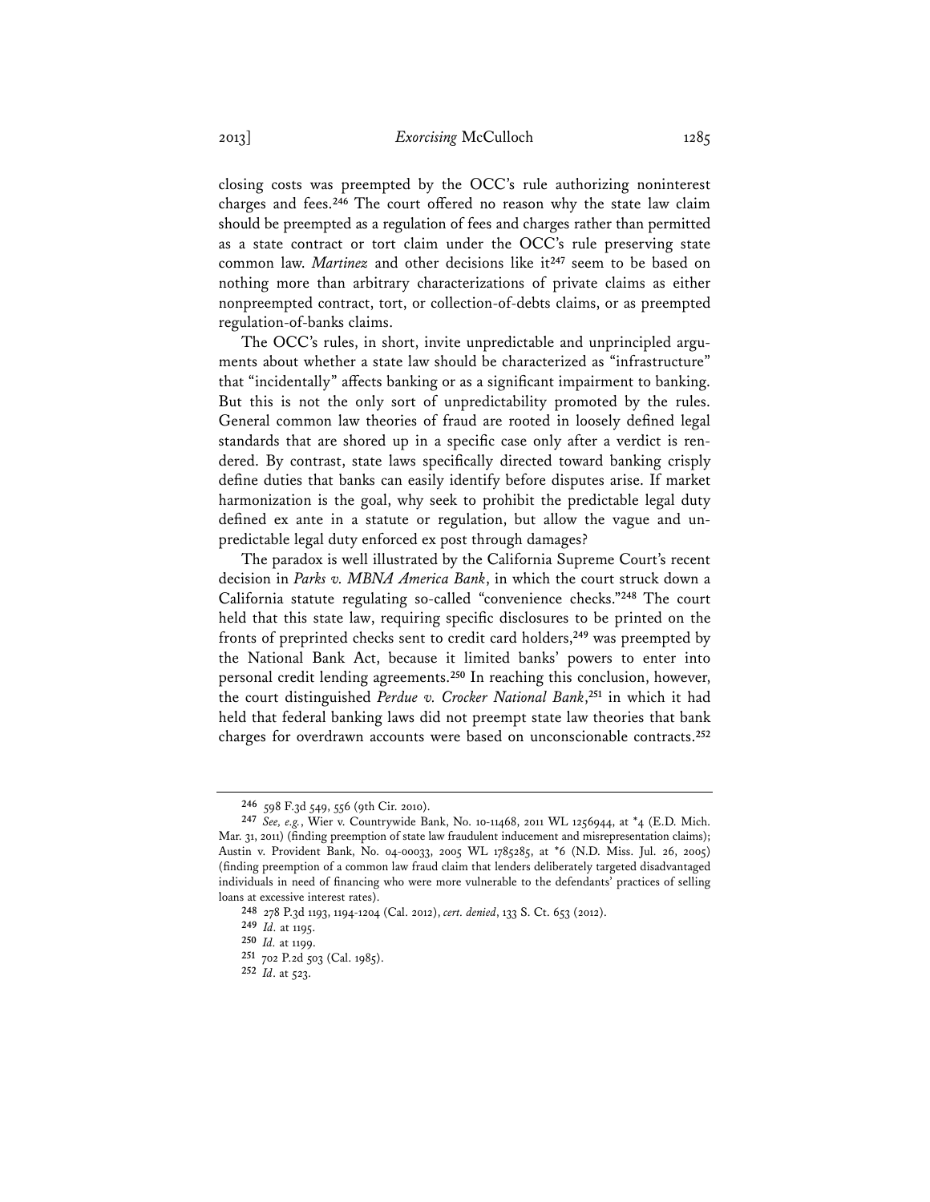closing costs was preempted by the OCC's rule authorizing noninterest charges and fees.[246] The court offered no reason why the state law claim should be preempted as a regulation of fees and charges rather than permitted as a state contract or tort claim under the OCC's rule preserving state common law. *Martinez* and other decisions like it[247] seem to be based on nothing more than arbitrary characterizations of private claims as either nonpreempted contract, tort, or collection-of-debts claims, or as preempted regulation-of-banks claims.

The OCC's rules, in short, invite unpredictable and unprincipled arguments about whether a state law should be characterized as "infrastructure" that "incidentally" affects banking or as a significant impairment to banking. But this is not the only sort of unpredictability promoted by the rules. General common law theories of fraud are rooted in loosely defined legal standards that are shored up in a specific case only after a verdict is rendered. By contrast, state laws specifically directed toward banking crisply define duties that banks can easily identify before disputes arise. If market harmonization is the goal, why seek to prohibit the predictable legal duty defined ex ante in a statute or regulation, but allow the vague and unpredictable legal duty enforced ex post through damages?

The paradox is well illustrated by the California Supreme Court's recent decision in *Parks v. MBNA America Bank*, in which the court struck down a California statute regulating so-called "convenience checks."[248] The court held that this state law, requiring specific disclosures to be printed on the fronts of preprinted checks sent to credit card holders,[249] was preempted by the National Bank Act, because it limited banks' powers to enter into personal credit lending agreements.[250] In reaching this conclusion, however, the court distinguished *Perdue v. Crocker National Bank*,[251] in which it had held that federal banking laws did not preempt state law theories that bank charges for overdrawn accounts were based on unconscionable contracts.[252]

---

[246] 598 F.3d 549, 556 (9th Cir. 2010).

[247] *See, e.g.*, Wier v. Countrywide Bank, No. 10-11468, 2011 WL 1256944, at *4 (E.D. Mich. Mar. 31, 2011) (finding preemption of state law fraudulent inducement and misrepresentation claims); Austin v. Provident Bank, No. 04-00033, 2005 WL 1785285, at *6 (N.D. Miss. Jul. 26, 2005) (finding preemption of a common law fraud claim that lenders deliberately targeted disadvantaged individuals in need of financing who were more vulnerable to the defendants' practices of selling loans at excessive interest rates).

[248] 278 P.3d 1193, 1194-1204 (Cal. 2012), *cert. denied*, 133 S. Ct. 653 (2012).

[249] *Id.* at 1195.

[250] *Id.* at 1199.

[251] 702 P.2d 503 (Cal. 1985).

[252] *Id*. at 523.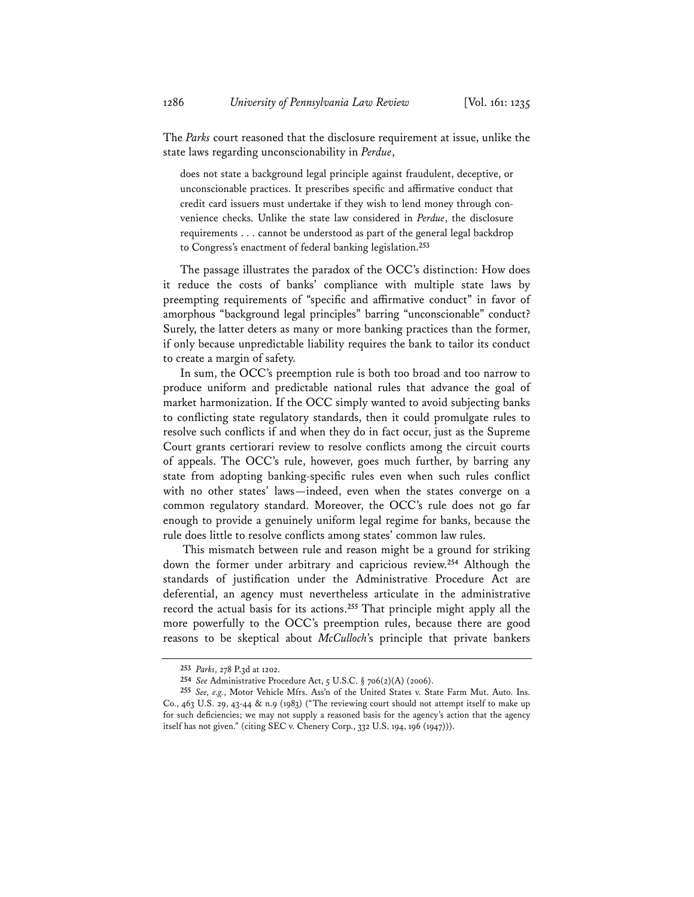The *Parks* court reasoned that the disclosure requirement at issue, unlike the state laws regarding unconscionability in *Perdue*,

> does not state a background legal principle against fraudulent, deceptive, or unconscionable practices. It prescribes specific and affirmative conduct that credit card issuers must undertake if they wish to lend money through convenience checks. Unlike the state law considered in *Perdue*, the disclosure requirements . . . cannot be understood as part of the general legal backdrop to Congress's enactment of federal banking legislation.[253]

The passage illustrates the paradox of the OCC's distinction: How does it reduce the costs of banks' compliance with multiple state laws by preempting requirements of "specific and affirmative conduct" in favor of amorphous "background legal principles" barring "unconscionable" conduct? Surely, the latter deters as many or more banking practices than the former, if only because unpredictable liability requires the bank to tailor its conduct to create a margin of safety.

In sum, the OCC's preemption rule is both too broad and too narrow to produce uniform and predictable national rules that advance the goal of market harmonization. If the OCC simply wanted to avoid subjecting banks to conflicting state regulatory standards, then it could promulgate rules to resolve such conflicts if and when they do in fact occur, just as the Supreme Court grants certiorari review to resolve conflicts among the circuit courts of appeals. The OCC's rule, however, goes much further, by barring any state from adopting banking-specific rules even when such rules conflict with no other states' laws—indeed, even when the states converge on a common regulatory standard. Moreover, the OCC's rule does not go far enough to provide a genuinely uniform legal regime for banks, because the rule does little to resolve conflicts among states' common law rules.

This mismatch between rule and reason might be a ground for striking down the former under arbitrary and capricious review.[254] Although the standards of justification under the Administrative Procedure Act are deferential, an agency must nevertheless articulate in the administrative record the actual basis for its actions.[255] That principle might apply all the more powerfully to the OCC's preemption rules, because there are good reasons to be skeptical about *McCulloch*'s principle that private bankers

---

[253] *Parks*, 278 P.3d at 1202.

[254] *See* Administrative Procedure Act, 5 U.S.C. § 706(2)(A) (2006).

[255] *See, e.g.*, Motor Vehicle Mfrs. Ass'n of the United States v. State Farm Mut. Auto. Ins. Co., 463 U.S. 29, 43-44 & n.9 (1983) ("The reviewing court should not attempt itself to make up for such deficiencies; we may not supply a reasoned basis for the agency's action that the agency itself has not given." (citing SEC v. Chenery Corp., 332 U.S. 194, 196 (1947))).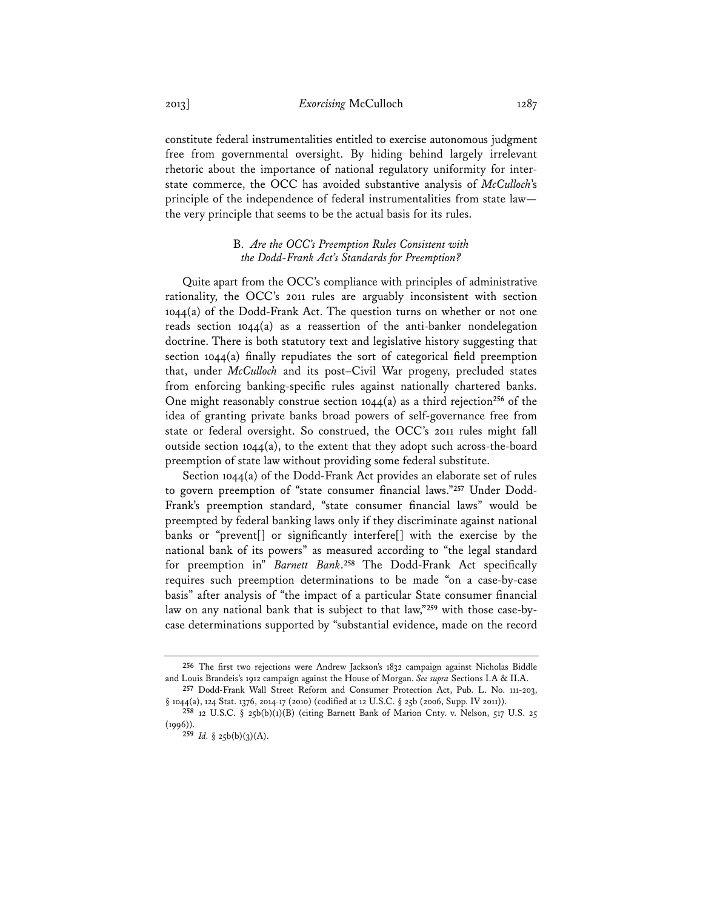constitute federal instrumentalities entitled to exercise autonomous judgment free from governmental oversight. By hiding behind largely irrelevant rhetoric about the importance of national regulatory uniformity for interstate commerce, the OCC has avoided substantive analysis of *McCulloch*'s principle of the independence of federal instrumentalities from state law—the very principle that seems to be the actual basis for its rules.

### B. *Are the OCC's Preemption Rules Consistent with the Dodd-Frank Act's Standards for Preemption?*

Quite apart from the OCC's compliance with principles of administrative rationality, the OCC's 2011 rules are arguably inconsistent with section 1044(a) of the Dodd-Frank Act. The question turns on whether or not one reads section 1044(a) as a reassertion of the anti-banker nondelegation doctrine. There is both statutory text and legislative history suggesting that section 1044(a) finally repudiates the sort of categorical field preemption that, under *McCulloch* and its post–Civil War progeny, precluded states from enforcing banking-specific rules against nationally chartered banks. One might reasonably construe section 1044(a) as a third rejection[256] of the idea of granting private banks broad powers of self-governance free from state or federal oversight. So construed, the OCC's 2011 rules might fall outside section 1044(a), to the extent that they adopt such across-the-board preemption of state law without providing some federal substitute.

Section 1044(a) of the Dodd-Frank Act provides an elaborate set of rules to govern preemption of "state consumer financial laws."[257] Under Dodd-Frank's preemption standard, "state consumer financial laws" would be preempted by federal banking laws only if they discriminate against national banks or "prevent[] or significantly interfere[] with the exercise by the national bank of its powers" as measured according to "the legal standard for preemption in" *Barnett Bank*.[258] The Dodd-Frank Act specifically requires such preemption determinations to be made "on a case-by-case basis" after analysis of "the impact of a particular State consumer financial law on any national bank that is subject to that law,"[259] with those case-by-case determinations supported by "substantial evidence, made on the record

---

[256] The first two rejections were Andrew Jackson's 1832 campaign against Nicholas Biddle and Louis Brandeis's 1912 campaign against the House of Morgan. *See supra* Sections I.A & II.A.

[257] Dodd-Frank Wall Street Reform and Consumer Protection Act, Pub. L. No. 111-203, § 1044(a), 124 Stat. 1376, 2014-17 (2010) (codified at 12 U.S.C. § 25b (2006, Supp. IV 2011)).

[258] 12 U.S.C. § 25b(b)(1)(B) (citing Barnett Bank of Marion Cnty. v. Nelson, 517 U.S. 25 (1996)).

[259] *Id.* § 25b(b)(3)(A).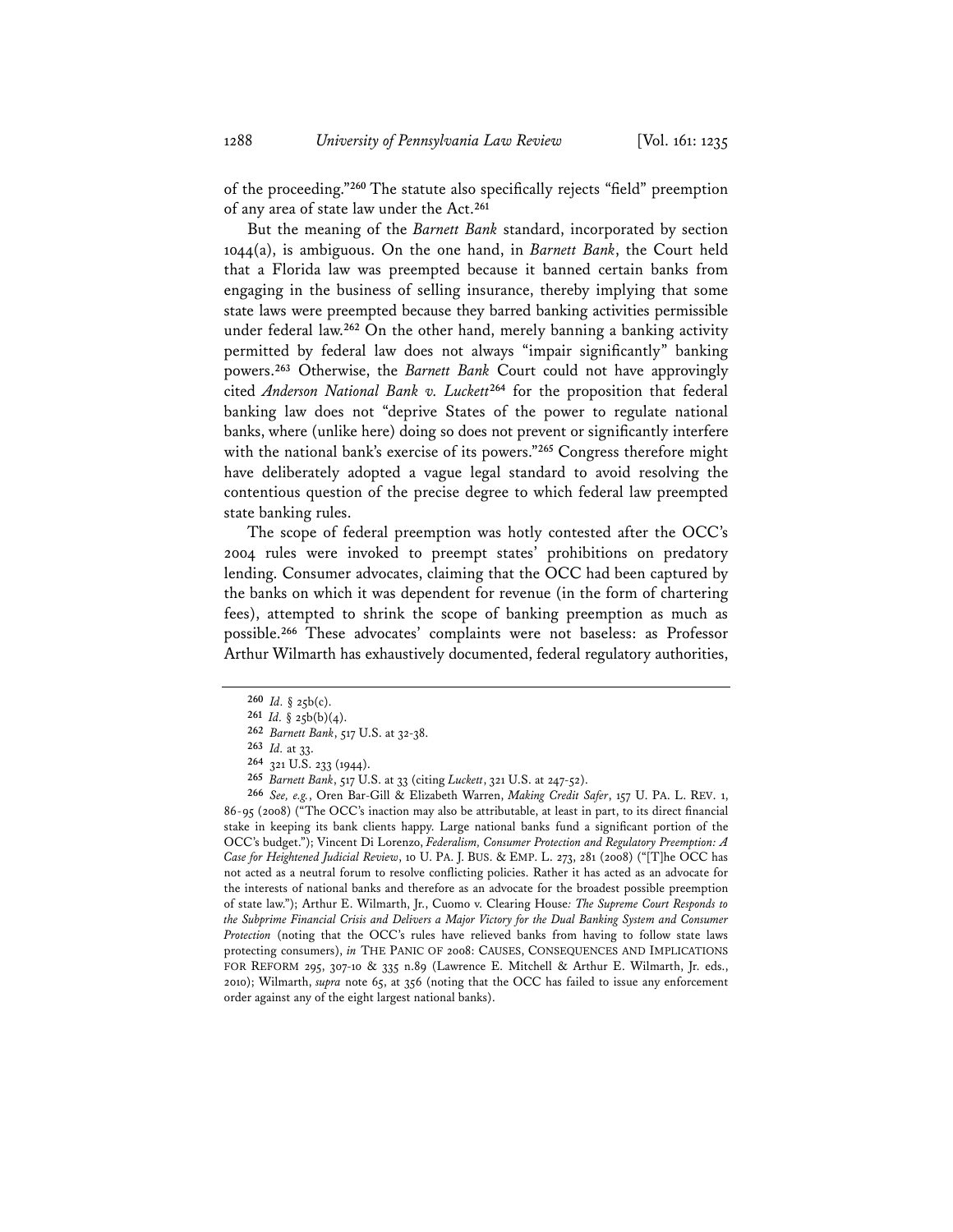of the proceeding."[260] The statute also specifically rejects "field" preemption of any area of state law under the Act.[261]

But the meaning of the *Barnett Bank* standard, incorporated by section 1044(a), is ambiguous. On the one hand, in *Barnett Bank*, the Court held that a Florida law was preempted because it banned certain banks from engaging in the business of selling insurance, thereby implying that some state laws were preempted because they barred banking activities permissible under federal law.[262] On the other hand, merely banning a banking activity permitted by federal law does not always "impair significantly" banking powers.[263] Otherwise, the *Barnett Bank* Court could not have approvingly cited *Anderson National Bank v. Luckett*[264] for the proposition that federal banking law does not "deprive States of the power to regulate national banks, where (unlike here) doing so does not prevent or significantly interfere with the national bank's exercise of its powers."[265] Congress therefore might have deliberately adopted a vague legal standard to avoid resolving the contentious question of the precise degree to which federal law preempted state banking rules.

The scope of federal preemption was hotly contested after the OCC's 2004 rules were invoked to preempt states' prohibitions on predatory lending. Consumer advocates, claiming that the OCC had been captured by the banks on which it was dependent for revenue (in the form of chartering fees), attempted to shrink the scope of banking preemption as much as possible.[266] These advocates' complaints were not baseless: as Professor Arthur Wilmarth has exhaustively documented, federal regulatory authorities,

---

[260] *Id.* § 25b(c).

[261] *Id.* § 25b(b)(4).

[262] *Barnett Bank*, 517 U.S. at 32-38.

[263] *Id.* at 33.

[264] 321 U.S. 233 (1944).

[265] *Barnett Bank*, 517 U.S. at 33 (citing *Luckett*, 321 U.S. at 247-52).

[266] *See, e.g.*, Oren Bar-Gill & Elizabeth Warren, *Making Credit Safer*, 157 U. PA. L. REV. 1, 86-95 (2008) ("The OCC's inaction may also be attributable, at least in part, to its direct financial stake in keeping its bank clients happy. Large national banks fund a significant portion of the OCC's budget."); Vincent Di Lorenzo, *Federalism, Consumer Protection and Regulatory Preemption: A Case for Heightened Judicial Review*, 10 U. PA. J. BUS. & EMP. L. 273, 281 (2008) ("[T]he OCC has not acted as a neutral forum to resolve conflicting policies. Rather it has acted as an advocate for the interests of national banks and therefore as an advocate for the broadest possible preemption of state law."); Arthur E. Wilmarth, Jr., Cuomo v. Clearing House*: The Supreme Court Responds to the Subprime Financial Crisis and Delivers a Major Victory for the Dual Banking System and Consumer Protection* (noting that the OCC's rules have relieved banks from having to follow state laws protecting consumers), *in* THE PANIC OF 2008: CAUSES, CONSEQUENCES AND IMPLICATIONS FOR REFORM 295, 307-10 & 335 n.89 (Lawrence E. Mitchell & Arthur E. Wilmarth, Jr. eds., 2010); Wilmarth, *supra* note 65, at 356 (noting that the OCC has failed to issue any enforcement order against any of the eight largest national banks).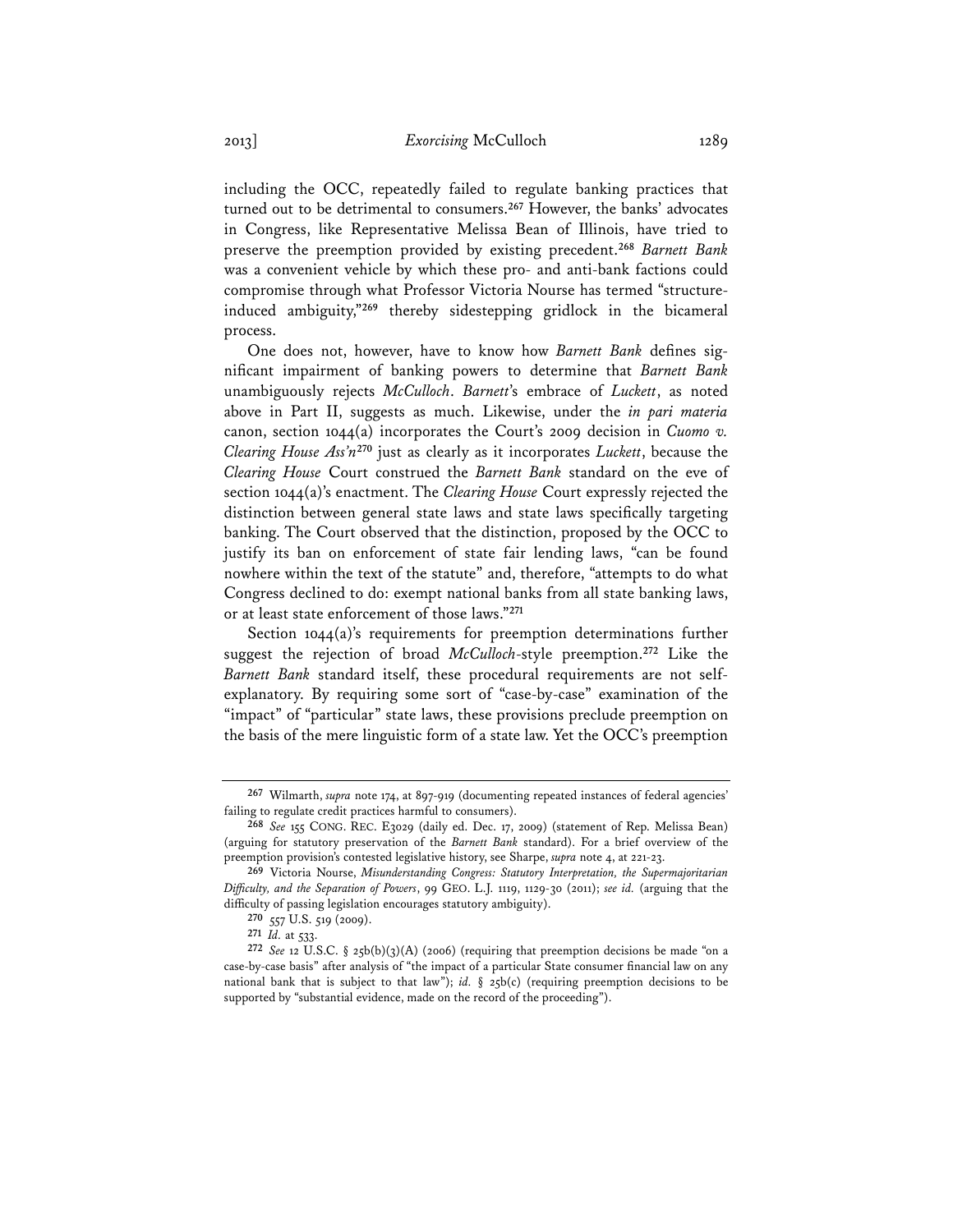including the OCC, repeatedly failed to regulate banking practices that turned out to be detrimental to consumers.[267] However, the banks' advocates in Congress, like Representative Melissa Bean of Illinois, have tried to preserve the preemption provided by existing precedent.[268] *Barnett Bank* was a convenient vehicle by which these pro- and anti-bank factions could compromise through what Professor Victoria Nourse has termed "structure-induced ambiguity,"[269] thereby sidestepping gridlock in the bicameral process.

One does not, however, have to know how *Barnett Bank* defines significant impairment of banking powers to determine that *Barnett Bank* unambiguously rejects *McCulloch*. *Barnett*'s embrace of *Luckett*, as noted above in Part II, suggests as much. Likewise, under the *in pari materia* canon, section 1044(a) incorporates the Court's 2009 decision in *Cuomo v. Clearing House Ass'n*[270] just as clearly as it incorporates *Luckett*, because the *Clearing House* Court construed the *Barnett Bank* standard on the eve of section 1044(a)'s enactment. The *Clearing House* Court expressly rejected the distinction between general state laws and state laws specifically targeting banking. The Court observed that the distinction, proposed by the OCC to justify its ban on enforcement of state fair lending laws, "can be found nowhere within the text of the statute" and, therefore, "attempts to do what Congress declined to do: exempt national banks from all state banking laws, or at least state enforcement of those laws."[271]

Section 1044(a)'s requirements for preemption determinations further suggest the rejection of broad *McCulloch*-style preemption.[272] Like the *Barnett Bank* standard itself, these procedural requirements are not self-explanatory. By requiring some sort of "case-by-case" examination of the "impact" of "particular" state laws, these provisions preclude preemption on the basis of the mere linguistic form of a state law. Yet the OCC's preemption

---

[267] Wilmarth, *supra* note 174, at 897-919 (documenting repeated instances of federal agencies' failing to regulate credit practices harmful to consumers).

[268] *See* 155 CONG. REC. E3029 (daily ed. Dec. 17, 2009) (statement of Rep. Melissa Bean) (arguing for statutory preservation of the *Barnett Bank* standard). For a brief overview of the preemption provision's contested legislative history, see Sharpe, *supra* note 4, at 221-23.

[269] Victoria Nourse, *Misunderstanding Congress: Statutory Interpretation, the Supermajoritarian Difficulty, and the Separation of Powers*, 99 GEO. L.J. 1119, 1129-30 (2011); *see id.* (arguing that the difficulty of passing legislation encourages statutory ambiguity).

[270] 557 U.S. 519 (2009).

[271] *Id.* at 533.

[272] *See* 12 U.S.C. § 25b(b)(3)(A) (2006) (requiring that preemption decisions be made "on a case-by-case basis" after analysis of "the impact of a particular State consumer financial law on any national bank that is subject to that law"); *id.* § 25b(c) (requiring preemption decisions to be supported by "substantial evidence, made on the record of the proceeding").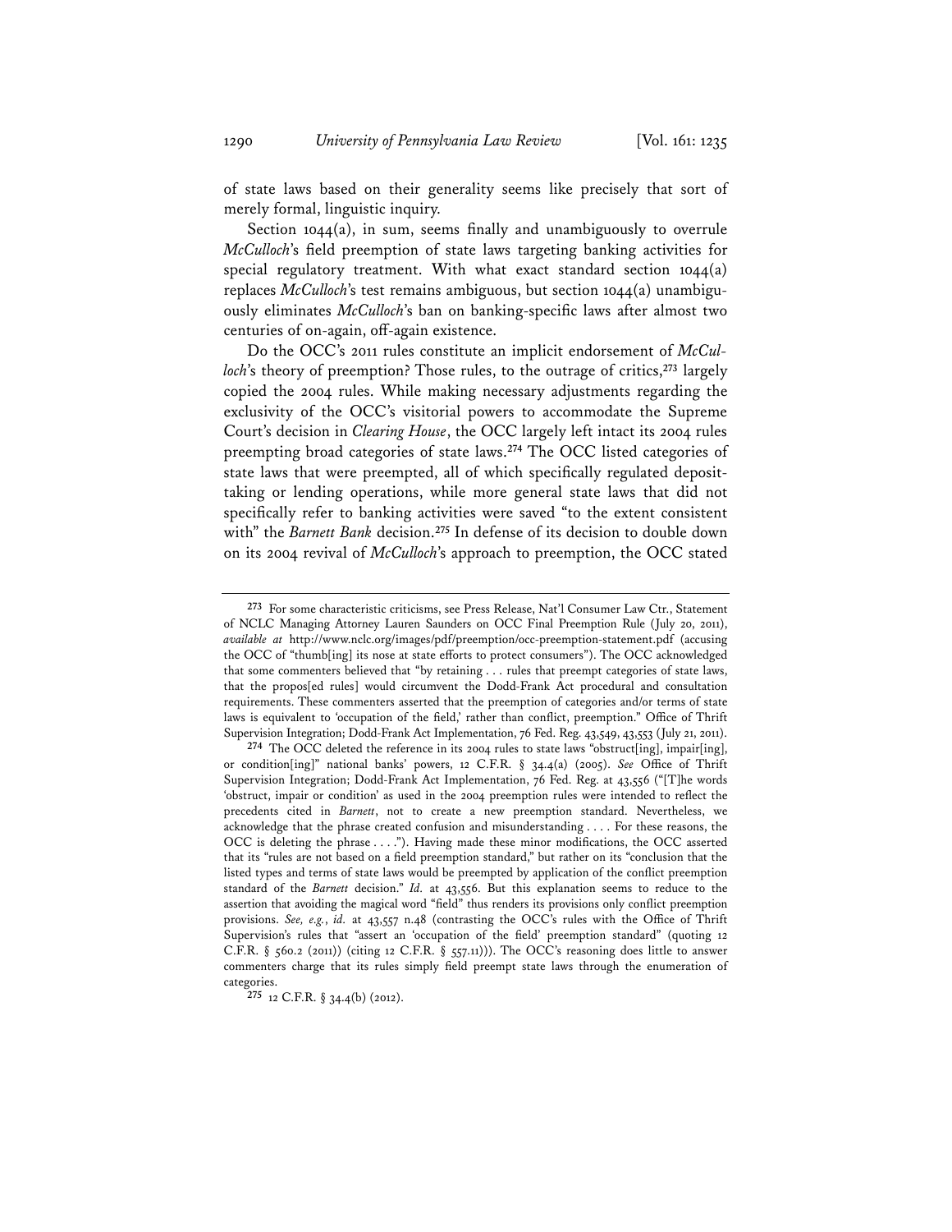of state laws based on their generality seems like precisely that sort of merely formal, linguistic inquiry.

Section 1044(a), in sum, seems finally and unambiguously to overrule *McCulloch*'s field preemption of state laws targeting banking activities for special regulatory treatment. With what exact standard section 1044(a) replaces *McCulloch*'s test remains ambiguous, but section 1044(a) unambiguously eliminates *McCulloch*'s ban on banking-specific laws after almost two centuries of on-again, off-again existence.

Do the OCC's 2011 rules constitute an implicit endorsement of *McCulloch*'s theory of preemption? Those rules, to the outrage of critics,[273] largely copied the 2004 rules. While making necessary adjustments regarding the exclusivity of the OCC's visitorial powers to accommodate the Supreme Court's decision in *Clearing House*, the OCC largely left intact its 2004 rules preempting broad categories of state laws.[274] The OCC listed categories of state laws that were preempted, all of which specifically regulated deposit-taking or lending operations, while more general state laws that did not specifically refer to banking activities were saved "to the extent consistent with" the *Barnett Bank* decision.[275] In defense of its decision to double down on its 2004 revival of *McCulloch*'s approach to preemption, the OCC stated

---

[273] For some characteristic criticisms, see Press Release, Nat'l Consumer Law Ctr., Statement of NCLC Managing Attorney Lauren Saunders on OCC Final Preemption Rule (July 20, 2011), *available at* http://www.nclc.org/images/pdf/preemption/occ-preemption-statement.pdf (accusing the OCC of "thumb[ing] its nose at state efforts to protect consumers"). The OCC acknowledged that some commenters believed that "by retaining . . . rules that preempt categories of state laws, that the propos[ed rules] would circumvent the Dodd-Frank Act procedural and consultation requirements. These commenters asserted that the preemption of categories and/or terms of state laws is equivalent to 'occupation of the field,' rather than conflict, preemption." Office of Thrift Supervision Integration; Dodd-Frank Act Implementation, 76 Fed. Reg. 43,549, 43,553 (July 21, 2011).

[274] The OCC deleted the reference in its 2004 rules to state laws "obstruct[ing], impair[ing], or condition[ing]" national banks' powers, 12 C.F.R. § 34.4(a) (2005). *See* Office of Thrift Supervision Integration; Dodd-Frank Act Implementation, 76 Fed. Reg. at 43,556 ("[T]he words 'obstruct, impair or condition' as used in the 2004 preemption rules were intended to reflect the precedents cited in *Barnett*, not to create a new preemption standard. Nevertheless, we acknowledge that the phrase created confusion and misunderstanding . . . . For these reasons, the OCC is deleting the phrase . . . ."). Having made these minor modifications, the OCC asserted that its "rules are not based on a field preemption standard," but rather on its "conclusion that the listed types and terms of state laws would be preempted by application of the conflict preemption standard of the *Barnett* decision." *Id.* at 43,556. But this explanation seems to reduce to the assertion that avoiding the magical word "field" thus renders its provisions only conflict preemption provisions. *See, e.g.*, *id.* at 43,557 n.48 (contrasting the OCC's rules with the Office of Thrift Supervision's rules that "assert an 'occupation of the field' preemption standard" (quoting 12 C.F.R. § 560.2 (2011)) (citing 12 C.F.R. § 557.11))). The OCC's reasoning does little to answer commenters charge that its rules simply field preempt state laws through the enumeration of categories.

[275] 12 C.F.R. § 34.4(b) (2012).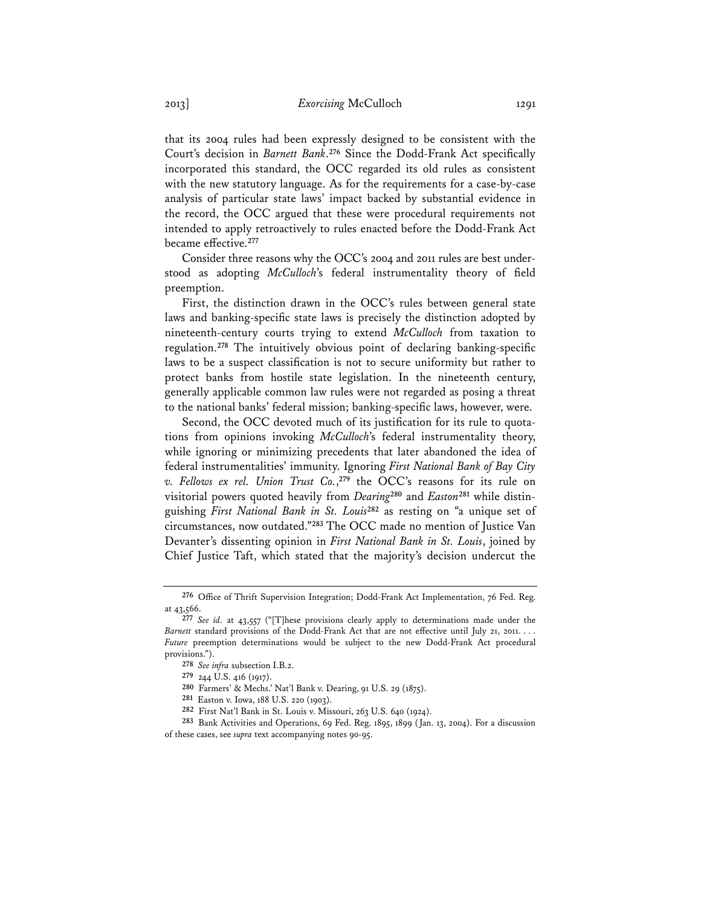that its 2004 rules had been expressly designed to be consistent with the Court's decision in *Barnett Bank*.[276] Since the Dodd-Frank Act specifically incorporated this standard, the OCC regarded its old rules as consistent with the new statutory language. As for the requirements for a case-by-case analysis of particular state laws' impact backed by substantial evidence in the record, the OCC argued that these were procedural requirements not intended to apply retroactively to rules enacted before the Dodd-Frank Act became effective.[277]

Consider three reasons why the OCC's 2004 and 2011 rules are best understood as adopting *McCulloch*'s federal instrumentality theory of field preemption.

First, the distinction drawn in the OCC's rules between general state laws and banking-specific state laws is precisely the distinction adopted by nineteenth-century courts trying to extend *McCulloch* from taxation to regulation.[278] The intuitively obvious point of declaring banking-specific laws to be a suspect classification is not to secure uniformity but rather to protect banks from hostile state legislation. In the nineteenth century, generally applicable common law rules were not regarded as posing a threat to the national banks' federal mission; banking-specific laws, however, were.

Second, the OCC devoted much of its justification for its rule to quotations from opinions invoking *McCulloch*'s federal instrumentality theory, while ignoring or minimizing precedents that later abandoned the idea of federal instrumentalities' immunity. Ignoring *First National Bank of Bay City v. Fellows ex rel. Union Trust Co.*,[279] the OCC's reasons for its rule on visitorial powers quoted heavily from *Dearing*[280] and *Easton*[281] while distinguishing *First National Bank in St. Louis*[282] as resting on "a unique set of circumstances, now outdated."[283] The OCC made no mention of Justice Van Devanter's dissenting opinion in *First National Bank in St. Louis*, joined by Chief Justice Taft, which stated that the majority's decision undercut the

---

[276] Office of Thrift Supervision Integration; Dodd-Frank Act Implementation, 76 Fed. Reg. at 43,566.

[277] *See id.* at 43,557 ("[T]hese provisions clearly apply to determinations made under the *Barnett* standard provisions of the Dodd-Frank Act that are not effective until July 21, 2011. . . . *Future* preemption determinations would be subject to the new Dodd-Frank Act procedural provisions.").

[278] *See infra* subsection I.B.2.

[279] 244 U.S. 416 (1917).

[280] Farmers' & Mechs.' Nat'l Bank v. Dearing, 91 U.S. 29 (1875).

[281] Easton v. Iowa, 188 U.S. 220 (1903).

[282] First Nat'l Bank in St. Louis v. Missouri, 263 U.S. 640 (1924).

[283] Bank Activities and Operations, 69 Fed. Reg. 1895, 1899 (Jan. 13, 2004). For a discussion of these cases, see *supra* text accompanying notes 90-95.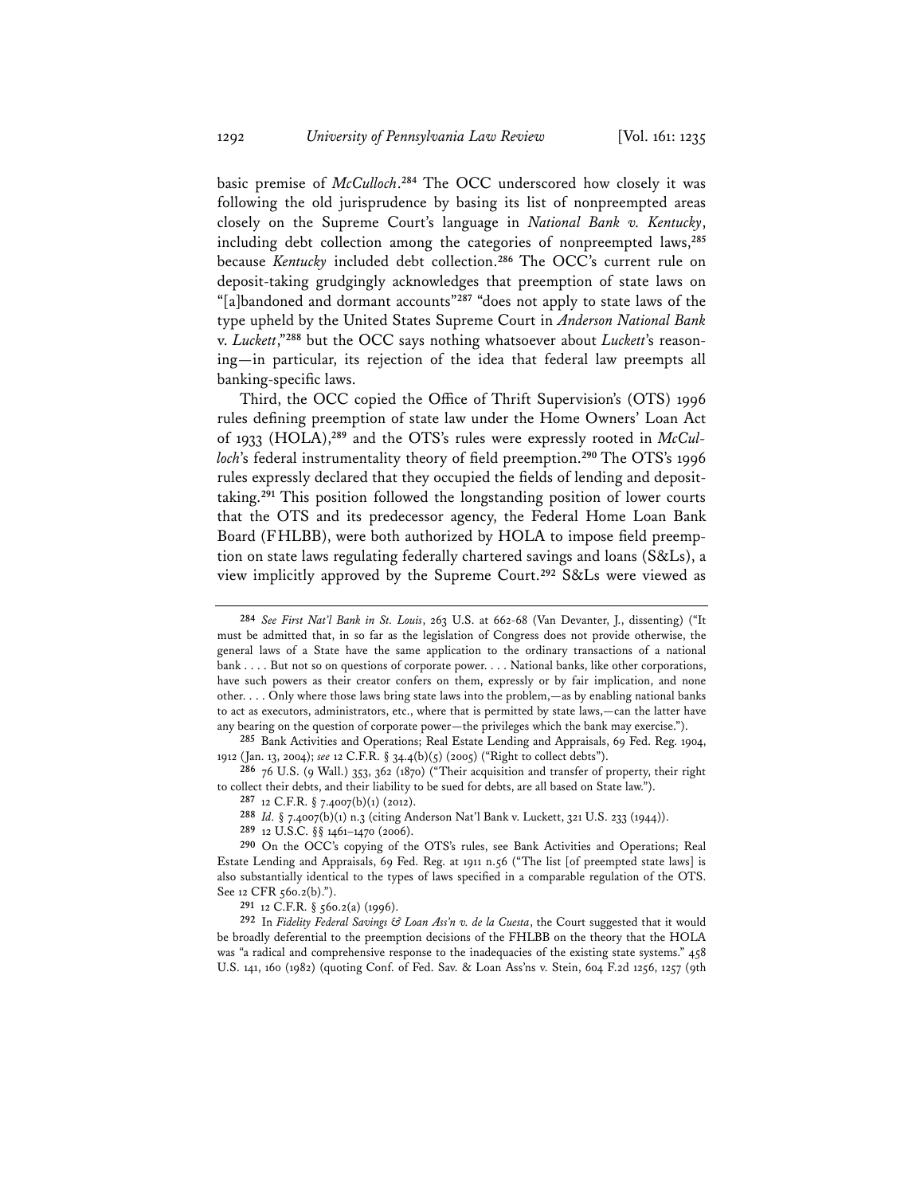basic premise of *McCulloch*.[284] The OCC underscored how closely it was following the old jurisprudence by basing its list of nonpreempted areas closely on the Supreme Court's language in *National Bank v. Kentucky*, including debt collection among the categories of nonpreempted laws,[285] because *Kentucky* included debt collection.[286] The OCC's current rule on deposit-taking grudgingly acknowledges that preemption of state laws on "[a]bandoned and dormant accounts"[287] "does not apply to state laws of the type upheld by the United States Supreme Court in *Anderson National Bank* v. *Luckett*,"[288] but the OCC says nothing whatsoever about *Luckett*'s reasoning—in particular, its rejection of the idea that federal law preempts all banking-specific laws.

Third, the OCC copied the Office of Thrift Supervision's (OTS) 1996 rules defining preemption of state law under the Home Owners' Loan Act of 1933 (HOLA),[289] and the OTS's rules were expressly rooted in *McCulloch*'s federal instrumentality theory of field preemption.[290] The OTS's 1996 rules expressly declared that they occupied the fields of lending and deposit-taking.[291] This position followed the longstanding position of lower courts that the OTS and its predecessor agency, the Federal Home Loan Bank Board (FHLBB), were both authorized by HOLA to impose field preemption on state laws regulating federally chartered savings and loans (S&Ls), a view implicitly approved by the Supreme Court.[292] S&Ls were viewed as

---

284 *See First Nat'l Bank in St. Louis*, 263 U.S. at 662-68 (Van Devanter, J., dissenting) ("It must be admitted that, in so far as the legislation of Congress does not provide otherwise, the general laws of a State have the same application to the ordinary transactions of a national bank . . . . But not so on questions of corporate power. . . . National banks, like other corporations, have such powers as their creator confers on them, expressly or by fair implication, and none other. . . . Only where those laws bring state laws into the problem,—as by enabling national banks to act as executors, administrators, etc., where that is permitted by state laws,—can the latter have any bearing on the question of corporate power—the privileges which the bank may exercise.").

285 Bank Activities and Operations; Real Estate Lending and Appraisals, 69 Fed. Reg. 1904, 1912 (Jan. 13, 2004); *see* 12 C.F.R. § 34.4(b)(5) (2005) ("Right to collect debts").

286 76 U.S. (9 Wall.) 353, 362 (1870) ("Their acquisition and transfer of property, their right to collect their debts, and their liability to be sued for debts, are all based on State law.").

287 12 C.F.R. § 7.4007(b)(1) (2012).

288 *Id.* § 7.4007(b)(1) n.3 (citing Anderson Nat'l Bank v. Luckett, 321 U.S. 233 (1944)).

289 12 U.S.C. §§ 1461–1470 (2006).

290 On the OCC's copying of the OTS's rules, see Bank Activities and Operations; Real Estate Lending and Appraisals, 69 Fed. Reg. at 1911 n.56 ("The list [of preempted state laws] is also substantially identical to the types of laws specified in a comparable regulation of the OTS. See 12 CFR 560.2(b).").

291 12 C.F.R. § 560.2(a) (1996).

292 In *Fidelity Federal Savings & Loan Ass'n v. de la Cuesta*, the Court suggested that it would be broadly deferential to the preemption decisions of the FHLBB on the theory that the HOLA was "a radical and comprehensive response to the inadequacies of the existing state systems." 458 U.S. 141, 160 (1982) (quoting Conf. of Fed. Sav. & Loan Ass'ns v. Stein, 604 F.2d 1256, 1257 (9th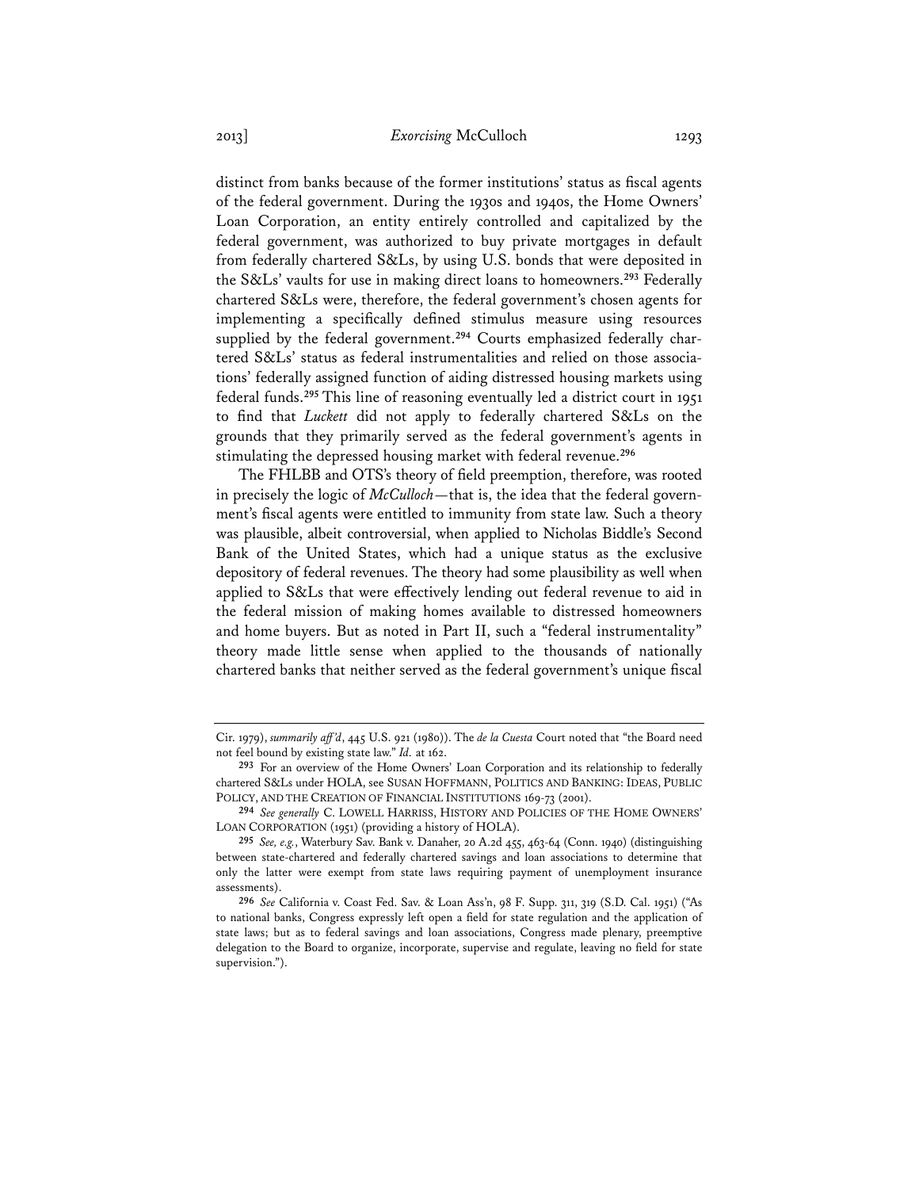distinct from banks because of the former institutions' status as fiscal agents of the federal government. During the 1930s and 1940s, the Home Owners' Loan Corporation, an entity entirely controlled and capitalized by the federal government, was authorized to buy private mortgages in default from federally chartered S&Ls, by using U.S. bonds that were deposited in the S&Ls' vaults for use in making direct loans to homeowners.[293] Federally chartered S&Ls were, therefore, the federal government's chosen agents for implementing a specifically defined stimulus measure using resources supplied by the federal government.[294] Courts emphasized federally chartered S&Ls' status as federal instrumentalities and relied on those associations' federally assigned function of aiding distressed housing markets using federal funds.[295] This line of reasoning eventually led a district court in 1951 to find that *Luckett* did not apply to federally chartered S&Ls on the grounds that they primarily served as the federal government's agents in stimulating the depressed housing market with federal revenue.[296]

The FHLBB and OTS's theory of field preemption, therefore, was rooted in precisely the logic of *McCulloch*—that is, the idea that the federal government's fiscal agents were entitled to immunity from state law. Such a theory was plausible, albeit controversial, when applied to Nicholas Biddle's Second Bank of the United States, which had a unique status as the exclusive depository of federal revenues. The theory had some plausibility as well when applied to S&Ls that were effectively lending out federal revenue to aid in the federal mission of making homes available to distressed homeowners and home buyers. But as noted in Part II, such a "federal instrumentality" theory made little sense when applied to the thousands of nationally chartered banks that neither served as the federal government's unique fiscal

---

Cir. 1979), *summarily aff'd*, 445 U.S. 921 (1980)). The *de la Cuesta* Court noted that "the Board need not feel bound by existing state law." *Id.* at 162.

293 For an overview of the Home Owners' Loan Corporation and its relationship to federally chartered S&Ls under HOLA, see SUSAN HOFFMANN, POLITICS AND BANKING: IDEAS, PUBLIC POLICY, AND THE CREATION OF FINANCIAL INSTITUTIONS 169-73 (2001).

294 *See generally* C. LOWELL HARRISS, HISTORY AND POLICIES OF THE HOME OWNERS' LOAN CORPORATION (1951) (providing a history of HOLA).

295 *See, e.g.*, Waterbury Sav. Bank v. Danaher, 20 A.2d 455, 463-64 (Conn. 1940) (distinguishing between state-chartered and federally chartered savings and loan associations to determine that only the latter were exempt from state laws requiring payment of unemployment insurance assessments).

296 *See* California v. Coast Fed. Sav. & Loan Ass'n, 98 F. Supp. 311, 319 (S.D. Cal. 1951) ("As to national banks, Congress expressly left open a field for state regulation and the application of state laws; but as to federal savings and loan associations, Congress made plenary, preemptive delegation to the Board to organize, incorporate, supervise and regulate, leaving no field for state supervision.").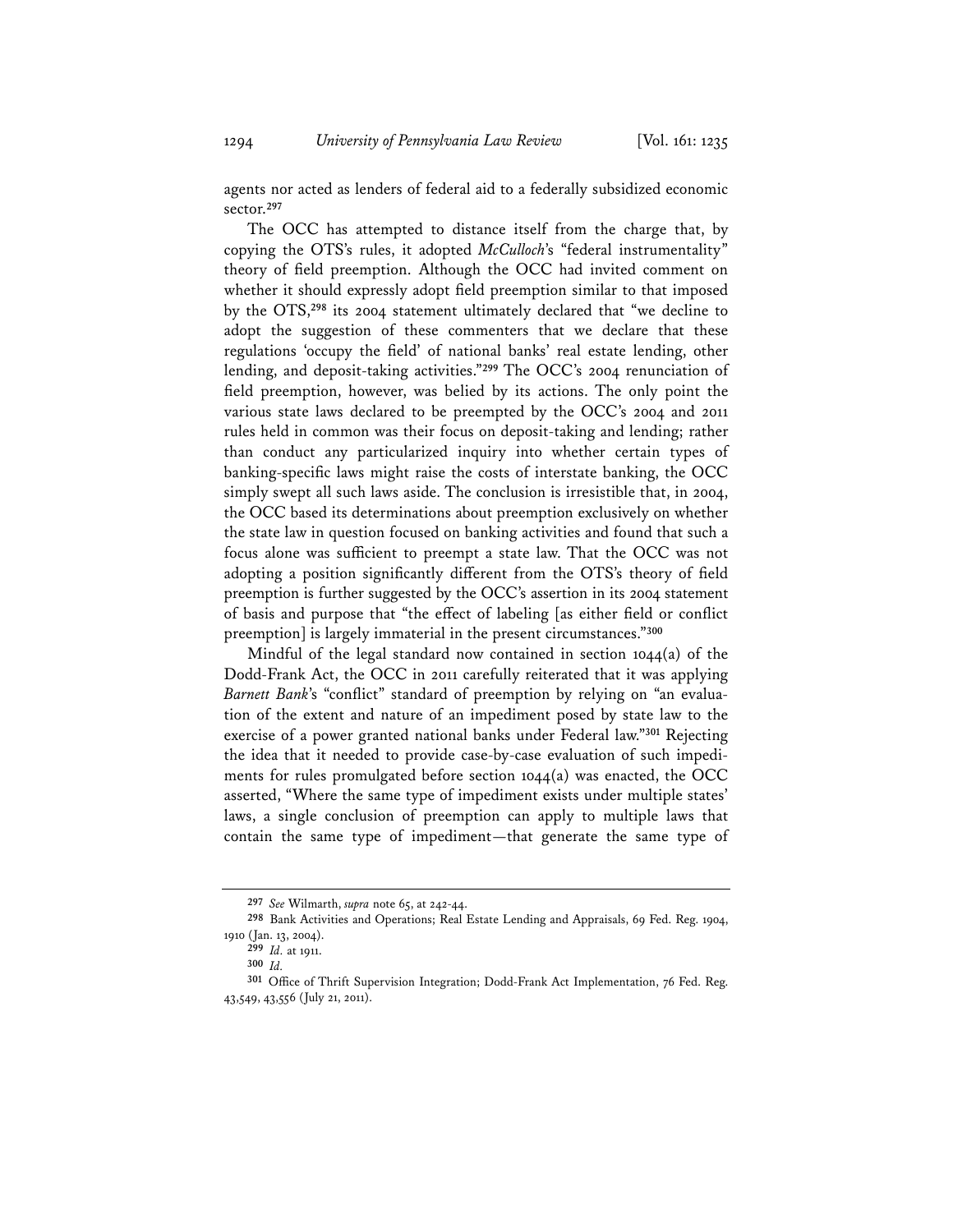agents nor acted as lenders of federal aid to a federally subsidized economic sector.[297]

The OCC has attempted to distance itself from the charge that, by copying the OTS's rules, it adopted *McCulloch*'s "federal instrumentality" theory of field preemption. Although the OCC had invited comment on whether it should expressly adopt field preemption similar to that imposed by the OTS,[298] its 2004 statement ultimately declared that "we decline to adopt the suggestion of these commenters that we declare that these regulations 'occupy the field' of national banks' real estate lending, other lending, and deposit-taking activities."[299] The OCC's 2004 renunciation of field preemption, however, was belied by its actions. The only point the various state laws declared to be preempted by the OCC's 2004 and 2011 rules held in common was their focus on deposit-taking and lending; rather than conduct any particularized inquiry into whether certain types of banking-specific laws might raise the costs of interstate banking, the OCC simply swept all such laws aside. The conclusion is irresistible that, in 2004, the OCC based its determinations about preemption exclusively on whether the state law in question focused on banking activities and found that such a focus alone was sufficient to preempt a state law. That the OCC was not adopting a position significantly different from the OTS's theory of field preemption is further suggested by the OCC's assertion in its 2004 statement of basis and purpose that "the effect of labeling [as either field or conflict preemption] is largely immaterial in the present circumstances."[300]

Mindful of the legal standard now contained in section 1044(a) of the Dodd-Frank Act, the OCC in 2011 carefully reiterated that it was applying *Barnett Bank*'s "conflict" standard of preemption by relying on "an evaluation of the extent and nature of an impediment posed by state law to the exercise of a power granted national banks under Federal law."[301] Rejecting the idea that it needed to provide case-by-case evaluation of such impediments for rules promulgated before section 1044(a) was enacted, the OCC asserted, "Where the same type of impediment exists under multiple states' laws, a single conclusion of preemption can apply to multiple laws that contain the same type of impediment—that generate the same type of

---

[297] *See* Wilmarth, *supra* note 65, at 242-44.

[298] Bank Activities and Operations; Real Estate Lending and Appraisals, 69 Fed. Reg. 1904, 1910 (Jan. 13, 2004).

[299] *Id.* at 1911.

[300] *Id.*

[301] Office of Thrift Supervision Integration; Dodd-Frank Act Implementation, 76 Fed. Reg. 43,549, 43,556 (July 21, 2011).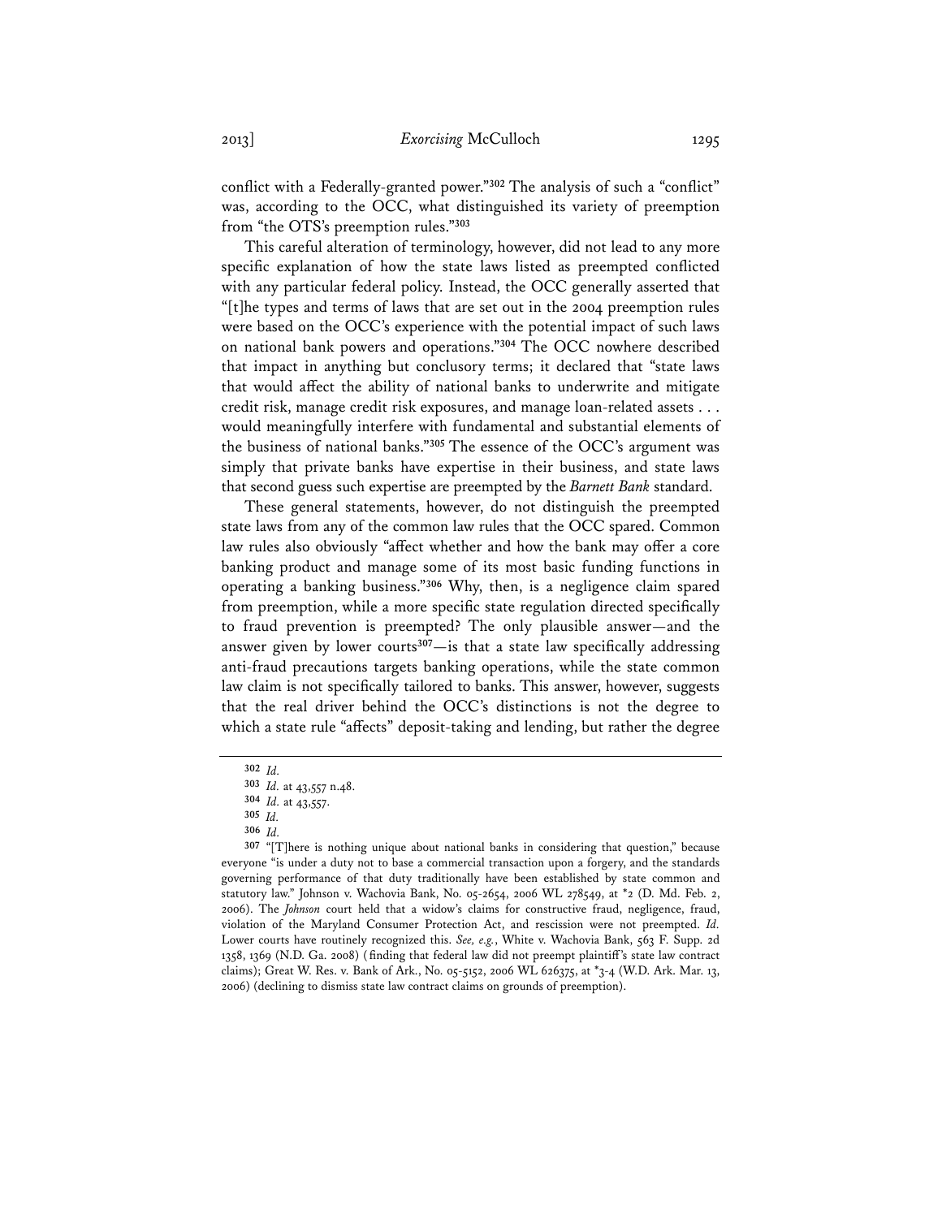conflict with a Federally-granted power."[302] The analysis of such a "conflict" was, according to the OCC, what distinguished its variety of preemption from "the OTS's preemption rules."[303]

This careful alteration of terminology, however, did not lead to any more specific explanation of how the state laws listed as preempted conflicted with any particular federal policy. Instead, the OCC generally asserted that "[t]he types and terms of laws that are set out in the 2004 preemption rules were based on the OCC's experience with the potential impact of such laws on national bank powers and operations."[304] The OCC nowhere described that impact in anything but conclusory terms; it declared that "state laws that would affect the ability of national banks to underwrite and mitigate credit risk, manage credit risk exposures, and manage loan-related assets . . . would meaningfully interfere with fundamental and substantial elements of the business of national banks."[305] The essence of the OCC's argument was simply that private banks have expertise in their business, and state laws that second guess such expertise are preempted by the *Barnett Bank* standard.

These general statements, however, do not distinguish the preempted state laws from any of the common law rules that the OCC spared. Common law rules also obviously "affect whether and how the bank may offer a core banking product and manage some of its most basic funding functions in operating a banking business."[306] Why, then, is a negligence claim spared from preemption, while a more specific state regulation directed specifically to fraud prevention is preempted? The only plausible answer—and the answer given by lower courts[307]—is that a state law specifically addressing anti-fraud precautions targets banking operations, while the state common law claim is not specifically tailored to banks. This answer, however, suggests that the real driver behind the OCC's distinctions is not the degree to which a state rule "affects" deposit-taking and lending, but rather the degree

---

[302] *Id.*

[303] *Id.* at 43,557 n.48.

[304] *Id.* at 43,557.

[305] *Id.*

[306] *Id.*

[307] "[T]here is nothing unique about national banks in considering that question," because everyone "is under a duty not to base a commercial transaction upon a forgery, and the standards governing performance of that duty traditionally have been established by state common and statutory law." Johnson v. Wachovia Bank, No. 05-2654, 2006 WL 278549, at *2 (D. Md. Feb. 2, 2006). The *Johnson* court held that a widow's claims for constructive fraud, negligence, fraud, violation of the Maryland Consumer Protection Act, and rescission were not preempted. *Id.* Lower courts have routinely recognized this. *See, e.g.*, White v. Wachovia Bank, 563 F. Supp. 2d 1358, 1369 (N.D. Ga. 2008) (finding that federal law did not preempt plaintiff's state law contract claims); Great W. Res. v. Bank of Ark., No. 05-5152, 2006 WL 626375, at *3-4 (W.D. Ark. Mar. 13, 2006) (declining to dismiss state law contract claims on grounds of preemption).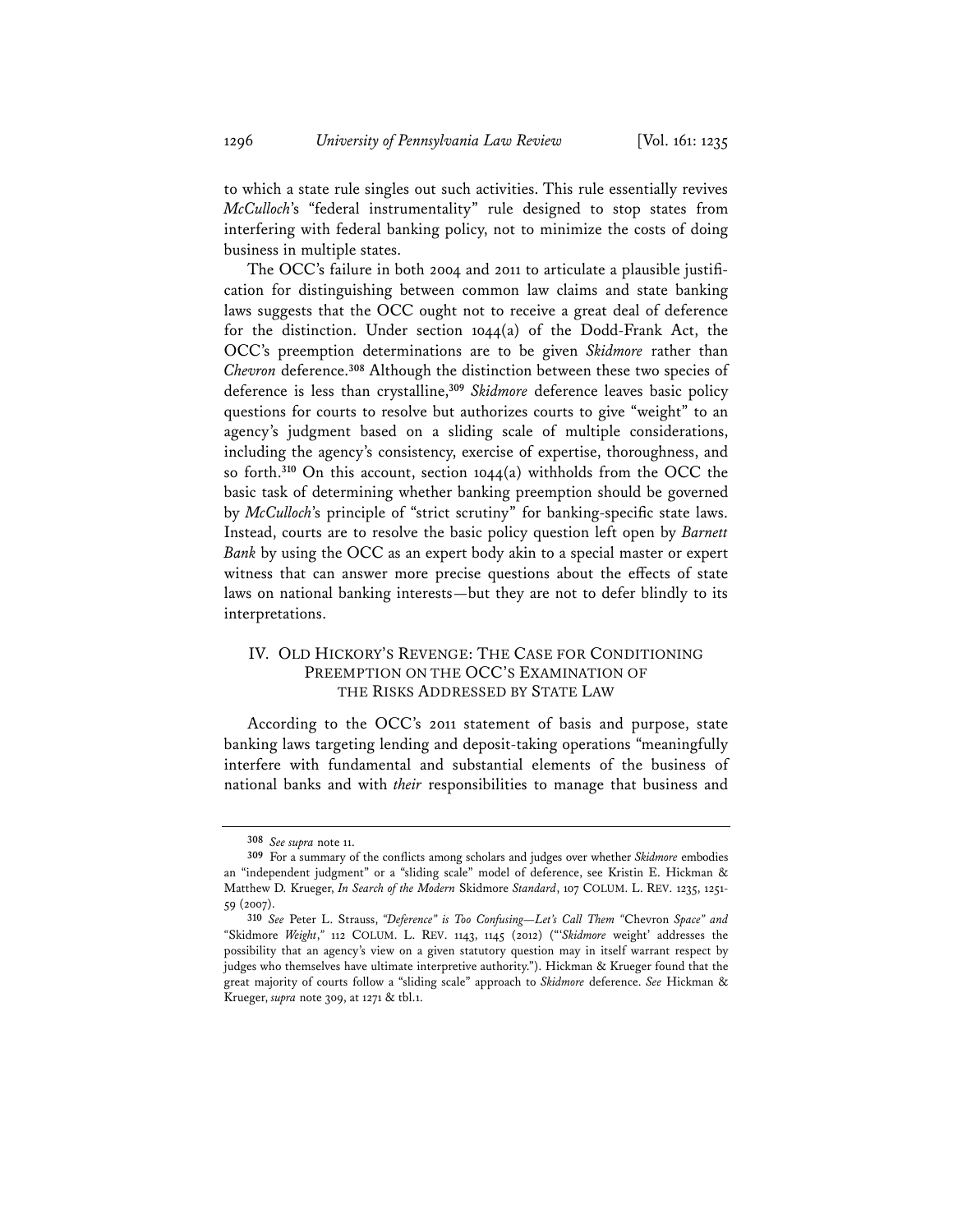to which a state rule singles out such activities. This rule essentially revives *McCulloch*'s "federal instrumentality" rule designed to stop states from interfering with federal banking policy, not to minimize the costs of doing business in multiple states.

The OCC's failure in both 2004 and 2011 to articulate a plausible justification for distinguishing between common law claims and state banking laws suggests that the OCC ought not to receive a great deal of deference for the distinction. Under section 1044(a) of the Dodd-Frank Act, the OCC's preemption determinations are to be given *Skidmore* rather than *Chevron* deference.[308] Although the distinction between these two species of deference is less than crystalline,[309] *Skidmore* deference leaves basic policy questions for courts to resolve but authorizes courts to give "weight" to an agency's judgment based on a sliding scale of multiple considerations, including the agency's consistency, exercise of expertise, thoroughness, and so forth.[310] On this account, section 1044(a) withholds from the OCC the basic task of determining whether banking preemption should be governed by *McCulloch*'s principle of "strict scrutiny" for banking-specific state laws. Instead, courts are to resolve the basic policy question left open by *Barnett Bank* by using the OCC as an expert body akin to a special master or expert witness that can answer more precise questions about the effects of state laws on national banking interests—but they are not to defer blindly to its interpretations.

## IV. OLD HICKORY'S REVENGE: THE CASE FOR CONDITIONING PREEMPTION ON THE OCC'S EXAMINATION OF THE RISKS ADDRESSED BY STATE LAW

According to the OCC's 2011 statement of basis and purpose, state banking laws targeting lending and deposit-taking operations "meaningfully interfere with fundamental and substantial elements of the business of national banks and with *their* responsibilities to manage that business and

---

[308] *See supra* note 11.

[309] For a summary of the conflicts among scholars and judges over whether *Skidmore* embodies an "independent judgment" or a "sliding scale" model of deference, see Kristin E. Hickman & Matthew D. Krueger, *In Search of the Modern* Skidmore *Standard*, 107 COLUM. L. REV. 1235, 1251-59 (2007).

[310] *See* Peter L. Strauss, *"Deference" is Too Confusing—Let's Call Them "*Chevron *Space" and "*Skidmore *Weight*,*"* 112 COLUM. L. REV. 1143, 1145 (2012) ("'*Skidmore* weight' addresses the possibility that an agency's view on a given statutory question may in itself warrant respect by judges who themselves have ultimate interpretive authority."). Hickman & Krueger found that the great majority of courts follow a "sliding scale" approach to *Skidmore* deference. *See* Hickman & Krueger, *supra* note 309, at 1271 & tbl.1.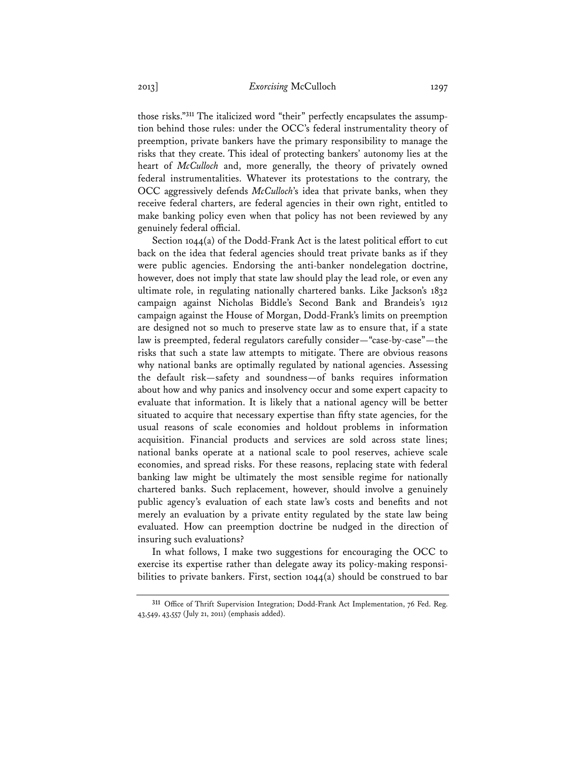those risks."[311] The italicized word "their" perfectly encapsulates the assumption behind those rules: under the OCC's federal instrumentality theory of preemption, private bankers have the primary responsibility to manage the risks that they create. This ideal of protecting bankers' autonomy lies at the heart of *McCulloch* and, more generally, the theory of privately owned federal instrumentalities. Whatever its protestations to the contrary, the OCC aggressively defends *McCulloch*'s idea that private banks, when they receive federal charters, are federal agencies in their own right, entitled to make banking policy even when that policy has not been reviewed by any genuinely federal official.

Section 1044(a) of the Dodd-Frank Act is the latest political effort to cut back on the idea that federal agencies should treat private banks as if they were public agencies. Endorsing the anti-banker nondelegation doctrine, however, does not imply that state law should play the lead role, or even any ultimate role, in regulating nationally chartered banks. Like Jackson's 1832 campaign against Nicholas Biddle's Second Bank and Brandeis's 1912 campaign against the House of Morgan, Dodd-Frank's limits on preemption are designed not so much to preserve state law as to ensure that, if a state law is preempted, federal regulators carefully consider—"case-by-case"—the risks that such a state law attempts to mitigate. There are obvious reasons why national banks are optimally regulated by national agencies. Assessing the default risk—safety and soundness—of banks requires information about how and why panics and insolvency occur and some expert capacity to evaluate that information. It is likely that a national agency will be better situated to acquire that necessary expertise than fifty state agencies, for the usual reasons of scale economies and holdout problems in information acquisition. Financial products and services are sold across state lines; national banks operate at a national scale to pool reserves, achieve scale economies, and spread risks. For these reasons, replacing state with federal banking law might be ultimately the most sensible regime for nationally chartered banks. Such replacement, however, should involve a genuinely public agency's evaluation of each state law's costs and benefits and not merely an evaluation by a private entity regulated by the state law being evaluated. How can preemption doctrine be nudged in the direction of insuring such evaluations?

In what follows, I make two suggestions for encouraging the OCC to exercise its expertise rather than delegate away its policy-making responsibilities to private bankers. First, section 1044(a) should be construed to bar

[311] Office of Thrift Supervision Integration; Dodd-Frank Act Implementation, 76 Fed. Reg. 43,549, 43,557 (July 21, 2011) (emphasis added).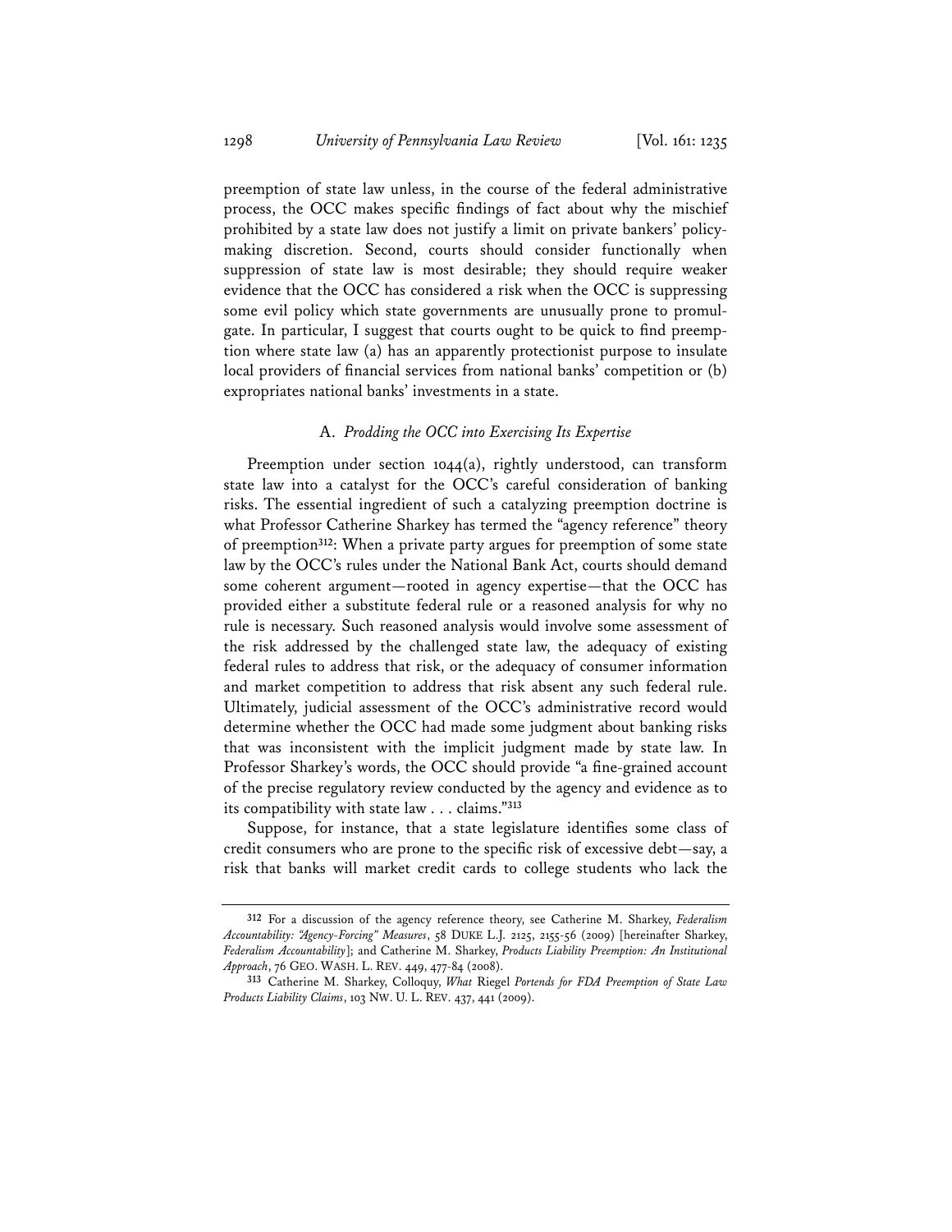preemption of state law unless, in the course of the federal administrative process, the OCC makes specific findings of fact about why the mischief prohibited by a state law does not justify a limit on private bankers' policymaking discretion. Second, courts should consider functionally when suppression of state law is most desirable; they should require weaker evidence that the OCC has considered a risk when the OCC is suppressing some evil policy which state governments are unusually prone to promulgate. In particular, I suggest that courts ought to be quick to find preemption where state law (a) has an apparently protectionist purpose to insulate local providers of financial services from national banks' competition or (b) expropriates national banks' investments in a state.

### A. *Prodding the OCC into Exercising Its Expertise*

Preemption under section 1044(a), rightly understood, can transform state law into a catalyst for the OCC's careful consideration of banking risks. The essential ingredient of such a catalyzing preemption doctrine is what Professor Catherine Sharkey has termed the "agency reference" theory of preemption[312]: When a private party argues for preemption of some state law by the OCC's rules under the National Bank Act, courts should demand some coherent argument—rooted in agency expertise—that the OCC has provided either a substitute federal rule or a reasoned analysis for why no rule is necessary. Such reasoned analysis would involve some assessment of the risk addressed by the challenged state law, the adequacy of existing federal rules to address that risk, or the adequacy of consumer information and market competition to address that risk absent any such federal rule. Ultimately, judicial assessment of the OCC's administrative record would determine whether the OCC had made some judgment about banking risks that was inconsistent with the implicit judgment made by state law. In Professor Sharkey's words, the OCC should provide "a fine-grained account of the precise regulatory review conducted by the agency and evidence as to its compatibility with state law . . . claims."[313]

Suppose, for instance, that a state legislature identifies some class of credit consumers who are prone to the specific risk of excessive debt—say, a risk that banks will market credit cards to college students who lack the

---

[312] For a discussion of the agency reference theory, see Catherine M. Sharkey, *Federalism Accountability: "Agency-Forcing" Measures*, 58 DUKE L.J. 2125, 2155-56 (2009) [hereinafter Sharkey, *Federalism Accountability*]; and Catherine M. Sharkey, *Products Liability Preemption: An Institutional Approach*, 76 GEO. WASH. L. REV. 449, 477-84 (2008).

[313] Catherine M. Sharkey, Colloquy, *What* Riegel *Portends for FDA Preemption of State Law Products Liability Claims*, 103 NW. U. L. REV. 437, 441 (2009).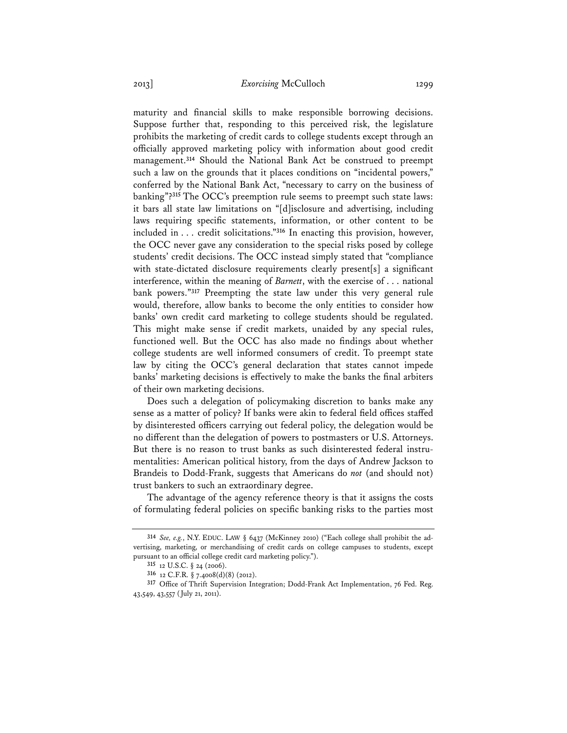maturity and financial skills to make responsible borrowing decisions. Suppose further that, responding to this perceived risk, the legislature prohibits the marketing of credit cards to college students except through an officially approved marketing policy with information about good credit management.[314] Should the National Bank Act be construed to preempt such a law on the grounds that it places conditions on "incidental powers," conferred by the National Bank Act, "necessary to carry on the business of banking"?[315] The OCC's preemption rule seems to preempt such state laws: it bars all state law limitations on "[d]isclosure and advertising, including laws requiring specific statements, information, or other content to be included in . . . credit solicitations."[316] In enacting this provision, however, the OCC never gave any consideration to the special risks posed by college students' credit decisions. The OCC instead simply stated that "compliance with state-dictated disclosure requirements clearly present[s] a significant interference, within the meaning of *Barnett*, with the exercise of . . . national bank powers."[317] Preempting the state law under this very general rule would, therefore, allow banks to become the only entities to consider how banks' own credit card marketing to college students should be regulated. This might make sense if credit markets, unaided by any special rules, functioned well. But the OCC has also made no findings about whether college students are well informed consumers of credit. To preempt state law by citing the OCC's general declaration that states cannot impede banks' marketing decisions is effectively to make the banks the final arbiters of their own marketing decisions.

Does such a delegation of policymaking discretion to banks make any sense as a matter of policy? If banks were akin to federal field offices staffed by disinterested officers carrying out federal policy, the delegation would be no different than the delegation of powers to postmasters or U.S. Attorneys. But there is no reason to trust banks as such disinterested federal instrumentalities: American political history, from the days of Andrew Jackson to Brandeis to Dodd-Frank, suggests that Americans do *not* (and should not) trust bankers to such an extraordinary degree.

The advantage of the agency reference theory is that it assigns the costs of formulating federal policies on specific banking risks to the parties most

---

[314] *See, e.g.*, N.Y. EDUC. LAW § 6437 (McKinney 2010) ("Each college shall prohibit the advertising, marketing, or merchandising of credit cards on college campuses to students, except pursuant to an official college credit card marketing policy.").

[315] 12 U.S.C. § 24 (2006).

[316] 12 C.F.R. § 7.4008(d)(8) (2012).

[317] Office of Thrift Supervision Integration; Dodd-Frank Act Implementation, 76 Fed. Reg. 43,549, 43,557 (July 21, 2011).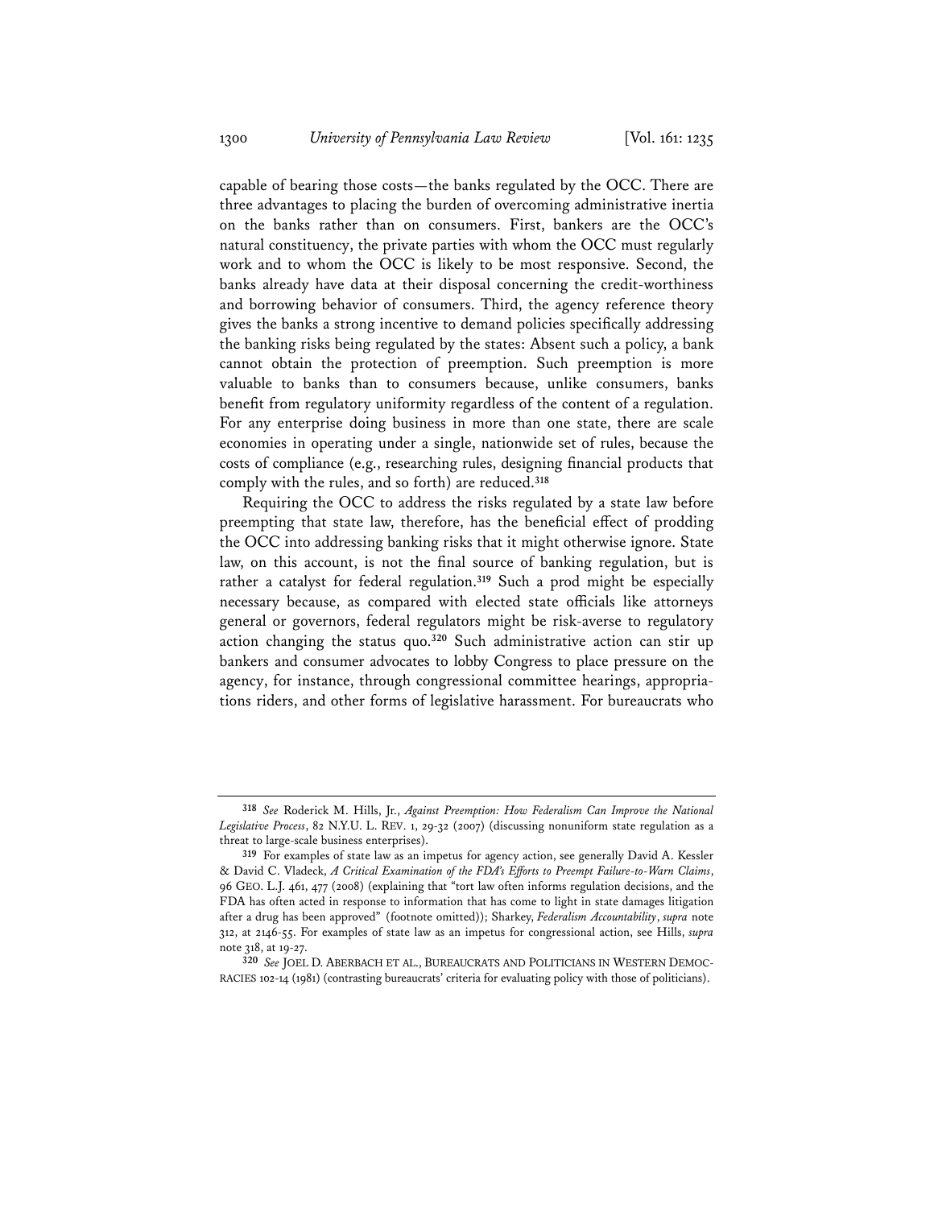capable of bearing those costs—the banks regulated by the OCC. There are three advantages to placing the burden of overcoming administrative inertia on the banks rather than on consumers. First, bankers are the OCC's natural constituency, the private parties with whom the OCC must regularly work and to whom the OCC is likely to be most responsive. Second, the banks already have data at their disposal concerning the credit-worthiness and borrowing behavior of consumers. Third, the agency reference theory gives the banks a strong incentive to demand policies specifically addressing the banking risks being regulated by the states: Absent such a policy, a bank cannot obtain the protection of preemption. Such preemption is more valuable to banks than to consumers because, unlike consumers, banks benefit from regulatory uniformity regardless of the content of a regulation. For any enterprise doing business in more than one state, there are scale economies in operating under a single, nationwide set of rules, because the costs of compliance (e.g., researching rules, designing financial products that comply with the rules, and so forth) are reduced.[318]

Requiring the OCC to address the risks regulated by a state law before preempting that state law, therefore, has the beneficial effect of prodding the OCC into addressing banking risks that it might otherwise ignore. State law, on this account, is not the final source of banking regulation, but is rather a catalyst for federal regulation.[319] Such a prod might be especially necessary because, as compared with elected state officials like attorneys general or governors, federal regulators might be risk-averse to regulatory action changing the status quo.[320] Such administrative action can stir up bankers and consumer advocates to lobby Congress to place pressure on the agency, for instance, through congressional committee hearings, appropriations riders, and other forms of legislative harassment. For bureaucrats who

---

[318] *See* Roderick M. Hills, Jr., *Against Preemption: How Federalism Can Improve the National Legislative Process*, 82 N.Y.U. L. REV. 1, 29-32 (2007) (discussing nonuniform state regulation as a threat to large-scale business enterprises).

[319] For examples of state law as an impetus for agency action, see generally David A. Kessler & David C. Vladeck, *A Critical Examination of the FDA's Efforts to Preempt Failure-to-Warn Claims*, 96 GEO. L.J. 461, 477 (2008) (explaining that "tort law often informs regulation decisions, and the FDA has often acted in response to information that has come to light in state damages litigation after a drug has been approved" (footnote omitted)); Sharkey, *Federalism Accountability*, *supra* note 312, at 2146-55. For examples of state law as an impetus for congressional action, see Hills, *supra* note 318, at 19-27.

[320] *See* JOEL D. ABERBACH ET AL., BUREAUCRATS AND POLITICIANS IN WESTERN DEMOCRACIES 102-14 (1981) (contrasting bureaucrats' criteria for evaluating policy with those of politicians).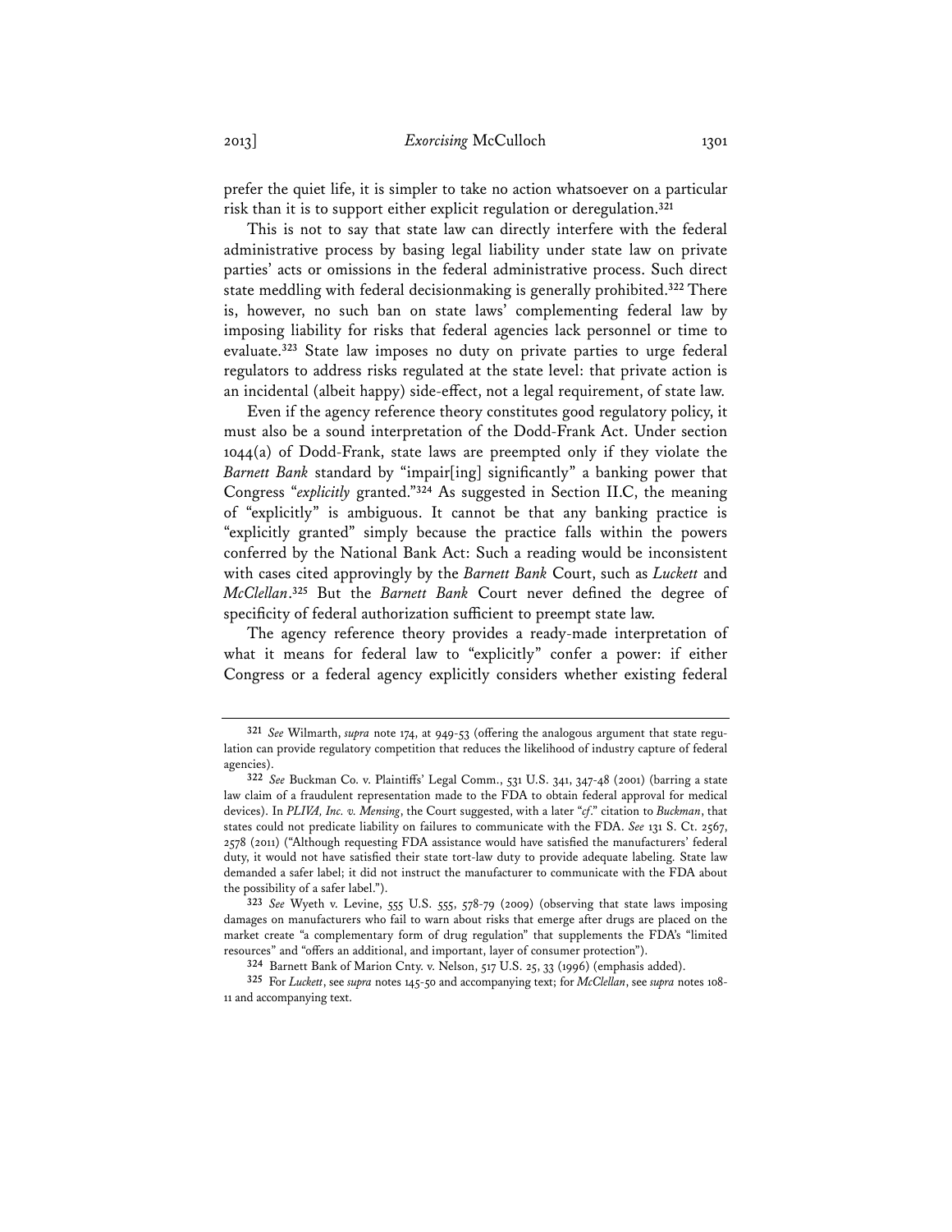prefer the quiet life, it is simpler to take no action whatsoever on a particular risk than it is to support either explicit regulation or deregulation.[321]

This is not to say that state law can directly interfere with the federal administrative process by basing legal liability under state law on private parties' acts or omissions in the federal administrative process. Such direct state meddling with federal decisionmaking is generally prohibited.[322] There is, however, no such ban on state laws' complementing federal law by imposing liability for risks that federal agencies lack personnel or time to evaluate.[323] State law imposes no duty on private parties to urge federal regulators to address risks regulated at the state level: that private action is an incidental (albeit happy) side-effect, not a legal requirement, of state law.

Even if the agency reference theory constitutes good regulatory policy, it must also be a sound interpretation of the Dodd-Frank Act. Under section 1044(a) of Dodd-Frank, state laws are preempted only if they violate the *Barnett Bank* standard by "impair[ing] significantly" a banking power that Congress "*explicitly* granted."[324] As suggested in Section II.C, the meaning of "explicitly" is ambiguous. It cannot be that any banking practice is "explicitly granted" simply because the practice falls within the powers conferred by the National Bank Act: Such a reading would be inconsistent with cases cited approvingly by the *Barnett Bank* Court, such as *Luckett* and *McClellan*.[325] But the *Barnett Bank* Court never defined the degree of specificity of federal authorization sufficient to preempt state law.

The agency reference theory provides a ready-made interpretation of what it means for federal law to "explicitly" confer a power: if either Congress or a federal agency explicitly considers whether existing federal

---

[321] *See* Wilmarth, *supra* note 174, at 949-53 (offering the analogous argument that state regulation can provide regulatory competition that reduces the likelihood of industry capture of federal agencies).

[322] *See* Buckman Co. v. Plaintiffs' Legal Comm., 531 U.S. 341, 347-48 (2001) (barring a state law claim of a fraudulent representation made to the FDA to obtain federal approval for medical devices). In *PLIVA, Inc. v. Mensing*, the Court suggested, with a later "*cf.*" citation to *Buckman*, that states could not predicate liability on failures to communicate with the FDA. *See* 131 S. Ct. 2567, 2578 (2011) ("Although requesting FDA assistance would have satisfied the manufacturers' federal duty, it would not have satisfied their state tort-law duty to provide adequate labeling. State law demanded a safer label; it did not instruct the manufacturer to communicate with the FDA about the possibility of a safer label.").

[323] *See* Wyeth v. Levine, 555 U.S. 555, 578-79 (2009) (observing that state laws imposing damages on manufacturers who fail to warn about risks that emerge after drugs are placed on the market create "a complementary form of drug regulation" that supplements the FDA's "limited resources" and "offers an additional, and important, layer of consumer protection").

[324] Barnett Bank of Marion Cnty. v. Nelson, 517 U.S. 25, 33 (1996) (emphasis added).

[325] For *Luckett*, see *supra* notes 145-50 and accompanying text; for *McClellan*, see *supra* notes 108-11 and accompanying text.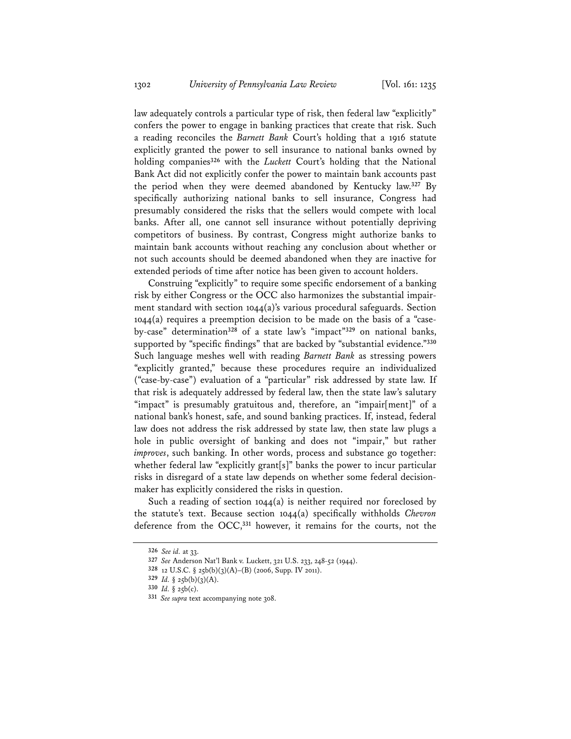law adequately controls a particular type of risk, then federal law "explicitly" confers the power to engage in banking practices that create that risk. Such a reading reconciles the *Barnett Bank* Court's holding that a 1916 statute explicitly granted the power to sell insurance to national banks owned by holding companies[326] with the *Luckett* Court's holding that the National Bank Act did not explicitly confer the power to maintain bank accounts past the period when they were deemed abandoned by Kentucky law.[327] By specifically authorizing national banks to sell insurance, Congress had presumably considered the risks that the sellers would compete with local banks. After all, one cannot sell insurance without potentially depriving competitors of business. By contrast, Congress might authorize banks to maintain bank accounts without reaching any conclusion about whether or not such accounts should be deemed abandoned when they are inactive for extended periods of time after notice has been given to account holders.

Construing "explicitly" to require some specific endorsement of a banking risk by either Congress or the OCC also harmonizes the substantial impairment standard with section 1044(a)'s various procedural safeguards. Section 1044(a) requires a preemption decision to be made on the basis of a "case-by-case" determination[328] of a state law's "impact"[329] on national banks, supported by "specific findings" that are backed by "substantial evidence."[330] Such language meshes well with reading *Barnett Bank* as stressing powers "explicitly granted," because these procedures require an individualized ("case-by-case") evaluation of a "particular" risk addressed by state law. If that risk is adequately addressed by federal law, then the state law's salutary "impact" is presumably gratuitous and, therefore, an "impair[ment]" of a national bank's honest, safe, and sound banking practices. If, instead, federal law does not address the risk addressed by state law, then state law plugs a hole in public oversight of banking and does not "impair," but rather *improves*, such banking. In other words, process and substance go together: whether federal law "explicitly grant[s]" banks the power to incur particular risks in disregard of a state law depends on whether some federal decision-maker has explicitly considered the risks in question.

Such a reading of section 1044(a) is neither required nor foreclosed by the statute's text. Because section 1044(a) specifically withholds *Chevron* deference from the OCC,[331] however, it remains for the courts, not the

---

326 *See id.* at 33.

327 *See* Anderson Nat'l Bank v. Luckett, 321 U.S. 233, 248-52 (1944).

328 12 U.S.C. § 25b(b)(3)(A)–(B) (2006, Supp. IV 2011).

329 *Id.* § 25b(b)(3)(A).

330 *Id.* § 25b(c).

331 *See supra* text accompanying note 308.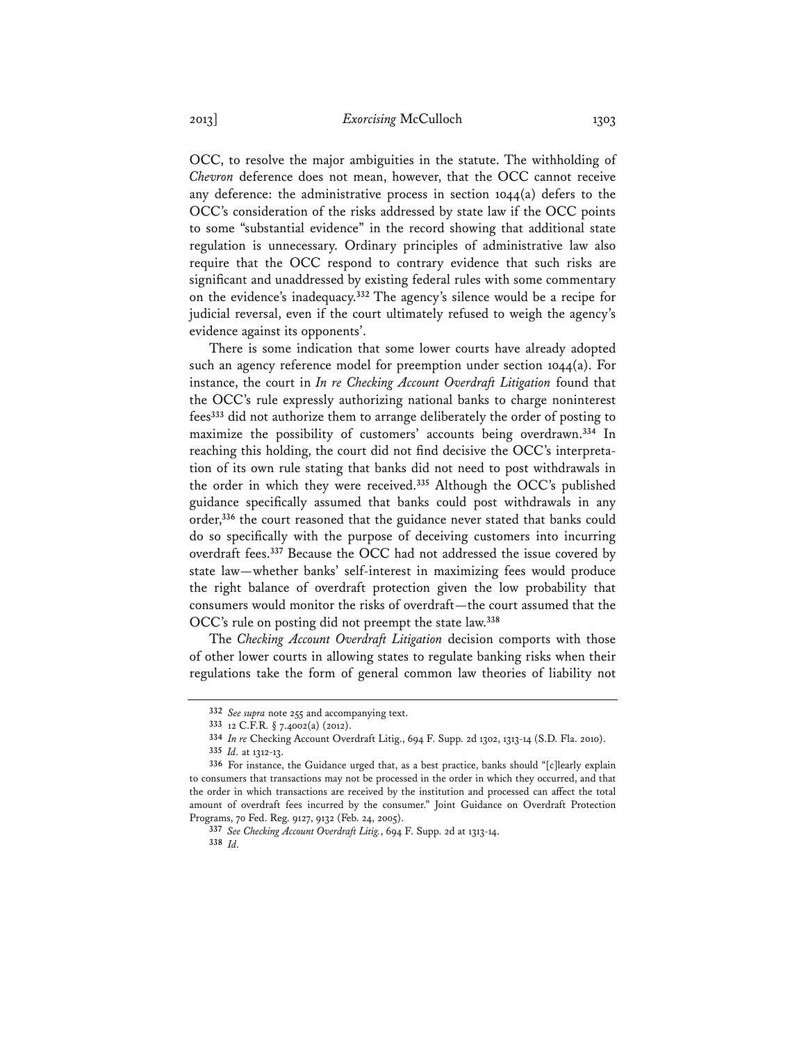OCC, to resolve the major ambiguities in the statute. The withholding of *Chevron* deference does not mean, however, that the OCC cannot receive any deference: the administrative process in section 1044(a) defers to the OCC's consideration of the risks addressed by state law if the OCC points to some "substantial evidence" in the record showing that additional state regulation is unnecessary. Ordinary principles of administrative law also require that the OCC respond to contrary evidence that such risks are significant and unaddressed by existing federal rules with some commentary on the evidence's inadequacy.[332] The agency's silence would be a recipe for judicial reversal, even if the court ultimately refused to weigh the agency's evidence against its opponents'.

There is some indication that some lower courts have already adopted such an agency reference model for preemption under section 1044(a). For instance, the court in *In re Checking Account Overdraft Litigation* found that the OCC's rule expressly authorizing national banks to charge noninterest fees[333] did not authorize them to arrange deliberately the order of posting to maximize the possibility of customers' accounts being overdrawn.[334] In reaching this holding, the court did not find decisive the OCC's interpretation of its own rule stating that banks did not need to post withdrawals in the order in which they were received.[335] Although the OCC's published guidance specifically assumed that banks could post withdrawals in any order,[336] the court reasoned that the guidance never stated that banks could do so specifically with the purpose of deceiving customers into incurring overdraft fees.[337] Because the OCC had not addressed the issue covered by state law—whether banks' self-interest in maximizing fees would produce the right balance of overdraft protection given the low probability that consumers would monitor the risks of overdraft—the court assumed that the OCC's rule on posting did not preempt the state law.[338]

The *Checking Account Overdraft Litigation* decision comports with those of other lower courts in allowing states to regulate banking risks when their regulations take the form of general common law theories of liability not

---

[332] *See supra* note 255 and accompanying text.

[333] 12 C.F.R. § 7.4002(a) (2012).

[334] *In re* Checking Account Overdraft Litig., 694 F. Supp. 2d 1302, 1313-14 (S.D. Fla. 2010).

[335] *Id.* at 1312-13.

[336] For instance, the Guidance urged that, as a best practice, banks should "[c]learly explain to consumers that transactions may not be processed in the order in which they occurred, and that the order in which transactions are received by the institution and processed can affect the total amount of overdraft fees incurred by the consumer." Joint Guidance on Overdraft Protection Programs, 70 Fed. Reg. 9127, 9132 (Feb. 24, 2005).

[337] *See Checking Account Overdraft Litig.*, 694 F. Supp. 2d at 1313-14.

[338] *Id.*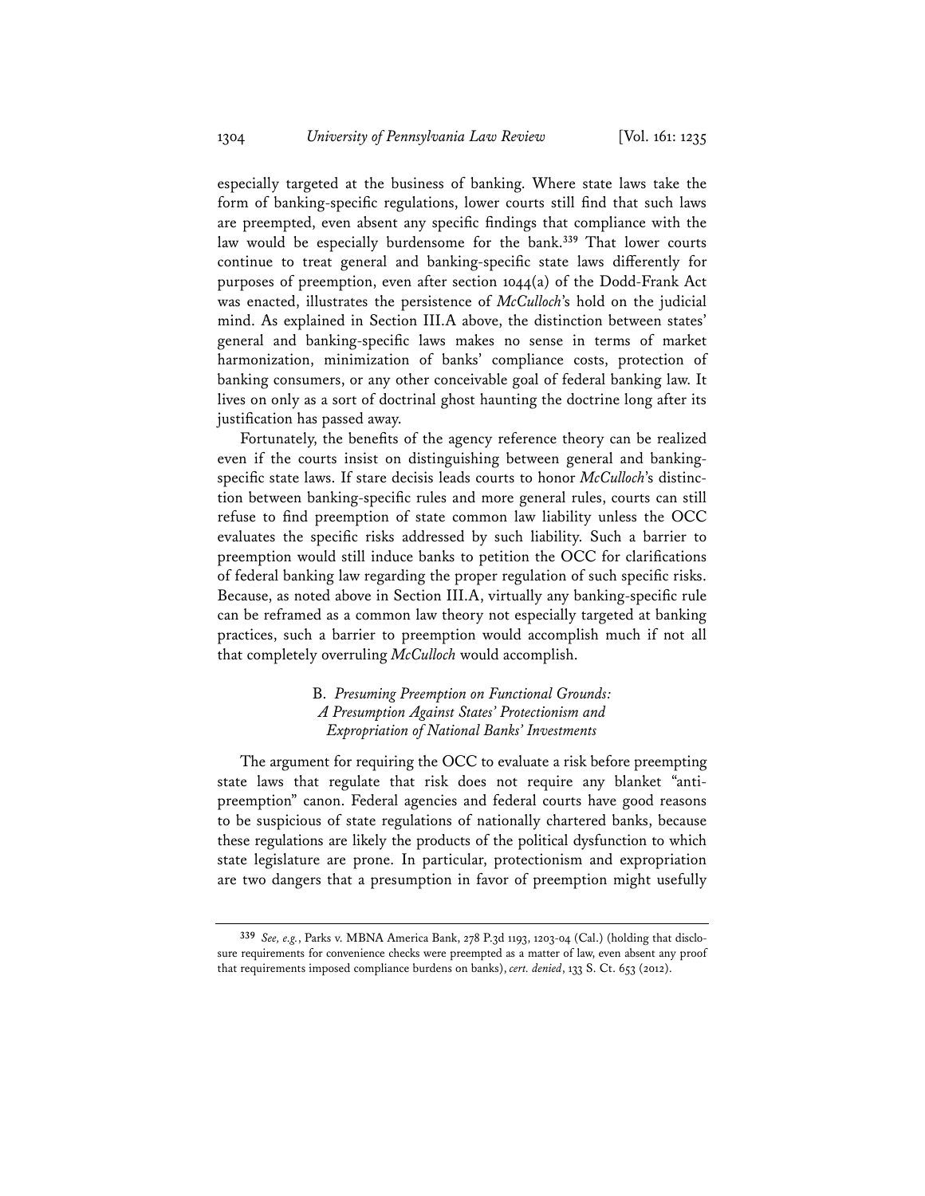especially targeted at the business of banking. Where state laws take the form of banking-specific regulations, lower courts still find that such laws are preempted, even absent any specific findings that compliance with the law would be especially burdensome for the bank.[339] That lower courts continue to treat general and banking-specific state laws differently for purposes of preemption, even after section 1044(a) of the Dodd-Frank Act was enacted, illustrates the persistence of *McCulloch*'s hold on the judicial mind. As explained in Section III.A above, the distinction between states' general and banking-specific laws makes no sense in terms of market harmonization, minimization of banks' compliance costs, protection of banking consumers, or any other conceivable goal of federal banking law. It lives on only as a sort of doctrinal ghost haunting the doctrine long after its justification has passed away.

Fortunately, the benefits of the agency reference theory can be realized even if the courts insist on distinguishing between general and banking-specific state laws. If stare decisis leads courts to honor *McCulloch*'s distinction between banking-specific rules and more general rules, courts can still refuse to find preemption of state common law liability unless the OCC evaluates the specific risks addressed by such liability. Such a barrier to preemption would still induce banks to petition the OCC for clarifications of federal banking law regarding the proper regulation of such specific risks. Because, as noted above in Section III.A, virtually any banking-specific rule can be reframed as a common law theory not especially targeted at banking practices, such a barrier to preemption would accomplish much if not all that completely overruling *McCulloch* would accomplish.

### B. *Presuming Preemption on Functional Grounds: A Presumption Against States' Protectionism and Expropriation of National Banks' Investments*

The argument for requiring the OCC to evaluate a risk before preempting state laws that regulate that risk does not require any blanket "anti-preemption" canon. Federal agencies and federal courts have good reasons to be suspicious of state regulations of nationally chartered banks, because these regulations are likely the products of the political dysfunction to which state legislature are prone. In particular, protectionism and expropriation are two dangers that a presumption in favor of preemption might usefully

[339] *See, e.g.*, Parks v. MBNA America Bank, 278 P.3d 1193, 1203-04 (Cal.) (holding that disclosure requirements for convenience checks were preempted as a matter of law, even absent any proof that requirements imposed compliance burdens on banks), *cert. denied*, 133 S. Ct. 653 (2012).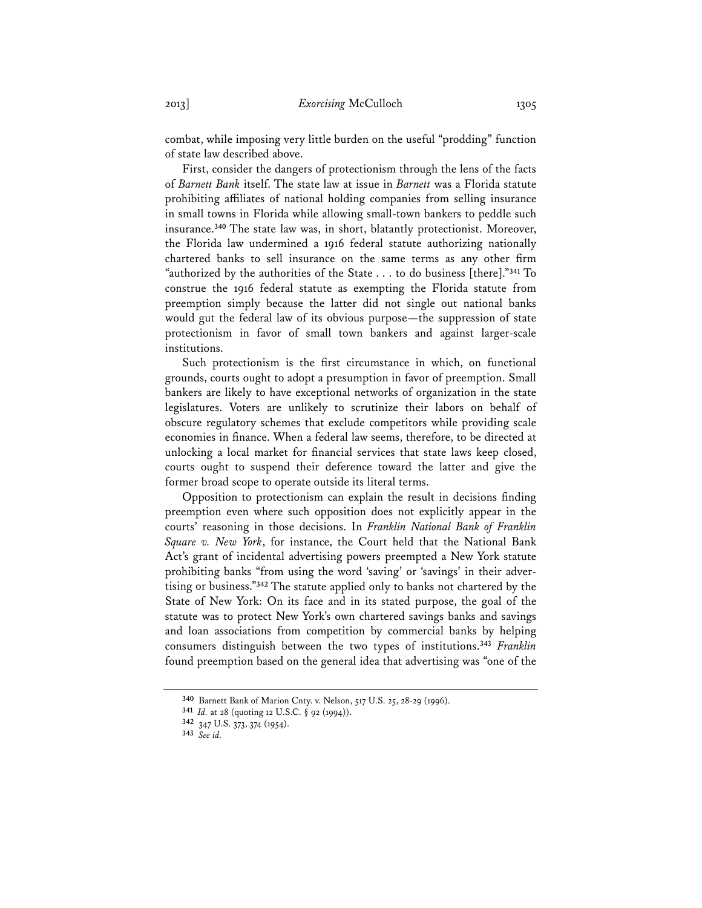combat, while imposing very little burden on the useful "prodding" function of state law described above.

First, consider the dangers of protectionism through the lens of the facts of *Barnett Bank* itself. The state law at issue in *Barnett* was a Florida statute prohibiting affiliates of national holding companies from selling insurance in small towns in Florida while allowing small-town bankers to peddle such insurance.[340] The state law was, in short, blatantly protectionist. Moreover, the Florida law undermined a 1916 federal statute authorizing nationally chartered banks to sell insurance on the same terms as any other firm "authorized by the authorities of the State . . . to do business [there]."[341] To construe the 1916 federal statute as exempting the Florida statute from preemption simply because the latter did not single out national banks would gut the federal law of its obvious purpose—the suppression of state protectionism in favor of small town bankers and against larger-scale institutions.

Such protectionism is the first circumstance in which, on functional grounds, courts ought to adopt a presumption in favor of preemption. Small bankers are likely to have exceptional networks of organization in the state legislatures. Voters are unlikely to scrutinize their labors on behalf of obscure regulatory schemes that exclude competitors while providing scale economies in finance. When a federal law seems, therefore, to be directed at unlocking a local market for financial services that state laws keep closed, courts ought to suspend their deference toward the latter and give the former broad scope to operate outside its literal terms.

Opposition to protectionism can explain the result in decisions finding preemption even where such opposition does not explicitly appear in the courts' reasoning in those decisions. In *Franklin National Bank of Franklin Square v. New York*, for instance, the Court held that the National Bank Act's grant of incidental advertising powers preempted a New York statute prohibiting banks "from using the word 'saving' or 'savings' in their advertising or business."[342] The statute applied only to banks not chartered by the State of New York: On its face and in its stated purpose, the goal of the statute was to protect New York's own chartered savings banks and savings and loan associations from competition by commercial banks by helping consumers distinguish between the two types of institutions.[343] *Franklin* found preemption based on the general idea that advertising was "one of the

---

[340] Barnett Bank of Marion Cnty. v. Nelson, 517 U.S. 25, 28-29 (1996).

[341] *Id.* at 28 (quoting 12 U.S.C. § 92 (1994)).

[342] 347 U.S. 373, 374 (1954).

[343] *See id.*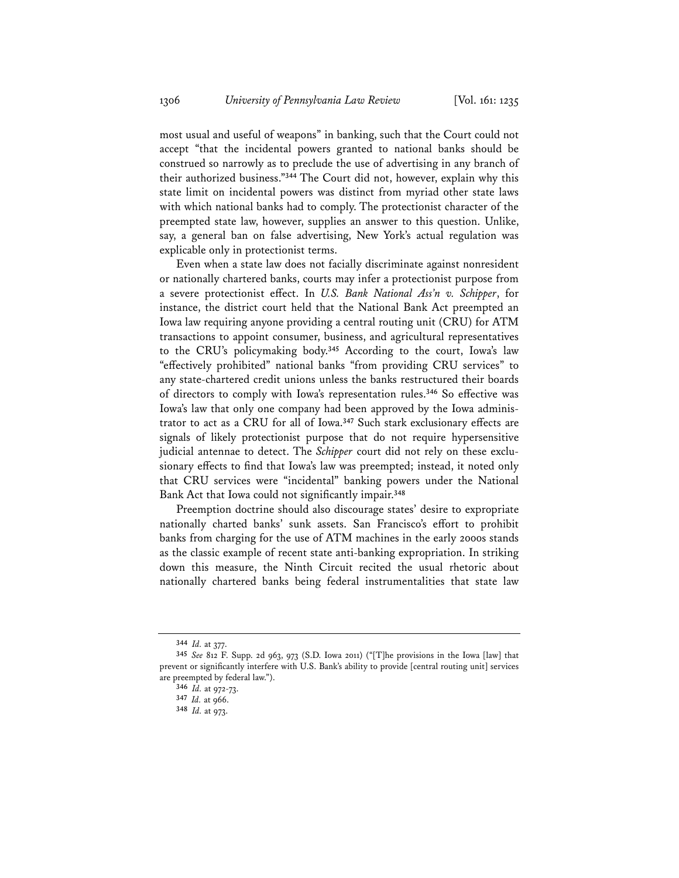most usual and useful of weapons" in banking, such that the Court could not accept "that the incidental powers granted to national banks should be construed so narrowly as to preclude the use of advertising in any branch of their authorized business."[344] The Court did not, however, explain why this state limit on incidental powers was distinct from myriad other state laws with which national banks had to comply. The protectionist character of the preempted state law, however, supplies an answer to this question. Unlike, say, a general ban on false advertising, New York's actual regulation was explicable only in protectionist terms.

Even when a state law does not facially discriminate against nonresident or nationally chartered banks, courts may infer a protectionist purpose from a severe protectionist effect. In *U.S. Bank National Ass'n v. Schipper*, for instance, the district court held that the National Bank Act preempted an Iowa law requiring anyone providing a central routing unit (CRU) for ATM transactions to appoint consumer, business, and agricultural representatives to the CRU's policymaking body.[345] According to the court, Iowa's law "effectively prohibited" national banks "from providing CRU services" to any state-chartered credit unions unless the banks restructured their boards of directors to comply with Iowa's representation rules.[346] So effective was Iowa's law that only one company had been approved by the Iowa administrator to act as a CRU for all of Iowa.[347] Such stark exclusionary effects are signals of likely protectionist purpose that do not require hypersensitive judicial antennae to detect. The *Schipper* court did not rely on these exclusionary effects to find that Iowa's law was preempted; instead, it noted only that CRU services were "incidental" banking powers under the National Bank Act that Iowa could not significantly impair.[348]

Preemption doctrine should also discourage states' desire to expropriate nationally charted banks' sunk assets. San Francisco's effort to prohibit banks from charging for the use of ATM machines in the early 2000s stands as the classic example of recent state anti-banking expropriation. In striking down this measure, the Ninth Circuit recited the usual rhetoric about nationally chartered banks being federal instrumentalities that state law

---

[344] *Id.* at 377.

[345] *See* 812 F. Supp. 2d 963, 973 (S.D. Iowa 2011) ("[T]he provisions in the Iowa [law] that prevent or significantly interfere with U.S. Bank's ability to provide [central routing unit] services are preempted by federal law.").

[346] *Id.* at 972-73.

[347] *Id.* at 966.

[348] *Id.* at 973.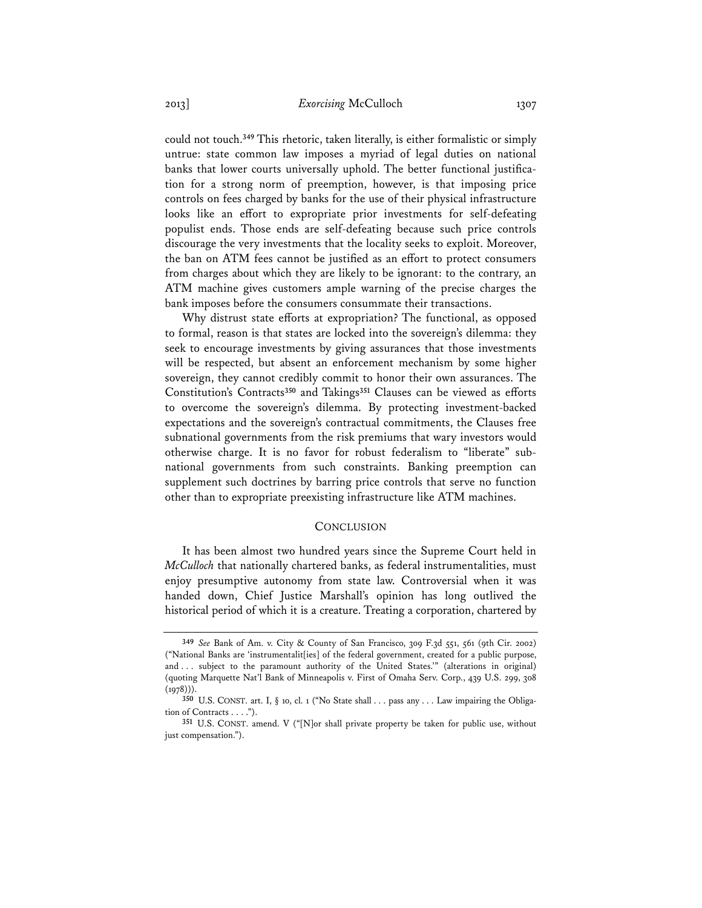could not touch.[349] This rhetoric, taken literally, is either formalistic or simply untrue: state common law imposes a myriad of legal duties on national banks that lower courts universally uphold. The better functional justification for a strong norm of preemption, however, is that imposing price controls on fees charged by banks for the use of their physical infrastructure looks like an effort to expropriate prior investments for self-defeating populist ends. Those ends are self-defeating because such price controls discourage the very investments that the locality seeks to exploit. Moreover, the ban on ATM fees cannot be justified as an effort to protect consumers from charges about which they are likely to be ignorant: to the contrary, an ATM machine gives customers ample warning of the precise charges the bank imposes before the consumers consummate their transactions.

Why distrust state efforts at expropriation? The functional, as opposed to formal, reason is that states are locked into the sovereign's dilemma: they seek to encourage investments by giving assurances that those investments will be respected, but absent an enforcement mechanism by some higher sovereign, they cannot credibly commit to honor their own assurances. The Constitution's Contracts[350] and Takings[351] Clauses can be viewed as efforts to overcome the sovereign's dilemma. By protecting investment-backed expectations and the sovereign's contractual commitments, the Clauses free subnational governments from the risk premiums that wary investors would otherwise charge. It is no favor for robust federalism to "liberate" subnational governments from such constraints. Banking preemption can supplement such doctrines by barring price controls that serve no function other than to expropriate preexisting infrastructure like ATM machines.

## CONCLUSION

It has been almost two hundred years since the Supreme Court held in *McCulloch* that nationally chartered banks, as federal instrumentalities, must enjoy presumptive autonomy from state law. Controversial when it was handed down, Chief Justice Marshall's opinion has long outlived the historical period of which it is a creature. Treating a corporation, chartered by

---

[349] *See* Bank of Am. v. City & County of San Francisco, 309 F.3d 551, 561 (9th Cir. 2002) ("National Banks are 'instrumentalit[ies] of the federal government, created for a public purpose, and . . . subject to the paramount authority of the United States.'" (alterations in original) (quoting Marquette Nat'l Bank of Minneapolis v. First of Omaha Serv. Corp., 439 U.S. 299, 308 (1978))).

[350] U.S. CONST. art. I, § 10, cl. 1 ("No State shall . . . pass any . . . Law impairing the Obligation of Contracts . . . .").

[351] U.S. CONST. amend. V ("[N]or shall private property be taken for public use, without just compensation.").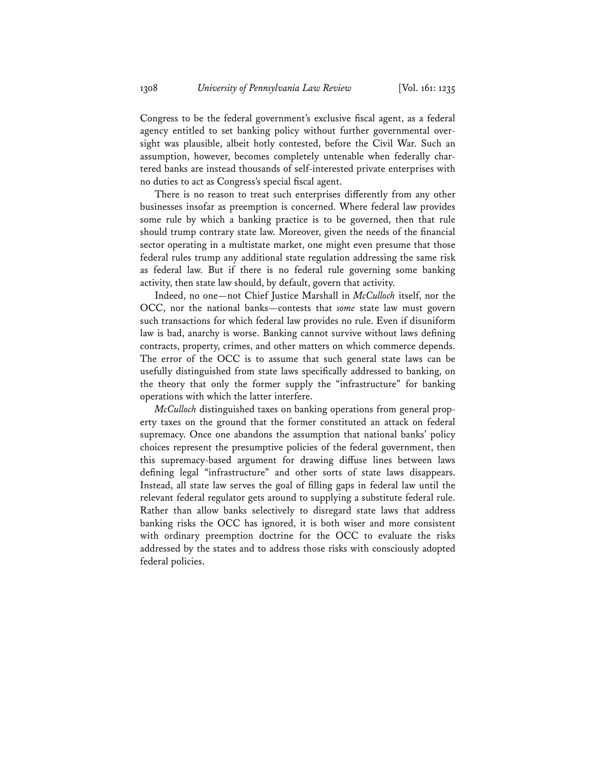Congress to be the federal government's exclusive fiscal agent, as a federal agency entitled to set banking policy without further governmental oversight was plausible, albeit hotly contested, before the Civil War. Such an assumption, however, becomes completely untenable when federally chartered banks are instead thousands of self-interested private enterprises with no duties to act as Congress's special fiscal agent.

There is no reason to treat such enterprises differently from any other businesses insofar as preemption is concerned. Where federal law provides some rule by which a banking practice is to be governed, then that rule should trump contrary state law. Moreover, given the needs of the financial sector operating in a multistate market, one might even presume that those federal rules trump any additional state regulation addressing the same risk as federal law. But if there is no federal rule governing some banking activity, then state law should, by default, govern that activity.

Indeed, no one—not Chief Justice Marshall in *McCulloch* itself, nor the OCC, nor the national banks—contests that *some* state law must govern such transactions for which federal law provides no rule. Even if disuniform law is bad, anarchy is worse. Banking cannot survive without laws defining contracts, property, crimes, and other matters on which commerce depends. The error of the OCC is to assume that such general state laws can be usefully distinguished from state laws specifically addressed to banking, on the theory that only the former supply the "infrastructure" for banking operations with which the latter interfere.

*McCulloch* distinguished taxes on banking operations from general property taxes on the ground that the former constituted an attack on federal supremacy. Once one abandons the assumption that national banks' policy choices represent the presumptive policies of the federal government, then this supremacy-based argument for drawing diffuse lines between laws defining legal "infrastructure" and other sorts of state laws disappears. Instead, all state law serves the goal of filling gaps in federal law until the relevant federal regulator gets around to supplying a substitute federal rule. Rather than allow banks selectively to disregard state laws that address banking risks the OCC has ignored, it is both wiser and more consistent with ordinary preemption doctrine for the OCC to evaluate the risks addressed by the states and to address those risks with consciously adopted federal policies.